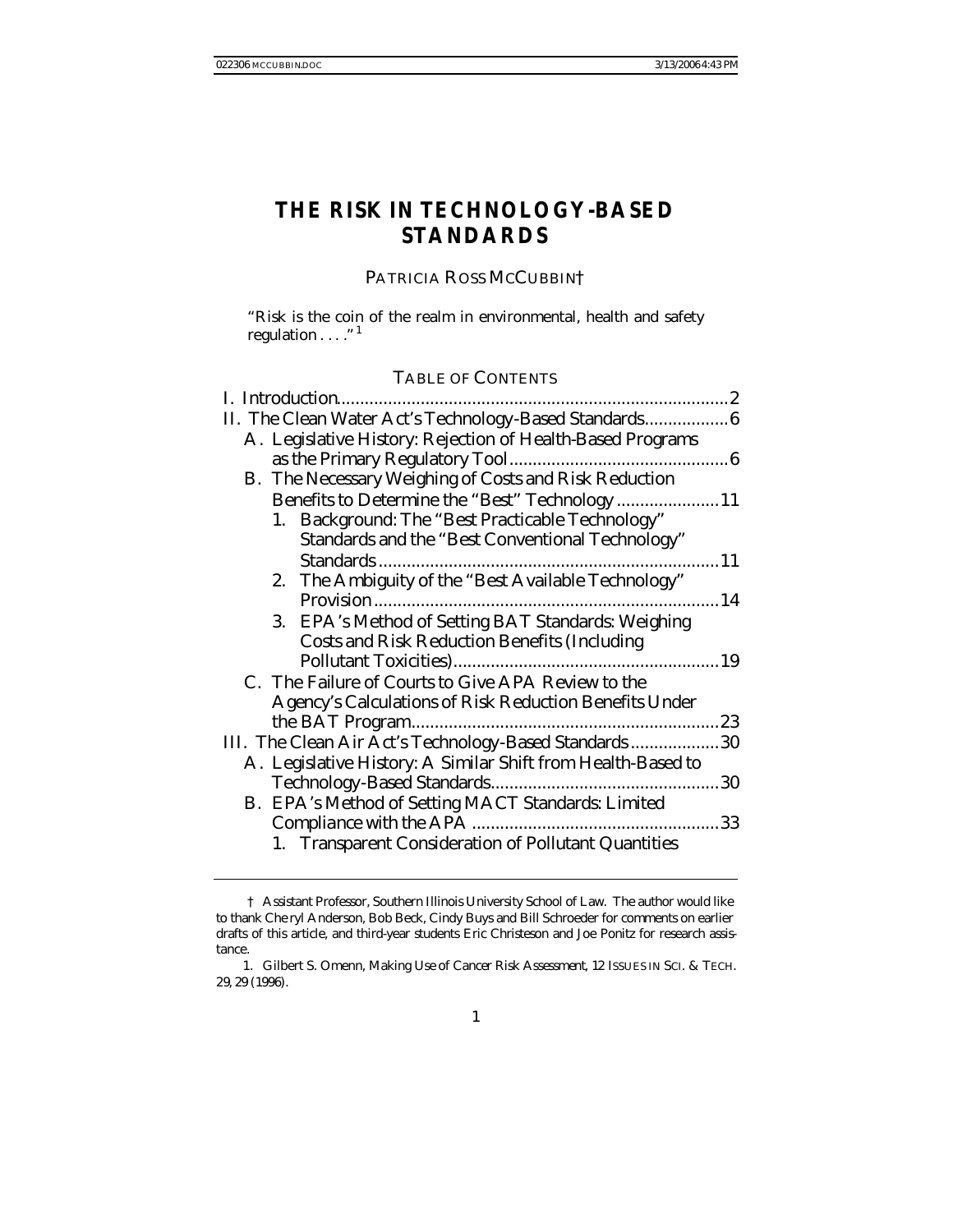# THE RISK IN TECHNOLOGY-BASED STANDARDS

PATRICIA ROSS MCCUBBIN†

"Risk is the coin of the realm in environmental, health and safety regulation . . . ."[1]

TABLE OF CONTENTS

I. Introduction....................................................................................2

II. The Clean Water Act's Technology-Based Standards..................6

- A. Legislative History: Rejection of Health-Based Programs as the Primary Regulatory Tool...............................................6
- B. The Necessary Weighing of Costs and Risk Reduction Benefits to Determine the "Best" Technology ......................11
  - 1. Background: The "Best Practicable Technology" Standards and the "Best Conventional Technology" Standards........................................................................11
  - 2. The Ambiguity of the "Best Available Technology" Provision..........................................................................14
  - 3. EPA's Method of Setting BAT Standards: Weighing Costs and Risk Reduction Benefits (Including Pollutant Toxicities).........................................................19
- C. The Failure of Courts to Give APA Review to the Agency's Calculations of Risk Reduction Benefits Under the BAT Program..................................................................23

III. The Clean Air Act's Technology-Based Standards...................30

- A. Legislative History: A Similar Shift from Health-Based to Technology-Based Standards.................................................30
- B. EPA's Method of Setting MACT Standards: Limited Compliance with the APA .....................................................33
  - 1. Transparent Consideration of Pollutant Quantities

---

† Assistant Professor, Southern Illinois University School of Law. The author would like to thank Cheryl Anderson, Bob Beck, Cindy Buys and Bill Schroeder for comments on earlier drafts of this article, and third-year students Eric Christeson and Joe Ponitz for research assistance.

1. Gilbert S. Omenn, Making Use of Cancer Risk Assessment, 12 ISSUES IN SCI. & TECH. 29, 29 (1996).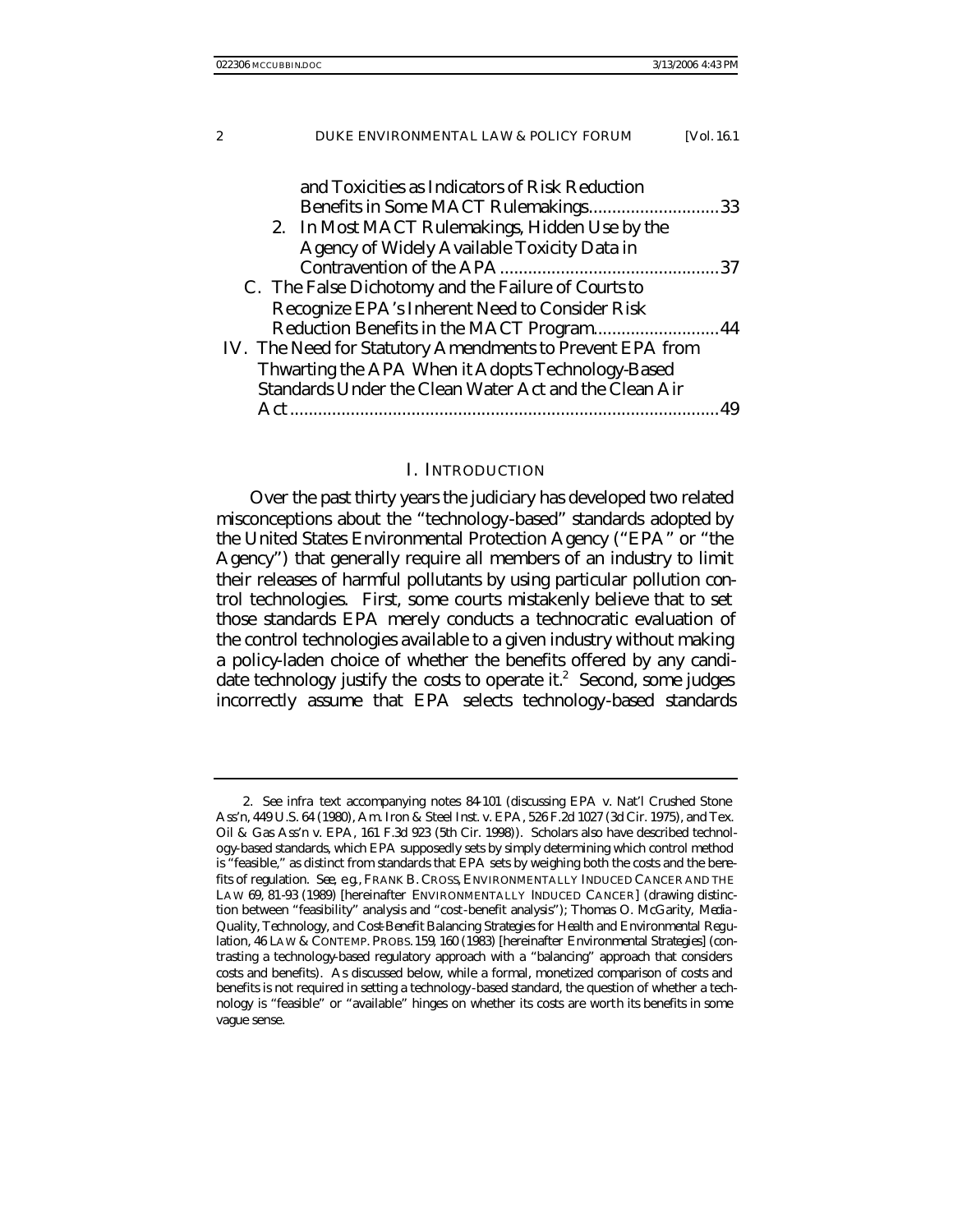and Toxicities as Indicators of Risk Reduction Benefits in Some MACT Rulemakings............................33

2. In Most MACT Rulemakings, Hidden Use by the Agency of Widely Available Toxicity Data in Contravention of the APA ..............................................37

C. The False Dichotomy and the Failure of Courts to Recognize EPA's Inherent Need to Consider Risk Reduction Benefits in the MACT Program...........................44

IV. The Need for Statutory Amendments to Prevent EPA from Thwarting the APA When it Adopts Technology-Based Standards Under the Clean Water Act and the Clean Air Act.........................................................................................49

## I. INTRODUCTION

Over the past thirty years the judiciary has developed two related misconceptions about the "technology-based" standards adopted by the United States Environmental Protection Agency ("EPA" or "the Agency") that generally require all members of an industry to limit their releases of harmful pollutants by using particular pollution control technologies. First, some courts mistakenly believe that to set those standards EPA merely conducts a technocratic evaluation of the control technologies available to a given industry without making a policy-laden choice of whether the benefits offered by any candidate technology justify the costs to operate it.[2] Second, some judges incorrectly assume that EPA selects technology-based standards

---

2. *See infra* text accompanying notes 84-101 (discussing EPA v. Nat'l Crushed Stone Ass'n, 449 U.S. 64 (1980), Am. Iron & Steel Inst. v. EPA, 526 F.2d 1027 (3d Cir. 1975), and Tex. Oil & Gas Ass'n v. EPA, 161 F.3d 923 (5th Cir. 1998)). Scholars also have described technology-based standards, which EPA supposedly sets by simply determining which control method is "feasible," as distinct from standards that EPA sets by weighing both the costs and the benefits of regulation. *See, e.g.*, FRANK B. CROSS, ENVIRONMENTALLY INDUCED CANCER AND THE LAW 69, 81-93 (1989) [hereinafter ENVIRONMENTALLY INDUCED CANCER] (drawing distinction between "feasibility" analysis and "cost-benefit analysis"); Thomas O. McGarity, *Media-Quality, Technology, and Cost-Benefit Balancing Strategies for Health and Environmental Regulation*, 46 LAW & CONTEMP. PROBS. 159, 160 (1983) [hereinafter *Environmental Strategies*] (contrasting a technology-based regulatory approach with a "balancing" approach that considers costs and benefits). As discussed below, while a formal, monetized comparison of costs and benefits is not required in setting a technology-based standard, the question of whether a technology is "feasible" or "available" hinges on whether its costs are worth its benefits in some vague sense.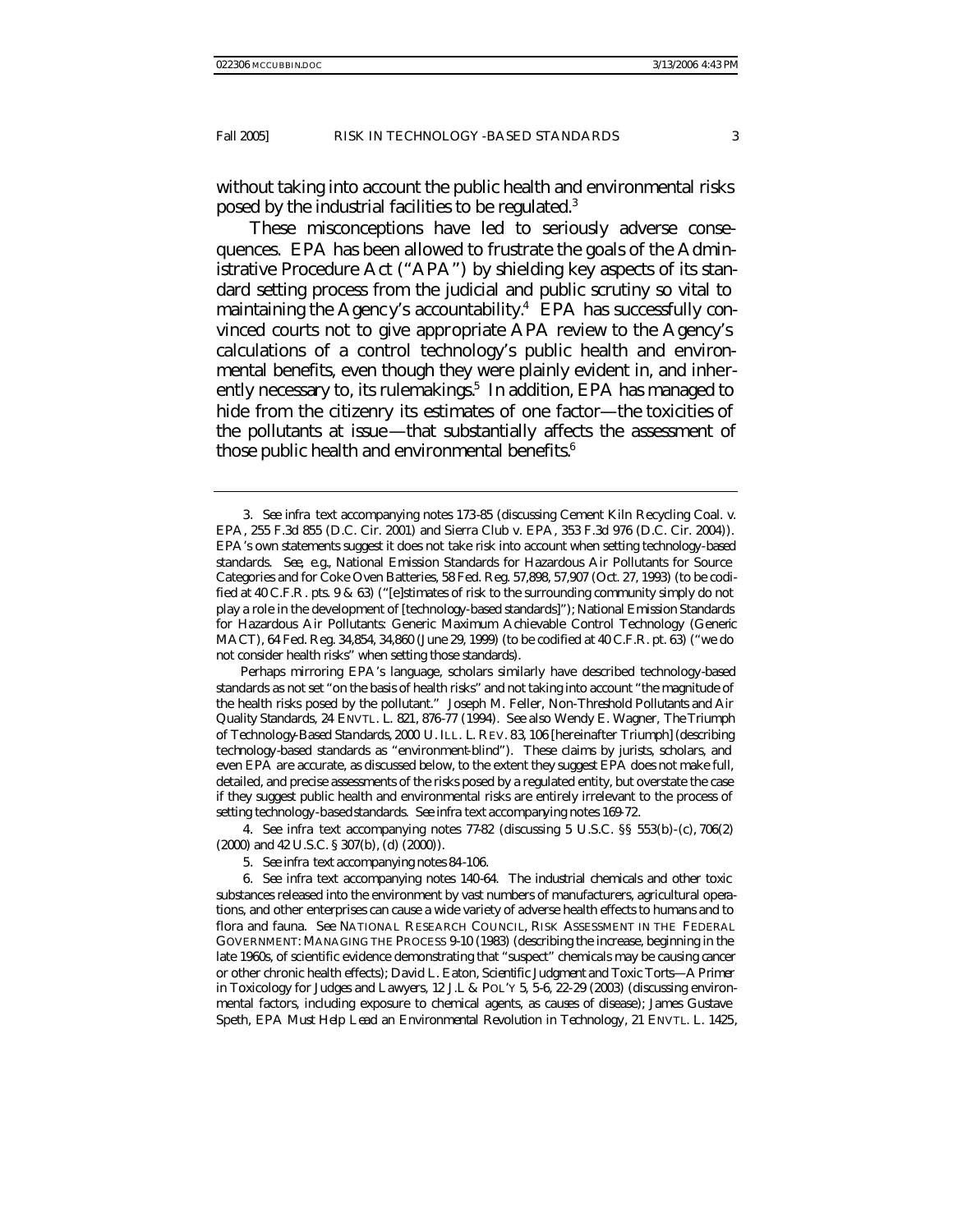without taking into account the public health and environmental risks posed by the industrial facilities to be regulated.[3]

These misconceptions have led to seriously adverse consequences. EPA has been allowed to frustrate the goals of the Administrative Procedure Act ("APA") by shielding key aspects of its standard setting process from the judicial and public scrutiny so vital to maintaining the Agency's accountability.[4] EPA has successfully convinced courts not to give appropriate APA review to the Agency's calculations of a control technology's public health and environmental benefits, even though they were plainly evident in, and inherently necessary to, its rulemakings.[5] In addition, EPA has managed to hide from the citizenry its estimates of one factor—the toxicities of the pollutants at issue—that substantially affects the assessment of those public health and environmental benefits.[6]

---

3. *See infra* text accompanying notes 173-85 (discussing Cement Kiln Recycling Coal. v. EPA, 255 F.3d 855 (D.C. Cir. 2001) and Sierra Club v. EPA, 353 F.3d 976 (D.C. Cir. 2004)). EPA's own statements suggest it does not take risk into account when setting technology-based standards. *See, e.g.*, National Emission Standards for Hazardous Air Pollutants for Source Categories and for Coke Oven Batteries, 58 Fed. Reg. 57,898, 57,907 (Oct. 27, 1993) (to be codified at 40 C.F.R. pts. 9 & 63) ("[e]stimates of risk to the surrounding community simply do not play a role in the development of [technology-based standards]"); National Emission Standards for Hazardous Air Pollutants: Generic Maximum Achievable Control Technology (Generic MACT), 64 Fed. Reg. 34,854, 34,860 (June 29, 1999) (to be codified at 40 C.F.R. pt. 63) ("we do not consider health risks" when setting those standards).

Perhaps mirroring EPA's language, scholars similarly have described technology-based standards as not set "on the basis of health risks" and not taking into account "the magnitude of the health risks posed by the pollutant." Joseph M. Feller, *Non-Threshold Pollutants and Air Quality Standards*, 24 ENVTL. L. 821, 876-77 (1994). *See also* Wendy E. Wagner, *The Triumph of Technology-Based Standards*, 2000 U. ILL. L. REV. 83, 106 [hereinafter *Triumph*] (describing technology-based standards as "environment-blind"). These claims by jurists, scholars, and even EPA are accurate, as discussed below, to the extent they suggest EPA does not make full, detailed, and precise assessments of the risks posed by a regulated entity, but overstate the case if they suggest public health and environmental risks are entirely irrelevant to the process of setting technology-based standards. *See infra* text accompanying notes 169-72.

4. *See infra* text accompanying notes 77-82 (discussing 5 U.S.C. §§ 553(b)-(c), 706(2) (2000) and 42 U.S.C. § 307(b), (d) (2000)).

5. *See infra* text accompanying notes 84-106.

6. *See infra* text accompanying notes 140-64. The industrial chemicals and other toxic substances released into the environment by vast numbers of manufacturers, agricultural operations, and other enterprises can cause a wide variety of adverse health effects to humans and to flora and fauna. *See* NATIONAL RESEARCH COUNCIL, RISK ASSESSMENT IN THE FEDERAL GOVERNMENT: MANAGING THE PROCESS 9-10 (1983) (describing the increase, beginning in the late 1960s, of scientific evidence demonstrating that "suspect" chemicals may be causing cancer or other chronic health effects); David L. Eaton, *Scientific Judgment and Toxic Torts—A Primer in Toxicology for Judges and Lawyers*, 12 J.L & POL'Y 5, 5-6, 22-29 (2003) (discussing environmental factors, including exposure to chemical agents, as causes of disease); James Gustave Speth, *EPA Must Help Lead an Environmental Revolution in Technology*, 21 ENVTL. L. 1425,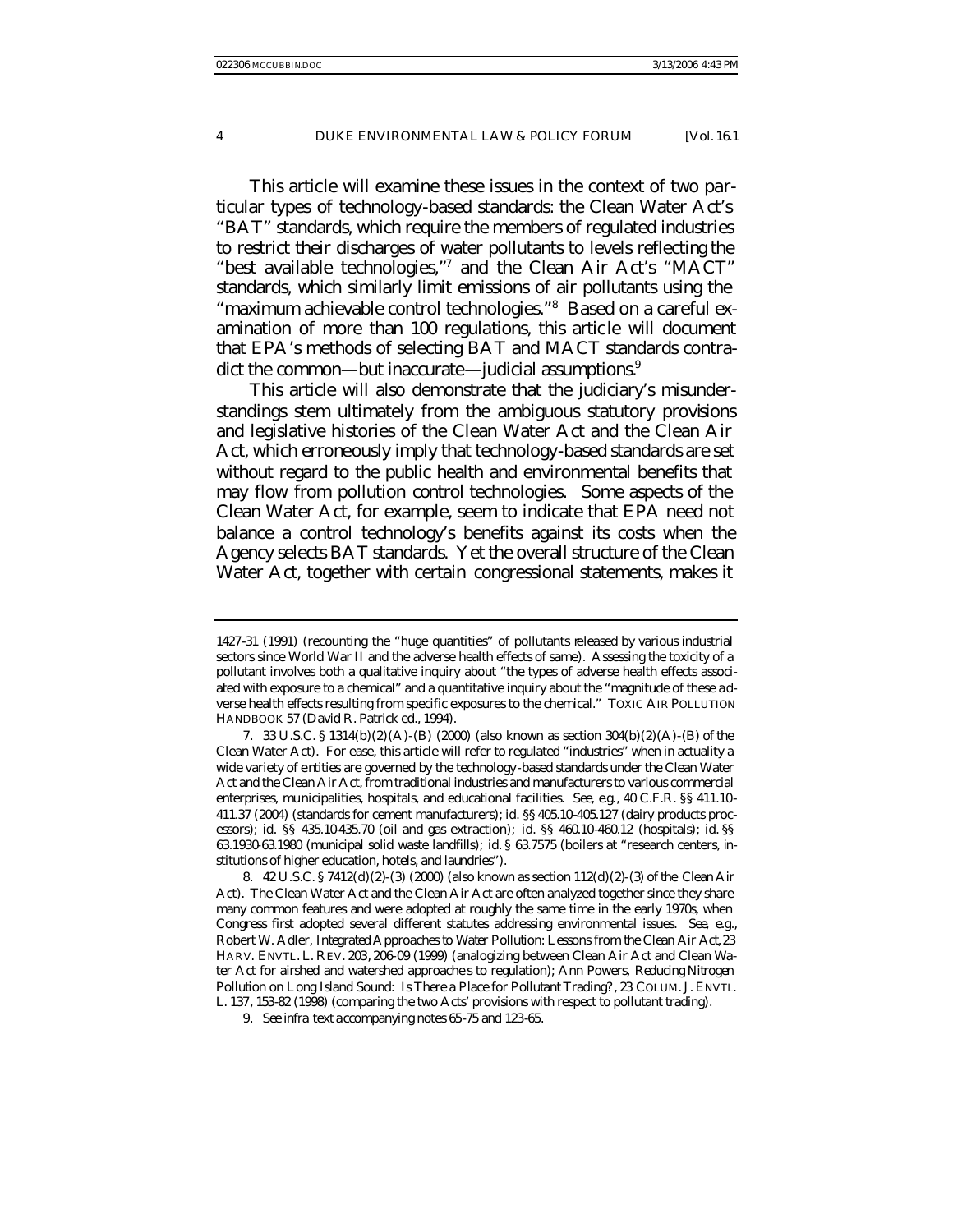This article will examine these issues in the context of two particular types of technology-based standards: the Clean Water Act's "BAT" standards, which require the members of regulated industries to restrict their discharges of water pollutants to levels reflecting the "best available technologies,"[7] and the Clean Air Act's "MACT" standards, which similarly limit emissions of air pollutants using the "maximum achievable control technologies."[8] Based on a careful examination of more than 100 regulations, this article will document that EPA's methods of selecting BAT and MACT standards contradict the common—but inaccurate—judicial assumptions.[9]

This article will also demonstrate that the judiciary's misunderstandings stem ultimately from the ambiguous statutory provisions and legislative histories of the Clean Water Act and the Clean Air Act, which erroneously imply that technology-based standards are set without regard to the public health and environmental benefits that may flow from pollution control technologies. Some aspects of the Clean Water Act, for example, seem to indicate that EPA need not balance a control technology's benefits against its costs when the Agency selects BAT standards. Yet the overall structure of the Clean Water Act, together with certain congressional statements, makes it

---

1427-31 (1991) (recounting the "huge quantities" of pollutants released by various industrial sectors since World War II and the adverse health effects of same). Assessing the toxicity of a pollutant involves both a qualitative inquiry about "the types of adverse health effects associated with exposure to a chemical" and a quantitative inquiry about the "magnitude of these adverse health effects resulting from specific exposures to the chemical." TOXIC AIR POLLUTION HANDBOOK 57 (David R. Patrick ed., 1994).

7. 33 U.S.C. § 1314(b)(2)(A)-(B) (2000) (also known as section 304(b)(2)(A)-(B) of the Clean Water Act). For ease, this article will refer to regulated "industries" when in actuality a wide variety of entities are governed by the technology-based standards under the Clean Water Act and the Clean Air Act, from traditional industries and manufacturers to various commercial enterprises, municipalities, hospitals, and educational facilities. *See, e.g.*, 40 C.F.R. §§ 411.10-411.37 (2004) (standards for cement manufacturers); *id.* §§ 405.10-405.127 (dairy products processors); *id.* §§ 435.10-435.70 (oil and gas extraction); *id.* §§ 460.10-460.12 (hospitals); *id.* §§ 63.1930-63.1980 (municipal solid waste landfills); *id.* § 63.7575 (boilers at "research centers, institutions of higher education, hotels, and laundries").

8. 42 U.S.C. § 7412(d)(2)-(3) (2000) (also known as section 112(d)(2)-(3) of the Clean Air Act). The Clean Water Act and the Clean Air Act are often analyzed together since they share many common features and were adopted at roughly the same time in the early 1970s, when Congress first adopted several different statutes addressing environmental issues. *See, e.g.*, Robert W. Adler, *Integrated Approaches to Water Pollution: Lessons from the Clean Air Act*, 23 HARV. ENVTL. L. REV. 203, 206-09 (1999) (analogizing between Clean Air Act and Clean Water Act for airshed and watershed approaches to regulation); Ann Powers, *Reducing Nitrogen Pollution on Long Island Sound: Is There a Place for Pollutant Trading?*, 23 COLUM. J. ENVTL. L. 137, 153-82 (1998) (comparing the two Acts' provisions with respect to pollutant trading).

9. *See infra* text accompanying notes 65-75 and 123-65.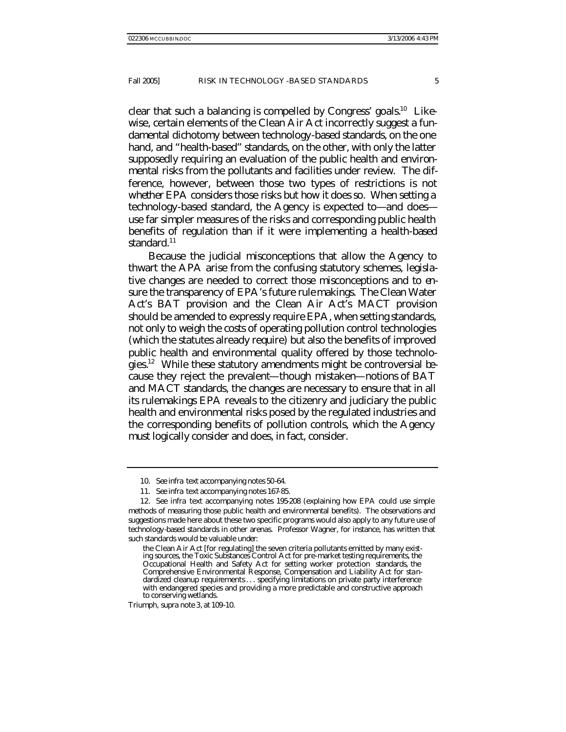clear that such a balancing is compelled by Congress' goals.[10] Likewise, certain elements of the Clean Air Act incorrectly suggest a fundamental dichotomy between technology-based standards, on the one hand, and "health-based" standards, on the other, with only the latter supposedly requiring an evaluation of the public health and environmental risks from the pollutants and facilities under review. The difference, however, between those two types of restrictions is not *whether* EPA considers those risks but *how* it does so. When setting a technology-based standard, the Agency is expected to—and does—use far simpler measures of the risks and corresponding public health benefits of regulation than if it were implementing a health-based standard.[11]

Because the judicial misconceptions that allow the Agency to thwart the APA arise from the confusing statutory schemes, legislative changes are needed to correct those misconceptions and to ensure the transparency of EPA's future rulemakings. The Clean Water Act's BAT provision and the Clean Air Act's MACT provision should be amended to expressly require EPA, when setting standards, not only to weigh the costs of operating pollution control technologies (which the statutes already require) but also the benefits of improved public health and environmental quality offered by those technologies.[12] While these statutory amendments might be controversial because they reject the prevalent—though mistaken—notions of BAT and MACT standards, the changes are necessary to ensure that in all its rulemakings EPA reveals to the citizenry and judiciary the public health and environmental risks posed by the regulated industries and the corresponding benefits of pollution controls, which the Agency must logically consider and does, in fact, consider.

---

10. *See infra* text accompanying notes 50-64.

11. *See infra* text accompanying notes 167-85.

12. *See infra* text accompanying notes 195-208 (explaining how EPA could use simple methods of measuring those public health and environmental benefits). The observations and suggestions made here about these two specific programs would also apply to any future use of technology-based standards in other arenas. Professor Wagner, for instance, has written that such standards would be valuable under:

> the Clean Air Act [for regulating] the seven criteria pollutants emitted by many existing sources, the Toxic Substances Control Act for pre-market testing requirements, the Occupational Health and Safety Act for setting worker protection standards, the Comprehensive Environmental Response, Compensation and Liability Act for standardized cleanup requirements . . . specifying limitations on private party interference with endangered species and providing a more predictable and constructive approach to conserving wetlands.

*Triumph*, *supra* note 3, at 109-10.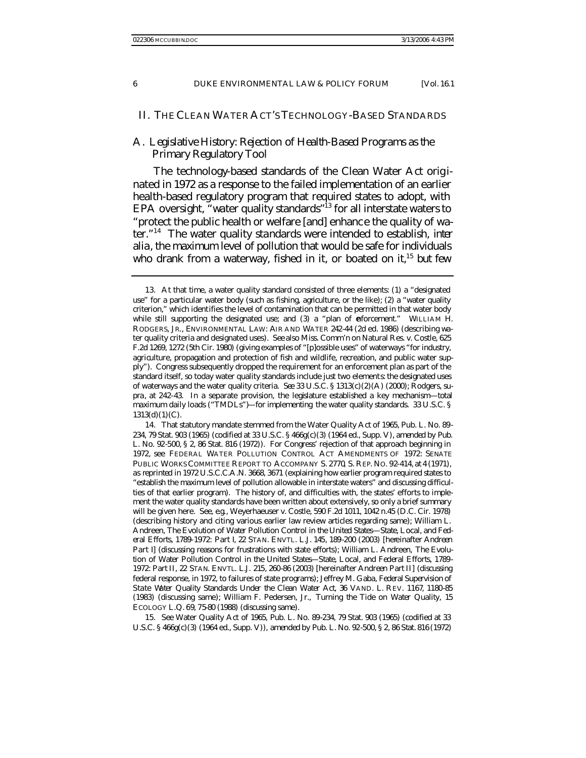## II. THE CLEAN WATER ACT'S TECHNOLOGY-BASED STANDARDS

### A. *Legislative History: Rejection of Health-Based Programs as the Primary Regulatory Tool*

The technology-based standards of the Clean Water Act originated in 1972 as a response to the failed implementation of an earlier health-based regulatory program that required states to adopt, with EPA oversight, "water quality standards"[13] for all interstate waters to "protect the public health or welfare [and] enhance the quality of water."[14] The water quality standards were intended to establish, *inter alia*, the maximum level of pollution that would be safe for individuals who drank from a waterway, fished in it, or boated on it,[15] but few

---

13. At that time, a water quality standard consisted of three elements: (1) a "designated use" for a particular water body (such as fishing, agriculture, or the like); (2) a "water quality criterion," which identifies the level of contamination that can be permitted in that water body while still supporting the designated use; and (3) a "plan of enforcement." WILLIAM H. RODGERS, JR., ENVIRONMENTAL LAW: AIR AND WATER 242-44 (2d ed. 1986) (describing water quality criteria and designated uses). *See also* Miss. Comm'n on Natural Res. v. Costle, 625 F.2d 1269, 1272 (5th Cir. 1980) (giving examples of "[p]ossible uses" of waterways "for industry, agriculture, propagation and protection of fish and wildlife, recreation, and public water supply"). Congress subsequently dropped the requirement for an enforcement plan as part of the standard itself, so today water quality standards include just two elements: the designated uses of waterways and the water quality criteria. *See* 33 U.S.C. § 1313(c)(2)(A) (2000); Rodgers, *supra*, at 242-43. In a separate provision, the legislature established a key mechanism—total maximum daily loads ("TMDLs")—for implementing the water quality standards. 33 U.S.C. § 1313(d)(1)(C).

14. That statutory mandate stemmed from the Water Quality Act of 1965, Pub. L. No. 89-234, 79 Stat. 903 (1965) (codified at 33 U.S.C. § 466g(c)(3) (1964 ed., Supp. V), *amended by* Pub. L. No. 92-500, § 2, 86 Stat. 816 (1972)). For Congress' rejection of that approach beginning in 1972, *see* FEDERAL WATER POLLUTION CONTROL ACT AMENDMENTS OF 1972: SENATE PUBLIC WORKS COMMITTEE REPORT TO ACCOMPANY S. 2770, S. REP. NO. 92-414, at 4 (1971), *as reprinted in* 1972 U.S.C.C.A.N. 3668, 3671 (explaining how earlier program required states to "establish the maximum level of pollution allowable in interstate waters" and discussing difficulties of that earlier program). The history of, and difficulties with, the states' efforts to implement the water quality standards have been written about extensively, so only a brief summary will be given here. *See, e.g.*, Weyerhaeuser v. Costle, 590 F.2d 1011, 1042 n.45 (D.C. Cir. 1978) (describing history and citing various earlier law review articles regarding same); William L. Andreen, *The Evolution of Water Pollution Control in the United States—State, Local, and Federal Efforts, 1789-1972: Part I*, 22 STAN. ENVTL. L.J. 145, 189-200 (2003) [hereinafter Andreen Part I] (discussing reasons for frustrations with state efforts); William L. Andreen, *The Evolution of Water Pollution Control in the United States—State, Local, and Federal Efforts, 1789-1972: Part II*, 22 STAN. ENVTL. L.J. 215, 260-86 (2003) [hereinafter Andreen Part II] (discussing federal response, in 1972, to failures of state programs); Jeffrey M. Gaba, *Federal Supervision of State Water Quality Standards Under the Clean Water Act*, 36 VAND. L. REV. 1167, 1180-85 (1983) (discussing same); William F. Pedersen, Jr., *Turning the Tide on Water Quality*, 15 ECOLOGY L.Q. 69, 75-80 (1988) (discussing same).

15. *See* Water Quality Act of 1965, Pub. L. No. 89-234, 79 Stat. 903 (1965) (codified at 33 U.S.C. § 466g(c)(3) (1964 ed., Supp. V)), *amended by* Pub. L. No. 92-500, § 2, 86 Stat. 816 (1972)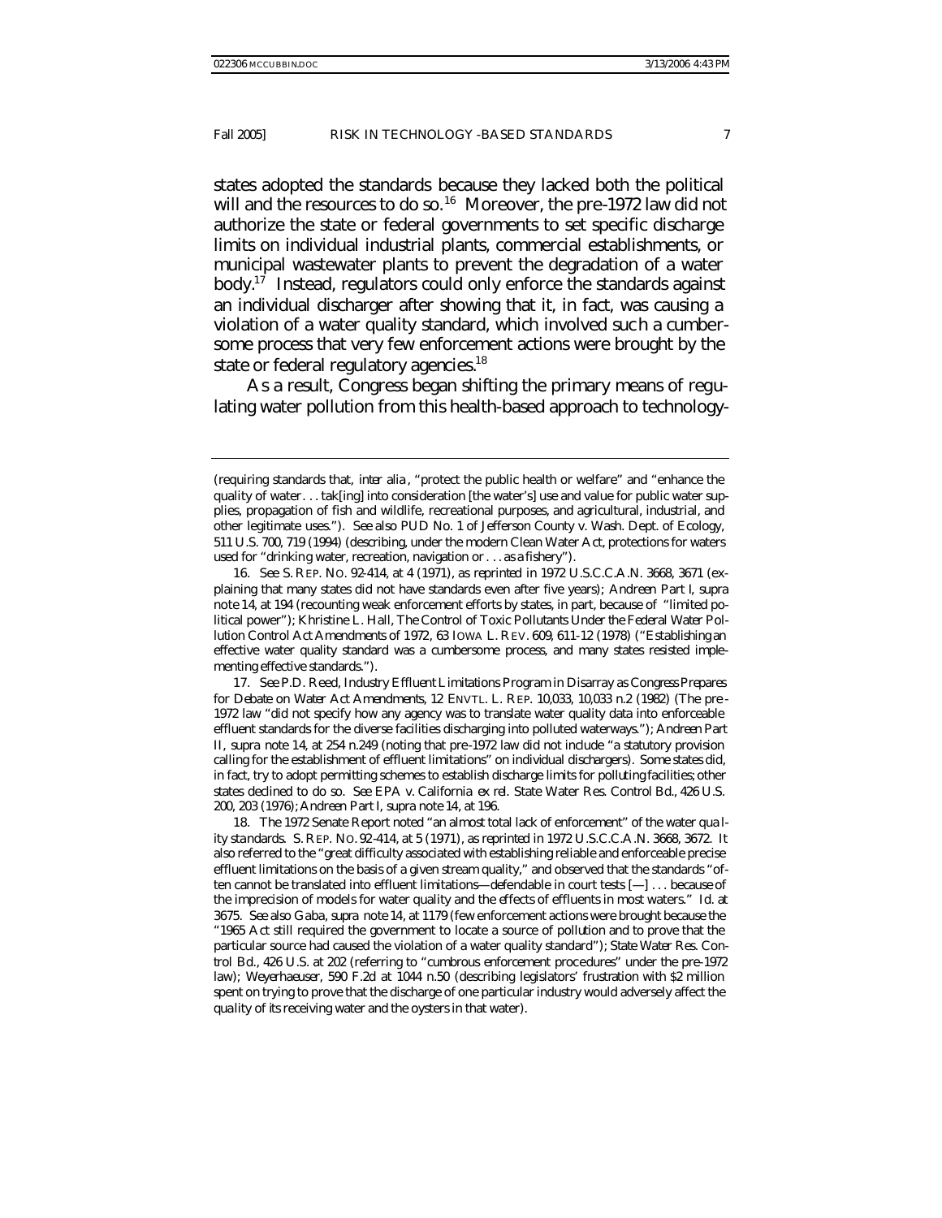states adopted the standards because they lacked both the political will and the resources to do so.[16] Moreover, the pre-1972 law did not authorize the state or federal governments to set specific discharge limits on individual industrial plants, commercial establishments, or municipal wastewater plants to prevent the degradation of a water body.[17] Instead, regulators could only enforce the standards against an individual discharger after showing that it, in fact, was causing a violation of a water quality standard, which involved such a cumbersome process that very few enforcement actions were brought by the state or federal regulatory agencies.[18]

As a result, Congress began shifting the primary means of regulating water pollution from this health-based approach to technology-

---

(requiring standards that, *inter alia*, "protect the public health or welfare" and "enhance the quality of water . . . tak[ing] into consideration [the water's] use and value for public water supplies, propagation of fish and wildlife, recreational purposes, and agricultural, industrial, and other legitimate uses."). *See also* PUD No. 1 of Jefferson County v. Wash. Dept. of Ecology, 511 U.S. 700, 719 (1994) (describing, under the modern Clean Water Act, protections for waters used for "drinking water, recreation, navigation or . . . as a fishery").

16. *See* S. REP. NO. 92-414, at 4 (1971), *as reprinted in* 1972 U.S.C.C.A.N. 3668, 3671 (explaining that many states did not have standards even after five years); Andreen Part I, *supra* note 14, at 194 (recounting weak enforcement efforts by states, in part, because of "limited political power"); Khristine L. Hall, *The Control of Toxic Pollutants Under the Federal Water Pollution Control Act Amendments of 1972*, 63 IOWA L. REV. 609, 611-12 (1978) ("Establishing an effective water quality standard was a cumbersome process, and many states resisted implementing effective standards.").

17. *See* P.D. Reed, *Industry Effluent Limitations Program in Disarray as Congress Prepares for Debate on Water Act Amendments*, 12 ENVTL. L. REP. 10,033, 10,033 n.2 (1982) (The pre-1972 law "did not specify how any agency was to translate water quality data into enforceable effluent standards for the diverse facilities discharging into polluted waterways."); Andreen Part II, *supra* note 14, at 254 n.249 (noting that pre-1972 law did not include "a statutory provision calling for the establishment of effluent limitations" on individual dischargers). Some states did, in fact, try to adopt permitting schemes to establish discharge limits for polluting facilities; other states declined to do so. *See* EPA v. California *ex rel.* State Water Res. Control Bd., 426 U.S. 200, 203 (1976); Andreen Part I, *supra* note 14, at 196.

18. The 1972 Senate Report noted "an almost total lack of enforcement" of the water quality standards. S. REP. NO. 92-414, at 5 (1971), *as reprinted in* 1972 U.S.C.C.A.N. 3668, 3672. It also referred to the "great difficulty associated with establishing reliable and enforceable precise effluent limitations on the basis of a given stream quality," and observed that the standards "often cannot be translated into effluent limitations—defendable in court tests [—] . . . because of the imprecision of models for water quality and the effects of effluents in most waters." *Id.* at 3675. *See also* Gaba, *supra* note 14, at 1179 (few enforcement actions were brought because the "1965 Act still required the government to locate a source of pollution and to prove that the particular source had caused the violation of a water quality standard"); *State Water Res. Control Bd.*, 426 U.S. at 202 (referring to "cumbrous enforcement procedures" under the pre-1972 law); *Weyerhaeuser*, 590 F.2d at 1044 n.50 (describing legislators' frustration with $2 million spent on trying to prove that the discharge of one particular industry would adversely affect the quality of its receiving water and the oysters in that water).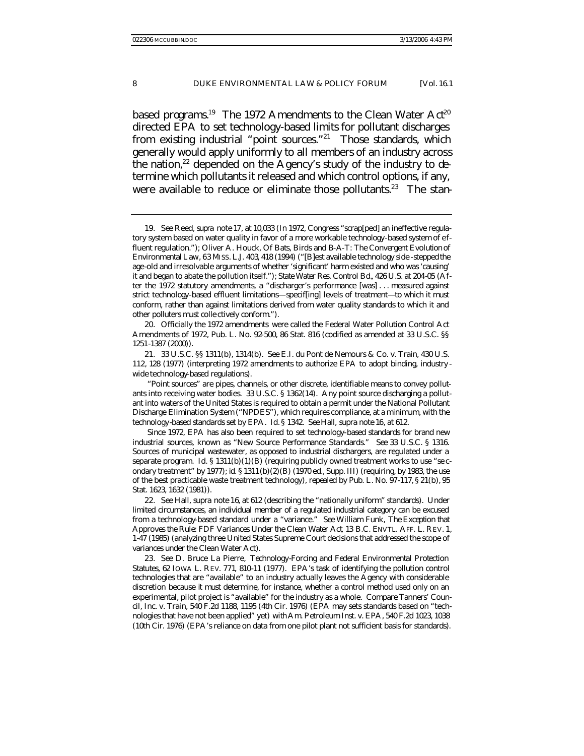based programs.[19] The 1972 Amendments to the Clean Water Act[20] directed EPA to set technology-based limits for pollutant discharges from existing industrial "point sources."[21] Those standards, which generally would apply uniformly to all members of an industry across the nation,[22] depended on the Agency's study of the industry to determine which pollutants it released and which control options, if any, were available to reduce or eliminate those pollutants.[23] The stan-

---

19. *See* Reed, *supra* note 17, at 10,033 (In 1972, Congress "scrap[ped] an ineffective regulatory system based on water quality in favor of a more workable technology-based system of effluent regulation."); Oliver A. Houck, *Of Bats, Birds and B-A-T: The Convergent Evolution of Environmental Law*, 63 MISS. L.J. 403, 418 (1994) ("[B]est available technology side-stepped the age-old and irresolvable arguments of whether 'significant' harm existed and who was 'causing' it and began to abate the pollution itself."); *State Water Res. Control Bd.*, 426 U.S. at 204-05 (After the 1972 statutory amendments, a "discharger's performance [was] . . . measured against strict technology-based effluent limitations—specif[ing] levels of treatment—to which it must conform, rather than against limitations derived from water quality standards to which it and other polluters must collectively conform.").

20. Officially the 1972 amendments were called the Federal Water Pollution Control Act Amendments of 1972, Pub. L. No. 92-500, 86 Stat. 816 (codified as amended at 33 U.S.C. §§ 1251-1387 (2000)).

21. 33 U.S.C. §§ 1311(b), 1314(b). *See* E.I. du Pont de Nemours & Co. v. Train, 430 U.S. 112, 128 (1977) (interpreting 1972 amendments to authorize EPA to adopt binding, industry-wide technology-based regulations).

"Point sources" are pipes, channels, or other discrete, identifiable means to convey pollutants into receiving water bodies. 33 U.S.C. § 1362(14). Any point source discharging a pollutant into waters of the United States is required to obtain a permit under the National Pollutant Discharge Elimination System ("NPDES"), which requires compliance, at a minimum, with the technology-based standards set by EPA. *Id.* § 1342. *See* Hall, *supra* note 16, at 612.

Since 1972, EPA has also been required to set technology-based standards for brand new industrial sources, known as "New Source Performance Standards." *See* 33 U.S.C. § 1316. Sources of municipal wastewater, as opposed to industrial dischargers, are regulated under a separate program. *Id.* § 1311(b)(1)(B) (requiring publicly owned treatment works to use "secondary treatment" by 1977); *id.* § 1311(b)(2)(B) (1970 ed., Supp. III) (requiring, by 1983, the use of the best practicable waste treatment technology), *repealed by* Pub. L. No. 97-117, § 21(b), 95 Stat. 1623, 1632 (1981)).

22. *See* Hall, *supra* note 16, at 612 (describing the "nationally uniform" standards). Under limited circumstances, an individual member of a regulated industrial category can be excused from a technology-based standard under a "variance." *See* William Funk, *The Exception that Approves the Rule: FDF Variances Under the Clean Water Act*, 13 B.C. ENVTL. AFF. L. REV. 1, 1-47 (1985) (analyzing three United States Supreme Court decisions that addressed the scope of variances under the Clean Water Act).

23. *See* D. Bruce La Pierre, *Technology-Forcing and Federal Environmental Protection Statutes*, 62 IOWA L. REV. 771, 810-11 (1977). EPA's task of identifying the pollution control technologies that are "available" to an industry actually leaves the Agency with considerable discretion because it must determine, for instance, whether a control method used only on an experimental, pilot project is "available" for the industry as a whole. *Compare* Tanners' Council, Inc. v. Train, 540 F.2d 1188, 1195 (4th Cir. 1976) (EPA may sets standards based on "technologies that have not been applied" yet) *with* Am. Petroleum Inst. v. EPA, 540 F.2d 1023, 1038 (10th Cir. 1976) (EPA's reliance on data from one pilot plant not sufficient basis for standards).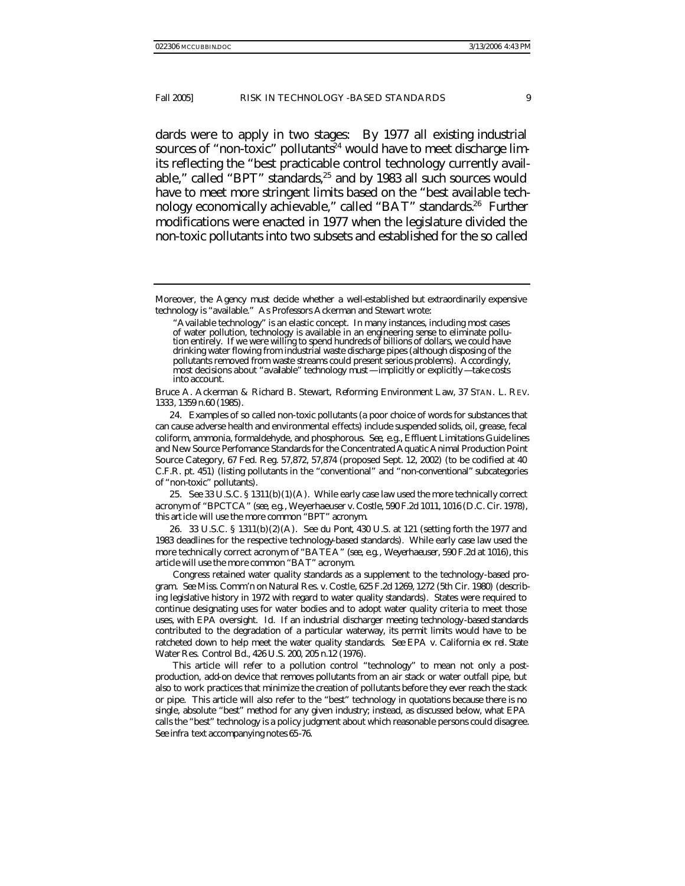dards were to apply in two stages: By 1977 all existing industrial sources of "non-toxic" pollutants[24] would have to meet discharge limits reflecting the "best practicable control technology currently available," called "BPT" standards,[25] and by 1983 all such sources would have to meet more stringent limits based on the "best available technology economically achievable," called "BAT" standards.[26] Further modifications were enacted in 1977 when the legislature divided the non-toxic pollutants into two subsets and established for the so called

---

Moreover, the Agency must decide whether a well-established but extraordinarily expensive technology is "available." As Professors Ackerman and Stewart wrote:

> "Available technology" is an elastic concept. In many instances, including most cases of water pollution, technology is available in an engineering sense to eliminate pollution entirely. If we were willing to spend hundreds of billions of dollars, we could have drinking water flowing from industrial waste discharge pipes (although disposing of the pollutants removed from waste streams could present serious problems). Accordingly, most decisions about "available" technology must—implicitly or explicitly—take costs into account.

Bruce A. Ackerman & Richard B. Stewart, *Reforming Environment Law*, 37 STAN. L. REV. 1333, 1359 n.60 (1985).

24. Examples of so called non-toxic pollutants (a poor choice of words for substances that can cause adverse health and environmental effects) include suspended solids, oil, grease, fecal coliform, ammonia, formaldehyde, and phosphorous. *See, e.g.*, Effluent Limitations Guidelines and New Source Perfomance Standards for the Concentrated Aquatic Animal Production Point Source Category, 67 Fed. Reg. 57,872, 57,874 (proposed Sept. 12, 2002) (to be codified at 40 C.F.R. pt. 451) (listing pollutants in the "conventional" and "non-conventional" subcategories of "non-toxic" pollutants).

25. *See* 33 U.S.C. § 1311(b)(1)(A). While early case law used the more technically correct acronym of "BPCTCA" (*see, e.g.*, Weyerhaeuser v. Costle, 590 F.2d 1011, 1016 (D.C. Cir. 1978), this article will use the more common "BPT" acronym.

26. 33 U.S.C. § 1311(b)(2)(A). *See du Pont*, 430 U.S. at 121 (setting forth the 1977 and 1983 deadlines for the respective technology-based standards). While early case law used the more technically correct acronym of "BATEA" (*see, e.g.*, *Weyerhaeuser*, 590 F.2d at 1016), this article will use the more common "BAT" acronym.

Congress retained water quality standards as a supplement to the technology-based program. *See* Miss. Comm'n on Natural Res. v. Costle, 625 F.2d 1269, 1272 (5th Cir. 1980) (describing legislative history in 1972 with regard to water quality standards). States were required to continue designating uses for water bodies and to adopt water quality criteria to meet those uses, with EPA oversight. *Id.* If an industrial discharger meeting technology-based standards contributed to the degradation of a particular waterway, its permit limits would have to be ratcheted down to help meet the water quality standards. *See* EPA v. California *ex rel.* State Water Res. Control Bd., 426 U.S. 200, 205 n.12 (1976).

This article will refer to a pollution control "technology" to mean not only a post-production, add-on device that removes pollutants from an air stack or water outfall pipe, but also to work practices that minimize the creation of pollutants before they ever reach the stack or pipe. This article will also refer to the "best" technology in quotations because there is no single, absolute "best" method for any given industry; instead, as discussed below, what EPA calls the "best" technology is a policy judgment about which reasonable persons could disagree. *See infra* text accompanying notes 65-76.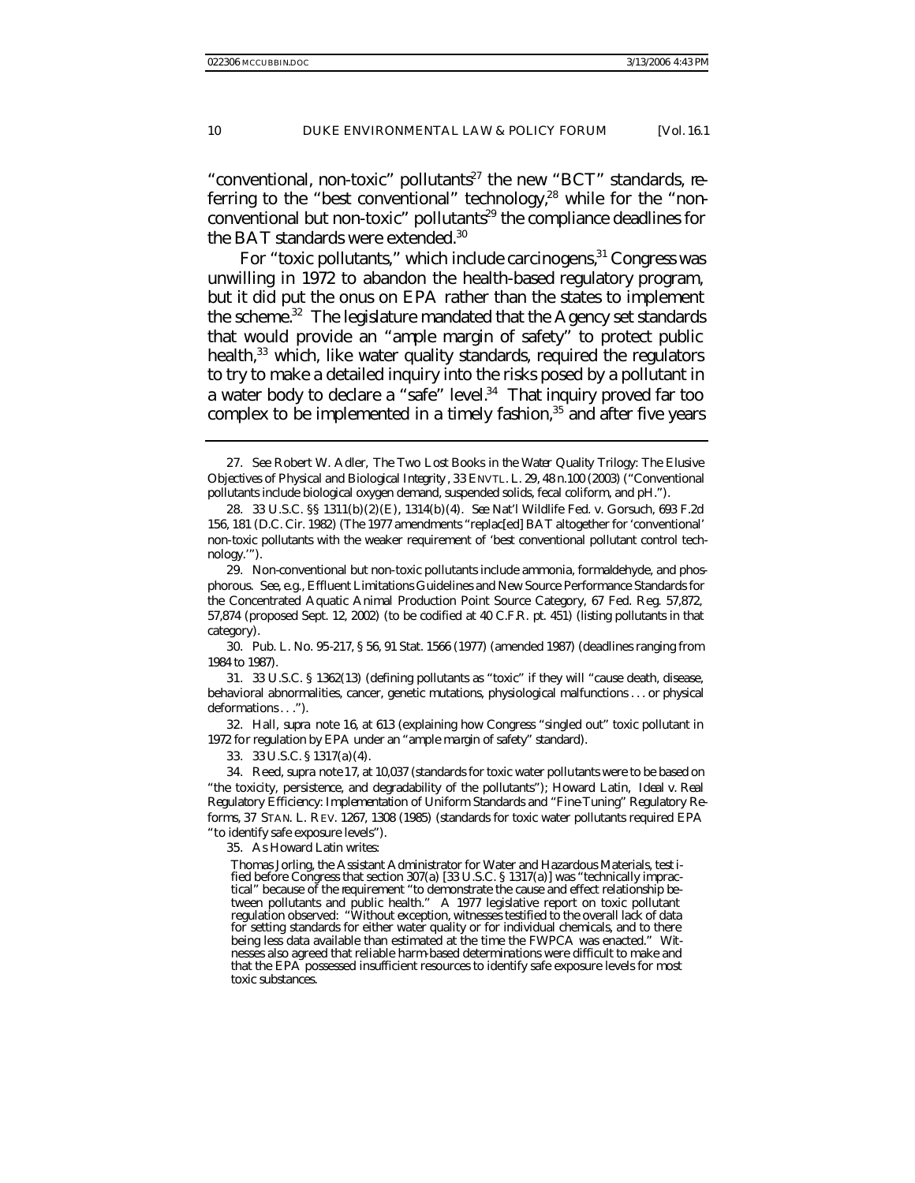"conventional, non-toxic" pollutants[27] the new "BCT" standards, referring to the "best conventional" technology,[28] while for the "non-conventional but non-toxic" pollutants[29] the compliance deadlines for the BAT standards were extended.[30]

For "toxic pollutants," which include carcinogens,[31] Congress was unwilling in 1972 to abandon the health-based regulatory program, but it did put the onus on EPA rather than the states to implement the scheme.[32] The legislature mandated that the Agency set standards that would provide an "ample margin of safety" to protect public health,[33] which, like water quality standards, required the regulators to try to make a detailed inquiry into the risks posed by a pollutant in a water body to declare a "safe" level.[34] That inquiry proved far too complex to be implemented in a timely fashion,[35] and after five years

---

27. *See* Robert W. Adler, *The Two Lost Books in the Water Quality Trilogy: The Elusive Objectives of Physical and Biological Integrity*, 33 ENVTL. L. 29, 48 n.100 (2003) ("Conventional pollutants include biological oxygen demand, suspended solids, fecal coliform, and pH.").

28. 33 U.S.C. §§ 1311(b)(2)(E), 1314(b)(4). *See* Nat'l Wildlife Fed. v. Gorsuch, 693 F.2d 156, 181 (D.C. Cir. 1982) (The 1977 amendments "replac[ed] BAT altogether for 'conventional' non-toxic pollutants with the weaker requirement of 'best conventional pollutant control technology.'").

29. Non-conventional but non-toxic pollutants include ammonia, formaldehyde, and phosphorous. *See, e.g.*, Effluent Limitations Guidelines and New Source Performance Standards for the Concentrated Aquatic Animal Production Point Source Category, 67 Fed. Reg. 57,872, 57,874 (proposed Sept. 12, 2002) (to be codified at 40 C.F.R. pt. 451) (listing pollutants in that category).

30. Pub. L. No. 95-217, § 56, 91 Stat. 1566 (1977) (amended 1987) (deadlines ranging from 1984 to 1987).

31. 33 U.S.C. § 1362(13) (defining pollutants as "toxic" if they will "cause death, disease, behavioral abnormalities, cancer, genetic mutations, physiological malfunctions . . . or physical deformations . . .").

32. Hall, *supra* note 16, at 613 (explaining how Congress "singled out" toxic pollutant in 1972 for regulation by EPA under an "ample margin of safety" standard).

33. 33 U.S.C. § 1317(a)(4).

34. Reed, *supra* note 17, at 10,037 (standards for toxic water pollutants were to be based on "the toxicity, persistence, and degradability of the pollutants"); Howard Latin, *Ideal v. Real Regulatory Efficiency: Implementation of Uniform Standards and "Fine-Tuning" Regulatory Reforms*, 37 STAN. L. REV. 1267, 1308 (1985) (standards for toxic water pollutants required EPA "to identify safe exposure levels").

35. As Howard Latin writes:

> Thomas Jorling, the Assistant Administrator for Water and Hazardous Materials, testified before Congress that section 307(a) [33 U.S.C. § 1317(a)] was "technically impractical" because of the requirement "to demonstrate the cause and effect relationship between pollutants and public health." A 1977 legislative report on toxic pollutant regulation observed: "Without exception, witnesses testified to the overall lack of data for setting standards for either water quality or for individual chemicals, and to there being less data available than estimated at the time the FWPCA was enacted." Witnesses also agreed that reliable harm-based determinations were difficult to make and that the EPA possessed insufficient resources to identify safe exposure levels for most toxic substances.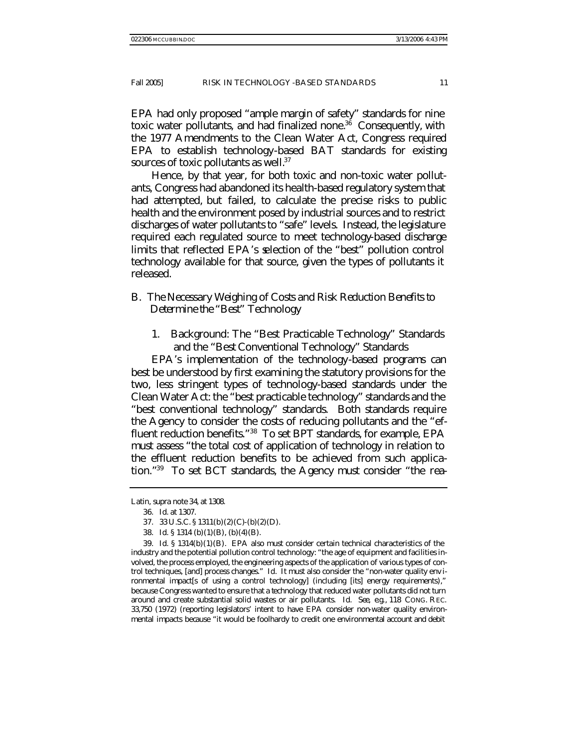EPA had only proposed "ample margin of safety" standards for nine toxic water pollutants, and had finalized none.[36] Consequently, with the 1977 Amendments to the Clean Water Act, Congress required EPA to establish technology-based BAT standards for existing sources of toxic pollutants as well.[37]

Hence, by that year, for both toxic and non-toxic water pollutants, Congress had abandoned its health-based regulatory system that had attempted, but failed, to calculate the precise risks to public health and the environment posed by industrial sources and to restrict discharges of water pollutants to "safe" levels. Instead, the legislature required each regulated source to meet technology-based discharge limits that reflected EPA's selection of the "best" pollution control technology available for that source, given the types of pollutants it released.

## B. *The Necessary Weighing of Costs and Risk Reduction Benefits to Determine the "Best" Technology*

### 1. Background: The "Best Practicable Technology" Standards and the "Best Conventional Technology" Standards

EPA's implementation of the technology-based programs can best be understood by first examining the statutory provisions for the two, less stringent types of technology-based standards under the Clean Water Act: the "best practicable technology" standards and the "best conventional technology" standards. Both standards require the Agency to consider the costs of reducing pollutants and the "effluent reduction benefits."[38] To set BPT standards, for example, EPA must assess "the total cost of application of technology in relation to the effluent reduction benefits to be achieved from such application."[39] To set BCT standards, the Agency must consider "the rea-

---

Latin, *supra* note 34, at 1308.

36. *Id.* at 1307.

37. 33 U.S.C. § 1311(b)(2)(C)-(b)(2)(D).

38. *Id.* § 1314 (b)(1)(B), (b)(4)(B).

39. *Id.* § 1314(b)(1)(B). EPA also must consider certain technical characteristics of the industry and the potential pollution control technology: "the age of equipment and facilities involved, the process employed, the engineering aspects of the application of various types of control techniques, [and] process changes." *Id.* It must also consider the "non-water quality environmental impact[s of using a control technology] (including [its] energy requirements)," because Congress wanted to ensure that a technology that reduced water pollutants did not turn around and create substantial solid wastes or air pollutants. *Id. See, e.g.*, 118 CONG. REC. 33,750 (1972) (reporting legislators' intent to have EPA consider non-water quality environmental impacts because "it would be foolhardy to credit one environmental account and debit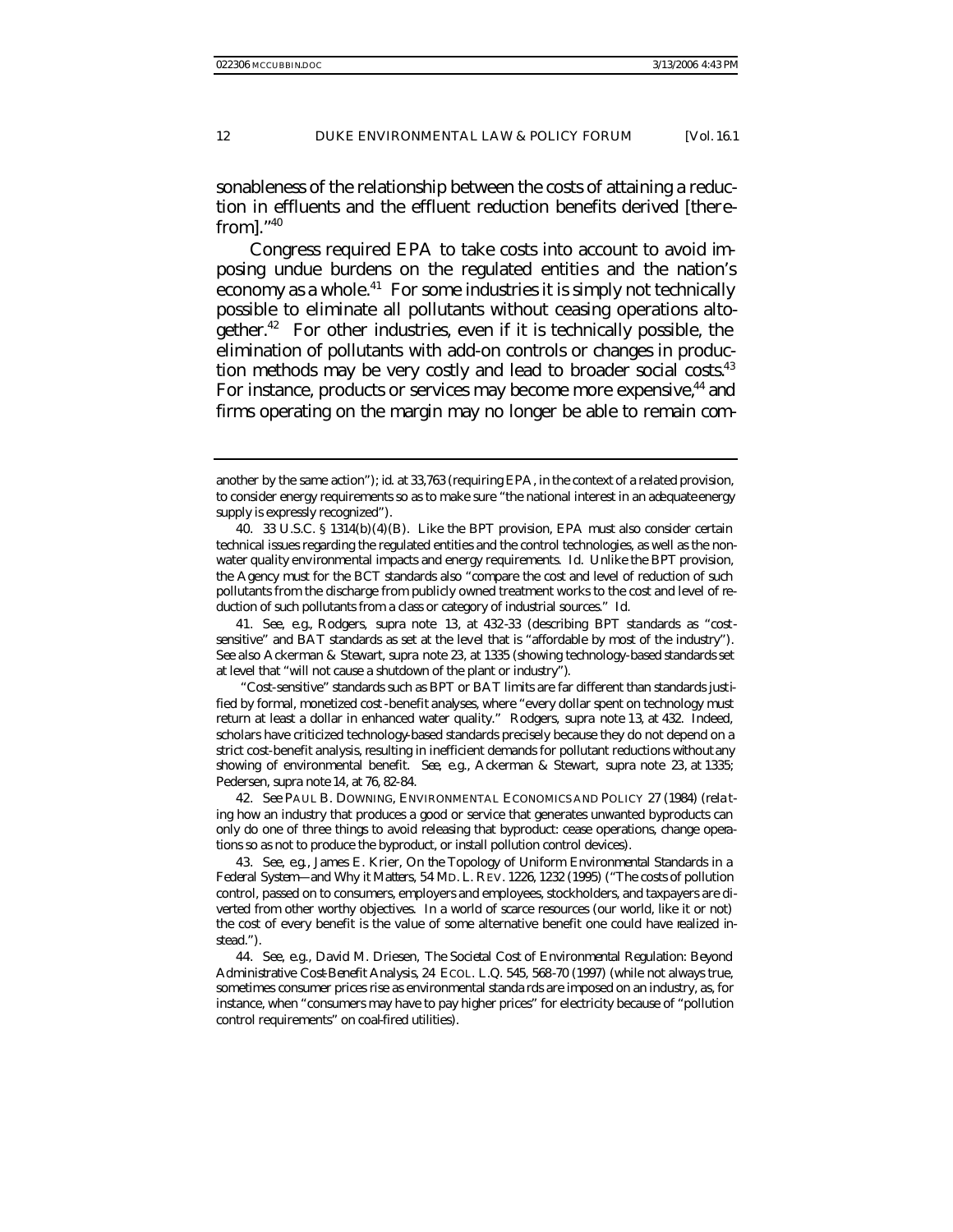sonableness of the relationship between the costs of attaining a reduction in effluents and the effluent reduction benefits derived [therefrom]."[40]

Congress required EPA to take costs into account to avoid imposing undue burdens on the regulated entities and the nation's economy as a whole.[41] For some industries it is simply not technically possible to eliminate all pollutants without ceasing operations altogether.[42] For other industries, even if it is technically possible, the elimination of pollutants with add-on controls or changes in production methods may be very costly and lead to broader social costs.[43] For instance, products or services may become more expensive,[44] and firms operating on the margin may no longer be able to remain com-

---

another by the same action"); *id.* at 33,763 (requiring EPA, in the context of a related provision, to consider energy requirements so as to make sure "the national interest in an adequate energy supply is expressly recognized").

40. 33 U.S.C. § 1314(b)(4)(B). Like the BPT provision, EPA must also consider certain technical issues regarding the regulated entities and the control technologies, as well as the non-water quality environmental impacts and energy requirements. *Id.* Unlike the BPT provision, the Agency must for the BCT standards also "compare the cost and level of reduction of such pollutants from the discharge from publicly owned treatment works to the cost and level of reduction of such pollutants from a class or category of industrial sources." *Id.*

41. *See, e.g.*, Rodgers, *supra* note 13, at 432-33 (describing BPT standards as "cost-sensitive" and BAT standards as set at the level that is "affordable by most of the industry"). *See also* Ackerman & Stewart, *supra* note 23, at 1335 (showing technology-based standards set at level that "will not cause a shutdown of the plant or industry").

"Cost-sensitive" standards such as BPT or BAT limits are far different than standards justified by formal, monetized cost-benefit analyses, where "every dollar spent on technology must return at least a dollar in enhanced water quality." Rodgers, *supra* note 13, at 432. Indeed, scholars have criticized technology-based standards precisely because they do not depend on a strict cost-benefit analysis, resulting in inefficient demands for pollutant reductions without any showing of environmental benefit. *See, e.g.*, Ackerman & Stewart, *supra* note 23, at 1335; Pedersen, *supra* note 14, at 76, 82-84.

42. *See* PAUL B. DOWNING, ENVIRONMENTAL ECONOMICS AND POLICY 27 (1984) (relating how an industry that produces a good or service that generates unwanted byproducts can only do one of three things to avoid releasing that byproduct: cease operations, change operations so as not to produce the byproduct, or install pollution control devices).

43. *See, e.g.*, James E. Krier, *On the Topology of Uniform Environmental Standards in a Federal System—and Why it Matters*, 54 MD. L. REV. 1226, 1232 (1995) ("The costs of pollution control, passed on to consumers, employers and employees, stockholders, and taxpayers are diverted from other worthy objectives. In a world of scarce resources (our world, like it or not) the cost of every benefit is the value of some alternative benefit one could have realized instead.").

44. *See, e.g.*, David M. Driesen, *The Societal Cost of Environmental Regulation: Beyond Administrative Cost-Benefit Analysis*, 24 ECOL. L.Q. 545, 568-70 (1997) (while not always true, sometimes consumer prices rise as environmental standards are imposed on an industry, as, for instance, when "consumers may have to pay higher prices" for electricity because of "pollution control requirements" on coal-fired utilities).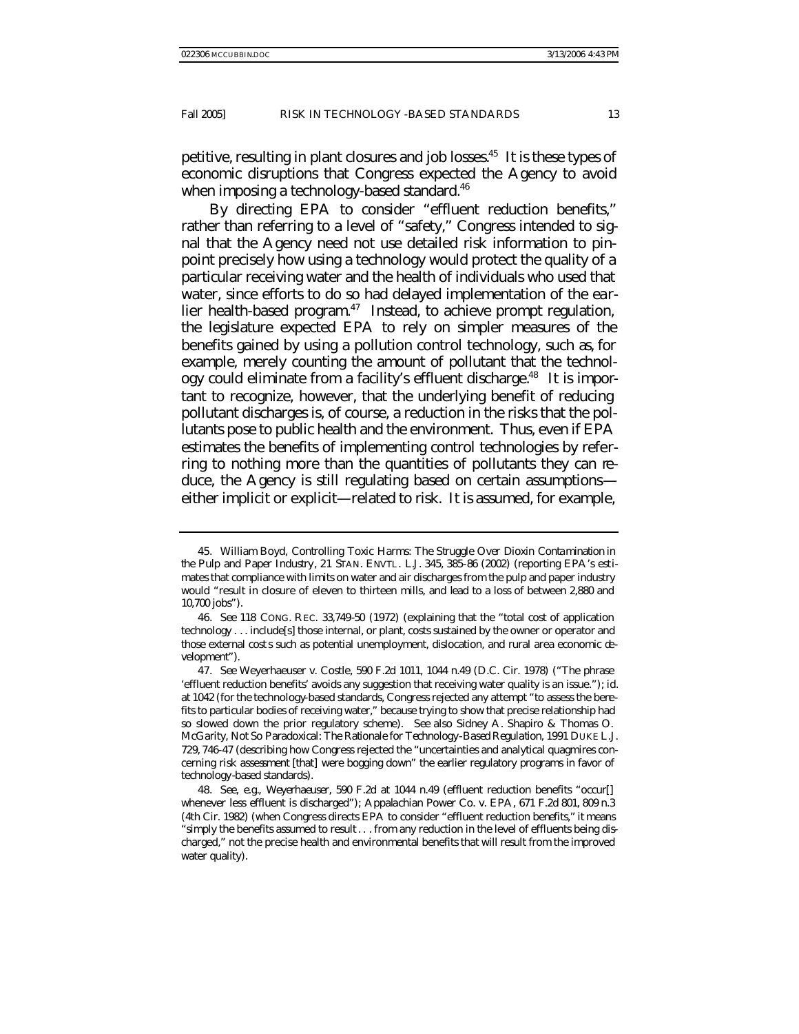petitive, resulting in plant closures and job losses.[45] It is these types of economic disruptions that Congress expected the Agency to avoid when imposing a technology-based standard.[46]

By directing EPA to consider "effluent reduction benefits," rather than referring to a level of "safety," Congress intended to signal that the Agency need not use detailed risk information to pinpoint precisely how using a technology would protect the quality of a particular receiving water and the health of individuals who used that water, since efforts to do so had delayed implementation of the earlier health-based program.[47] Instead, to achieve prompt regulation, the legislature expected EPA to rely on simpler measures of the benefits gained by using a pollution control technology, such as, for example, merely counting the amount of pollutant that the technology could eliminate from a facility's effluent discharge.[48] It is important to recognize, however, that the underlying benefit of reducing pollutant discharges is, of course, a reduction in the risks that the pollutants pose to public health and the environment. Thus, even if EPA estimates the benefits of implementing control technologies by referring to nothing more than the quantities of pollutants they can reduce, the Agency is still regulating based on certain assumptions—either implicit or explicit—related to risk. It is assumed, for example,

---

45. William Boyd, *Controlling Toxic Harms: The Struggle Over Dioxin Contamination in the Pulp and Paper Industry*, 21 STAN. ENVTL. L.J. 345, 385-86 (2002) (reporting EPA's estimates that compliance with limits on water and air discharges from the pulp and paper industry would "result in closure of eleven to thirteen mills, and lead to a loss of between 2,880 and 10,700 jobs").

46. *See* 118 CONG. REC. 33,749-50 (1972) (explaining that the "total cost of application technology . . . include[s] those internal, or plant, costs sustained by the owner or operator and those external costs such as potential unemployment, dislocation, and rural area economic development").

47. *See* Weyerhaeuser v. Costle, 590 F.2d 1011, 1044 n.49 (D.C. Cir. 1978) ("The phrase 'effluent reduction benefits' avoids any suggestion that receiving water quality is an issue."); *id.* at 1042 (for the technology-based standards, Congress rejected any attempt "to assess the benefits to particular bodies of receiving water," because trying to show that precise relationship had so slowed down the prior regulatory scheme). *See also* Sidney A. Shapiro & Thomas O. McGarity, *Not So Paradoxical: The Rationale for Technology-Based Regulation*, 1991 DUKE L.J. 729, 746-47 (describing how Congress rejected the "uncertainties and analytical quagmires concerning risk assessment [that] were bogging down" the earlier regulatory programs in favor of technology-based standards).

48. *See, e.g.*, *Weyerhaeuser*, 590 F.2d at 1044 n.49 (effluent reduction benefits "occur[] whenever less effluent is discharged"); Appalachian Power Co. v. EPA, 671 F.2d 801, 809 n.3 (4th Cir. 1982) (when Congress directs EPA to consider "effluent reduction benefits," it means "simply the benefits assumed to result . . . from any reduction in the level of effluents being discharged," not the precise health and environmental benefits that will result from the improved water quality).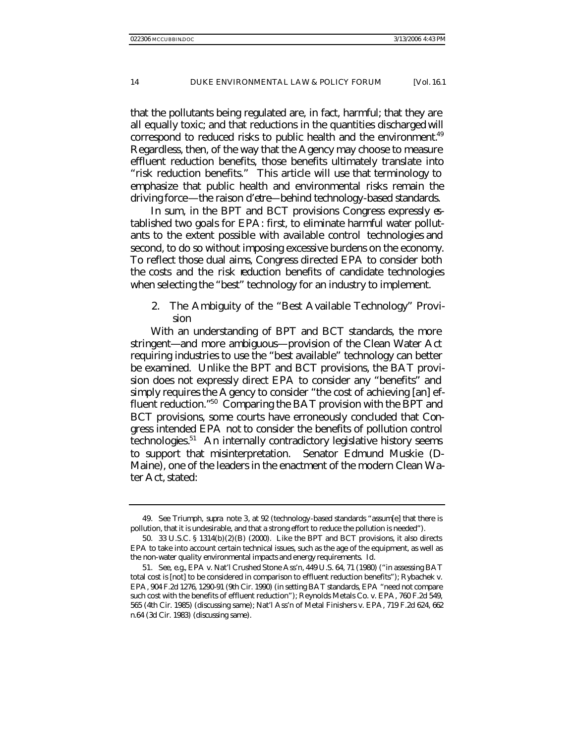that the pollutants being regulated are, in fact, harmful; that they are all equally toxic; and that reductions in the quantities discharged will correspond to reduced risks to public health and the environment.[49] Regardless, then, of the way that the Agency may choose to measure effluent reduction benefits, those benefits ultimately translate into "risk reduction benefits." This article will use that terminology to emphasize that public health and environmental risks remain the driving force—the *raison d'etre*—behind technology-based standards.

In sum, in the BPT and BCT provisions Congress expressly established two goals for EPA: first, to eliminate harmful water pollutants to the extent possible with available control technologies and second, to do so without imposing excessive burdens on the economy. To reflect those dual aims, Congress directed EPA to consider both the costs and the risk reduction benefits of candidate technologies when selecting the "best" technology for an industry to implement.

### 2. The Ambiguity of the "Best Available Technology" Provision

With an understanding of BPT and BCT standards, the more stringent—and more ambiguous—provision of the Clean Water Act requiring industries to use the "best available" technology can better be examined. Unlike the BPT and BCT provisions, the BAT provision does not expressly direct EPA to consider any "benefits" and simply requires the Agency to consider "the cost of achieving [an] effluent reduction."[50] Comparing the BAT provision with the BPT and BCT provisions, some courts have erroneously concluded that Congress intended EPA not to consider the benefits of pollution control technologies.[51] An internally contradictory legislative history seems to support that misinterpretation. Senator Edmund Muskie (D-Maine), one of the leaders in the enactment of the modern Clean Water Act, stated:

---

49. *See* Triumph, *supra* note 3, at 92 (technology-based standards "assum[e] that there is pollution, that it is undesirable, and that a strong effort to reduce the pollution is needed").

50. 33 U.S.C. § 1314(b)(2)(B) (2000). Like the BPT and BCT provisions, it also directs EPA to take into account certain technical issues, such as the age of the equipment, as well as the non-water quality environmental impacts and energy requirements. *Id.*

51. *See, e.g.*, EPA v. Nat'l Crushed Stone Ass'n, 449 U.S. 64, 71 (1980) ("in assessing BAT total cost is [not] to be considered in comparison to effluent reduction benefits"); Rybachek v. EPA, 904 F.2d 1276, 1290-91 (9th Cir. 1990) (in setting BAT standards, EPA "need not compare such cost with the benefits of effluent reduction"); Reynolds Metals Co. v. EPA, 760 F.2d 549, 565 (4th Cir. 1985) (discussing same); Nat'l Ass'n of Metal Finishers v. EPA, 719 F.2d 624, 662 n.64 (3d Cir. 1983) (discussing same).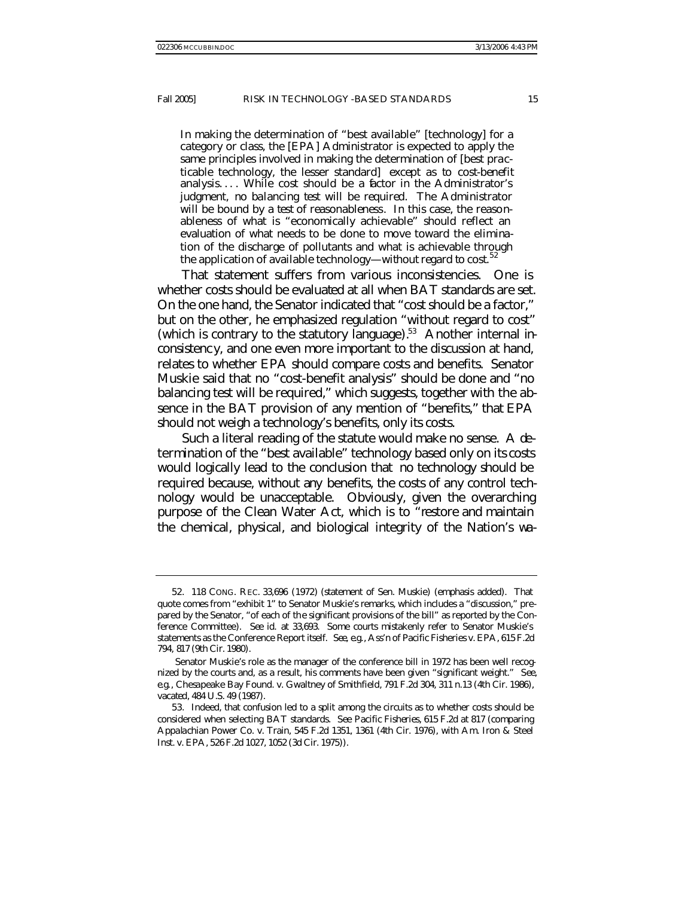> In making the determination of "best available" [technology] for a category or class, the [EPA] Administrator is expected to apply the same principles involved in making the determination of [best practicable technology, the lesser standard] *except as to cost-benefit analysis*. . . . *While cost should be a factor in the Administrator's judgment, no balancing test will be required. The Administrator will be bound by a test of reasonableness.* In this case, the reasonableness of what is "economically achievable" should reflect an evaluation of what needs to be done to move toward the elimination of the discharge of pollutants and what is achievable through the application of available technology—without regard to cost.[52]

That statement suffers from various inconsistencies. One is whether costs should be evaluated at all when BAT standards are set. On the one hand, the Senator indicated that "cost should be a factor," but on the other, he emphasized regulation "without regard to cost" (which is contrary to the statutory language).[53] Another internal inconsistency, and one even more important to the discussion at hand, relates to whether EPA should compare costs and benefits. Senator Muskie said that no "cost-benefit analysis" should be done and "no balancing test will be required," which suggests, together with the absence in the BAT provision of any mention of "benefits," that EPA should not weigh a technology's benefits, only its costs.

Such a literal reading of the statute would make no sense. A determination of the "best available" technology based only on its costs would logically lead to the conclusion that no technology should be required because, without any benefits, the costs of any control technology would be unacceptable. Obviously, given the overarching purpose of the Clean Water Act, which is to "restore and maintain the chemical, physical, and biological integrity of the Nation's wa-

---

52. 118 CONG. REC. 33,696 (1972) (statement of Sen. Muskie) (emphasis added). That quote comes from "exhibit 1" to Senator Muskie's remarks, which includes a "discussion," prepared by the Senator, "of each of the significant provisions of the bill" as reported by the Conference Committee). *See id.* at 33,693. Some courts mistakenly refer to Senator Muskie's statements as the Conference Report itself. *See, e.g.*, Ass'n of Pacific Fisheries v. EPA, 615 F.2d 794, 817 (9th Cir. 1980).

Senator Muskie's role as the manager of the conference bill in 1972 has been well recognized by the courts and, as a result, his comments have been given "significant weight." *See, e.g.*, Chesapeake Bay Found. v. Gwaltney of Smithfield, 791 F.2d 304, 311 n.13 (4th Cir. 1986), *vacated*, 484 U.S. 49 (1987).

53. Indeed, that confusion led to a split among the circuits as to whether costs should be considered when selecting BAT standards. *See Pacific Fisheries*, 615 F.2d at 817 (comparing Appalachian Power Co. v. Train, 545 F.2d 1351, 1361 (4th Cir. 1976), with Am. Iron & Steel Inst. v. EPA, 526 F.2d 1027, 1052 (3d Cir. 1975)).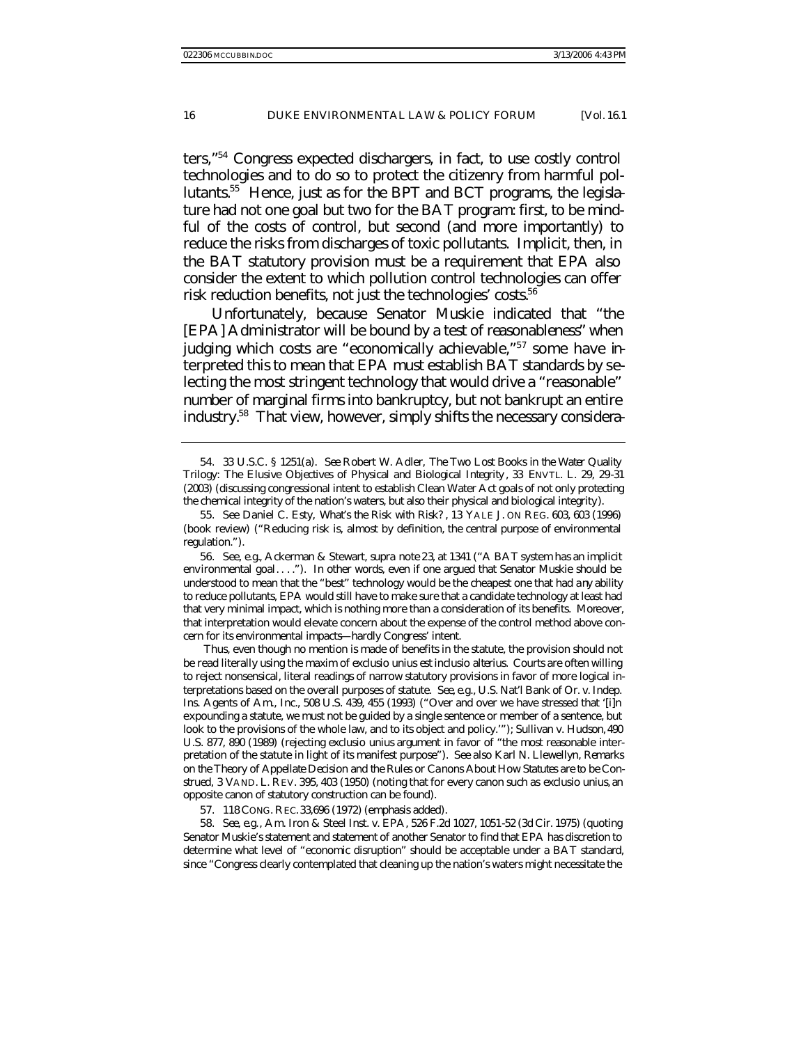ters,"[54] Congress expected dischargers, in fact, to use costly control technologies and to do so to protect the citizenry from harmful pollutants.[55] Hence, just as for the BPT and BCT programs, the legislature had not one goal but two for the BAT program: first, to be mindful of the costs of control, but second (and more importantly) to reduce the risks from discharges of toxic pollutants. Implicit, then, in the BAT statutory provision must be a requirement that EPA also consider the extent to which pollution control technologies can offer risk reduction benefits, not just the technologies' costs.[56]

Unfortunately, because Senator Muskie indicated that "the [EPA] Administrator will be bound by a test of *reasonableness*" when judging which costs are "economically achievable,"[57] some have interpreted this to mean that EPA must establish BAT standards by selecting the most stringent technology that would drive a "reasonable" number of marginal firms into bankruptcy, but not bankrupt an entire industry.[58] That view, however, simply shifts the necessary considera-

---

54. 33 U.S.C. § 1251(a). *See* Robert W. Adler, *The Two Lost Books in the Water Quality Trilogy: The Elusive Objectives of Physical and Biological Integrity*, 33 ENVTL. L. 29, 29-31 (2003) (discussing congressional intent to establish Clean Water Act goals of not only protecting the chemical integrity of the nation's waters, but also their physical and biological integrity).

55. *See* Daniel C. Esty, *What's the Risk with Risk?*, 13 YALE J. ON REG. 603, 603 (1996) (book review) ("Reducing risk is, almost by definition, the central purpose of environmental regulation.").

56. *See, e.g.*, Ackerman & Stewart, *supra* note 23, at 1341 ("A BAT system has an implicit environmental goal . . . ."). In other words, even if one argued that Senator Muskie should be understood to mean that the "best" technology would be the cheapest one that had *any* ability to reduce pollutants, EPA would still have to make sure that a candidate technology at least had that very minimal impact, which is nothing more than a consideration of its benefits. Moreover, that interpretation would elevate concern about the expense of the control method above concern for its environmental impacts—hardly Congress' intent.

Thus, even though no mention is made of benefits in the statute, the provision should not be read literally using the maxim of *exclusio unius est inclusio alterius*. Courts are often willing to reject nonsensical, literal readings of narrow statutory provisions in favor of more logical interpretations based on the overall purposes of statute. *See, e.g.*, U.S. Nat'l Bank of Or. v. Indep. Ins. Agents of Am., Inc., 508 U.S. 439, 455 (1993) ("Over and over we have stressed that '[i]n expounding a statute, we must not be guided by a single sentence or member of a sentence, but look to the provisions of the whole law, and to its object and policy.'"); Sullivan v. Hudson, 490 U.S. 877, 890 (1989) (rejecting *exclusio unius* argument in favor of "the most reasonable interpretation of the statute in light of its manifest purpose"). *See also* Karl N. Llewellyn, *Remarks on the Theory of Appellate Decision and the Rules or Canons About How Statutes are to be Construed*, 3 VAND. L. REV. 395, 403 (1950) (noting that for every canon such as *exclusio unius*, an opposite canon of statutory construction can be found).

57. 118 CONG. REC. 33,696 (1972) (emphasis added).

58. *See, e.g.*, Am. Iron & Steel Inst. v. EPA, 526 F.2d 1027, 1051-52 (3d Cir. 1975) (quoting Senator Muskie's statement and statement of another Senator to find that EPA has discretion to determine what level of "economic disruption" should be acceptable under a BAT standard, since "Congress clearly contemplated that cleaning up the nation's waters might necessitate the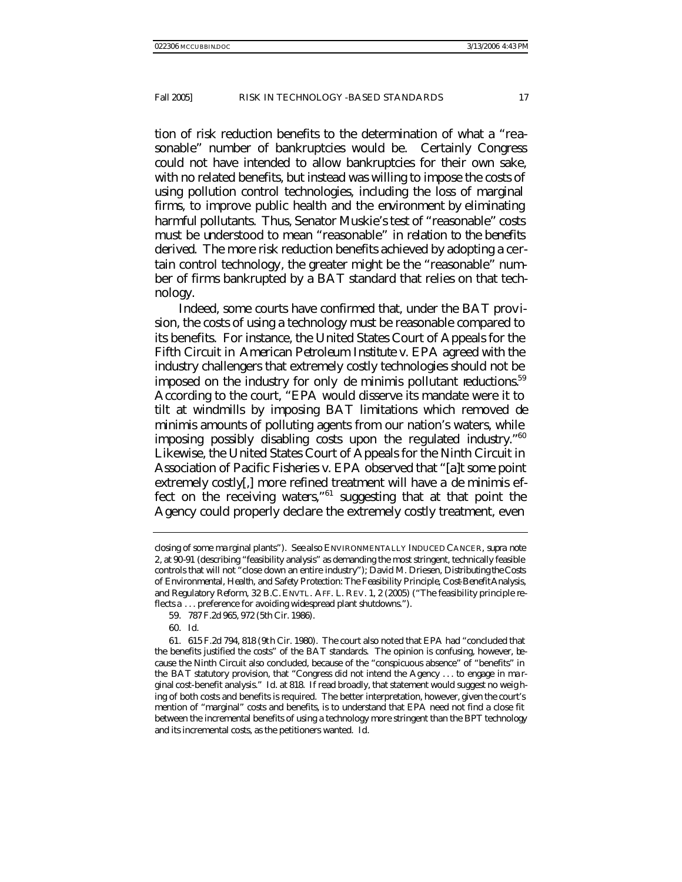tion of risk reduction benefits to the determination of what a "reasonable" number of bankruptcies would be. Certainly Congress could not have intended to allow bankruptcies for their own sake, with no related benefits, but instead was willing to impose the costs of using pollution control technologies, including the loss of marginal firms, to improve public health and the environment by eliminating harmful pollutants. Thus, Senator Muskie's test of "reasonable" costs must be understood to mean "reasonable" in relation to the benefits derived. The more risk reduction benefits achieved by adopting a certain control technology, the greater might be the "reasonable" number of firms bankrupted by a BAT standard that relies on that technology.

Indeed, some courts have confirmed that, under the BAT provision, the costs of using a technology must be reasonable compared to its benefits. For instance, the United States Court of Appeals for the Fifth Circuit in *American Petroleum Institute v. EPA* agreed with the industry challengers that extremely costly technologies should not be imposed on the industry for only *de minimis* pollutant reductions.[59] According to the court, "EPA would disserve its mandate were it to tilt at windmills by imposing BAT limitations which removed de minimis amounts of polluting agents from our nation's waters, while imposing possibly disabling costs upon the regulated industry."[60] Likewise, the United States Court of Appeals for the Ninth Circuit in *Association of Pacific Fisheries v. EPA* observed that "[a]t some point extremely costly[,] more refined treatment will have a de minimis effect on the receiving waters,"[61] suggesting that at that point the Agency could properly declare the extremely costly treatment, even

---

closing of some marginal plants"). *See also* ENVIRONMENTALLY INDUCED CANCER, *supra* note 2, at 90-91 (describing "feasibility analysis" as demanding the most stringent, technically feasible controls that will not "close down an entire industry"); David M. Driesen, *Distributing the Costs of Environmental, Health, and Safety Protection: The Feasibility Principle, Cost-Benefit Analysis, and Regulatory Reform*, 32 B.C. ENVTL. AFF. L. REV. 1, 2 (2005) ("The feasibility principle reflects a . . . preference for avoiding widespread plant shutdowns.").

59. 787 F.2d 965, 972 (5th Cir. 1986).

60. *Id.*

61. 615 F.2d 794, 818 (9th Cir. 1980). The court also noted that EPA had "concluded that the benefits justified the costs" of the BAT standards. The opinion is confusing, however, because the Ninth Circuit also concluded, because of the "conspicuous absence" of "benefits" in the BAT statutory provision, that "Congress did not intend the Agency . . . to engage in marginal cost-benefit analysis." *Id.* at 818. If read broadly, that statement would suggest no weighing of both costs and benefits is required. The better interpretation, however, given the court's mention of "marginal" costs and benefits, is to understand that EPA need not find a close fit between the incremental benefits of using a technology more stringent than the BPT technology and its incremental costs, as the petitioners wanted. *Id.*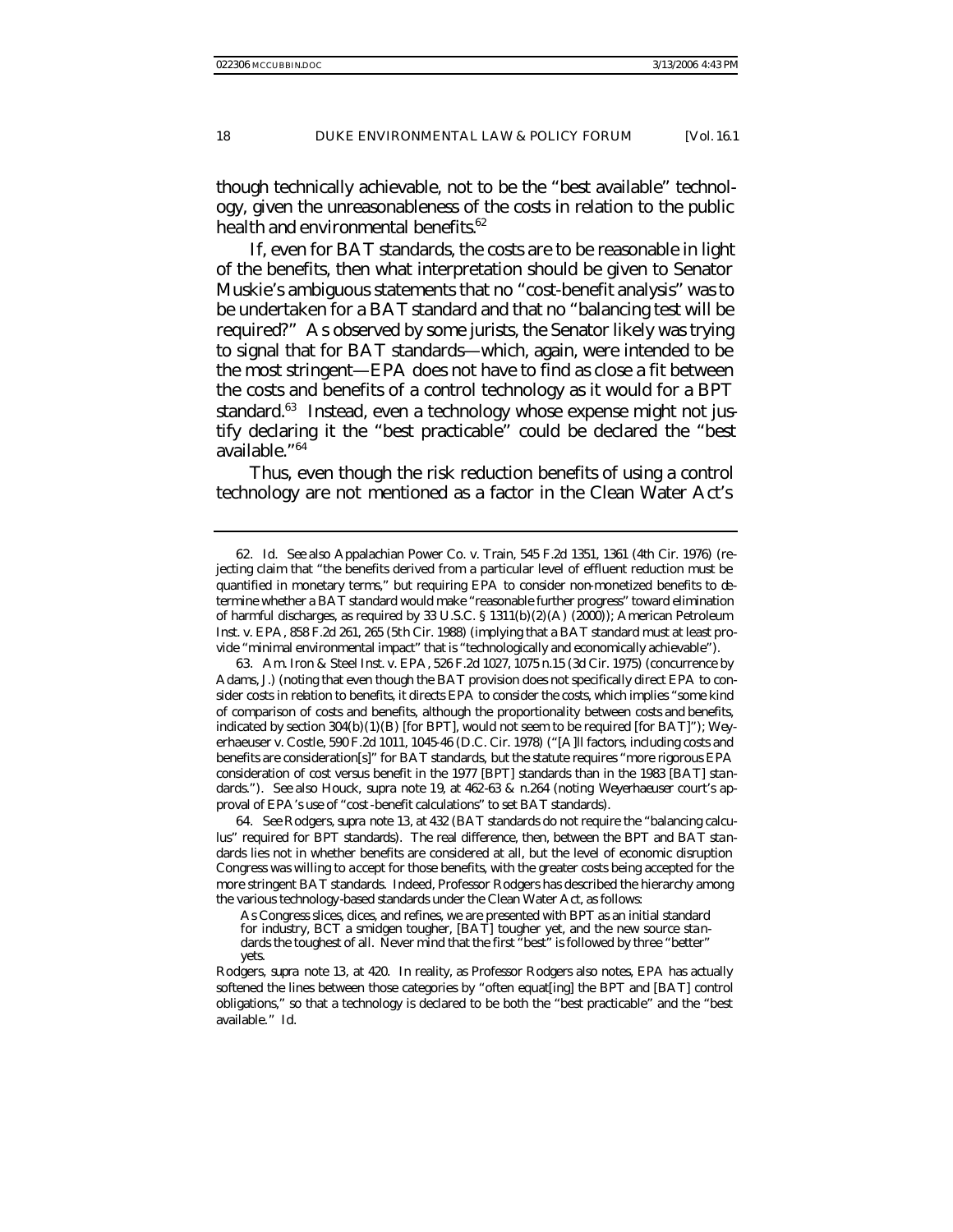though technically achievable, not to be the "best available" technology, given the unreasonableness of the costs in relation to the public health and environmental benefits.[62]

If, even for BAT standards, the costs are to be reasonable in light of the benefits, then what interpretation should be given to Senator Muskie's ambiguous statements that no "cost-benefit analysis" was to be undertaken for a BAT standard and that no "balancing test will be required?" As observed by some jurists, the Senator likely was trying to signal that for BAT standards—which, again, were intended to be the most stringent—EPA does not have to find as close a fit between the costs and benefits of a control technology as it would for a BPT standard.[63] Instead, even a technology whose expense might not justify declaring it the "best practicable" could be declared the "best available."[64]

Thus, even though the risk reduction benefits of using a control technology are not mentioned as a factor in the Clean Water Act's

---

62. *Id. See also* Appalachian Power Co. v. Train, 545 F.2d 1351, 1361 (4th Cir. 1976) (rejecting claim that "the benefits derived from a particular level of effluent reduction must be quantified in monetary terms," but requiring EPA to consider non-monetized benefits to determine whether a BAT standard would make "reasonable further progress" toward elimination of harmful discharges, as required by 33 U.S.C. § 1311(b)(2)(A) (2000)); American Petroleum Inst. v. EPA, 858 F.2d 261, 265 (5th Cir. 1988) (implying that a BAT standard must at least provide "minimal environmental impact" that is "technologically and economically achievable").

63. Am. Iron & Steel Inst. v. EPA, 526 F.2d 1027, 1075 n.15 (3d Cir. 1975) (concurrence by Adams, J.) (noting that even though the BAT provision does not specifically direct EPA to consider costs in relation to benefits, it directs EPA to consider the costs, which implies "some kind of comparison of costs and benefits, although the proportionality between costs and benefits, indicated by section 304(b)(1)(B) [for BPT], would not seem to be required [for BAT]"); Weyerhaeuser v. Costle, 590 F.2d 1011, 1045-46 (D.C. Cir. 1978) ("[A]ll factors, including costs and benefits are consideration[s]" for BAT standards, but the statute requires "more rigorous EPA consideration of cost versus benefit in the 1977 [BPT] standards than in the 1983 [BAT] standards."). *See also* Houck, *supra* note 19, at 462-63 & n.264 (noting *Weyerhaeuser* court's approval of EPA's use of "cost-benefit calculations" to set BAT standards).

64. *See* Rodgers, *supra* note 13, at 432 (BAT standards do not require the "balancing calculus" required for BPT standards). The real difference, then, between the BPT and BAT standards lies not in whether benefits are considered at all, but the level of economic disruption Congress was willing to accept for those benefits, with the greater costs being accepted for the more stringent BAT standards. Indeed, Professor Rodgers has described the hierarchy among the various technology-based standards under the Clean Water Act, as follows:

> As Congress slices, dices, and refines, we are presented with BPT as an initial standard for industry, BCT a smidgen tougher, [BAT] tougher yet, and the new source standards the toughest of all. Never mind that the first "best" is followed by three "better" yets.

Rodgers, *supra* note 13, at 420. In reality, as Professor Rodgers also notes, EPA has actually softened the lines between those categories by "often equat[ing] the BPT and [BAT] control obligations," so that a technology is declared to be both the "best practicable" and the "best available." *Id.*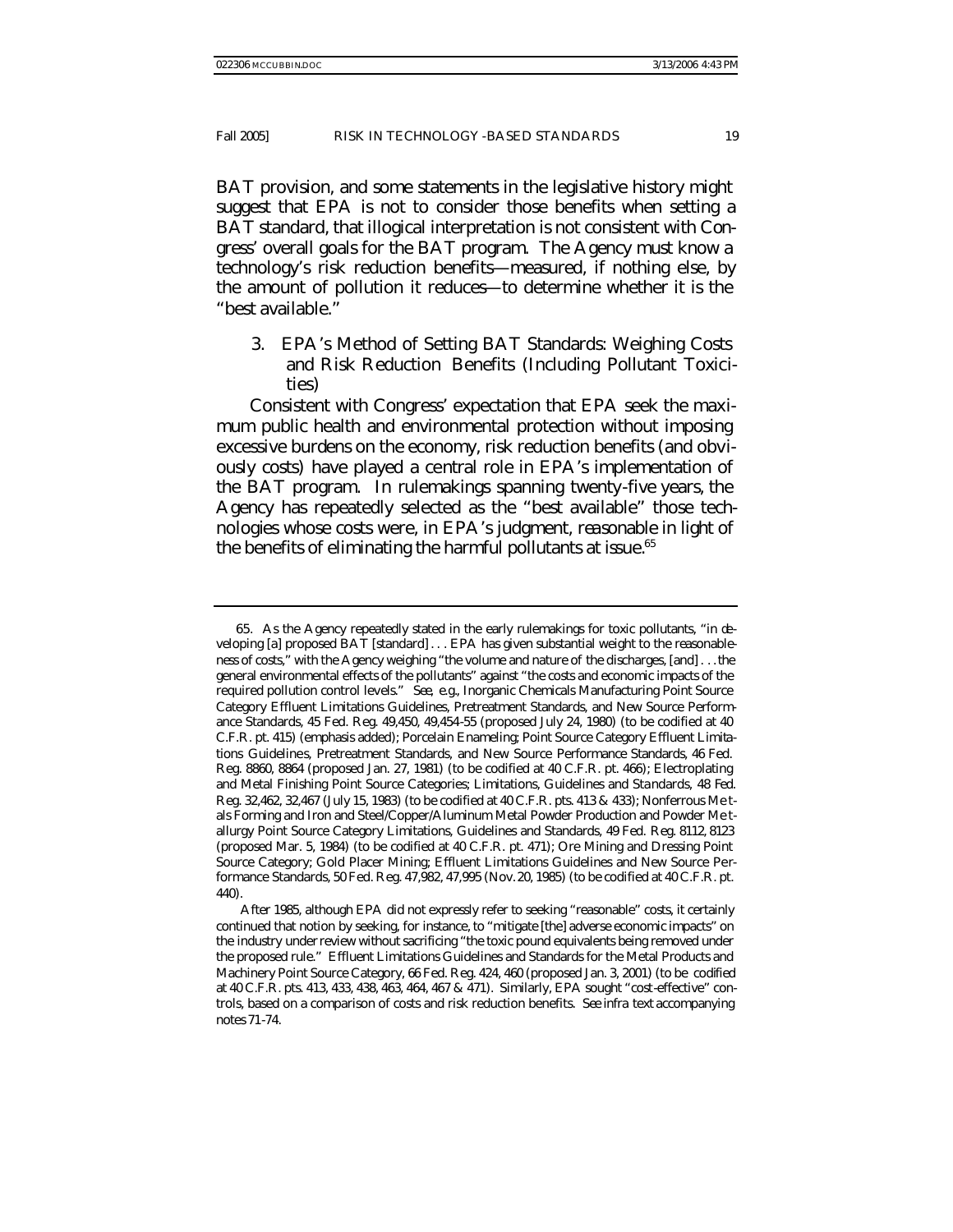BAT provision, and some statements in the legislative history might suggest that EPA is not to consider those benefits when setting a BAT standard, that illogical interpretation is not consistent with Congress' overall goals for the BAT program. The Agency must know a technology's risk reduction benefits—measured, if nothing else, by the amount of pollution it reduces—to determine whether it is the "best available."

### 3. EPA's Method of Setting BAT Standards: Weighing Costs and Risk Reduction Benefits (Including Pollutant Toxicities)

Consistent with Congress' expectation that EPA seek the maximum public health and environmental protection without imposing excessive burdens on the economy, risk reduction benefits (and obviously costs) have played a central role in EPA's implementation of the BAT program. In rulemakings spanning twenty-five years, the Agency has repeatedly selected as the "best available" those technologies whose costs were, in EPA's judgment, reasonable in light of the benefits of eliminating the harmful pollutants at issue.[65]

---

65. As the Agency repeatedly stated in the early rulemakings for toxic pollutants, "in developing [a] proposed BAT [standard] . . . EPA has given substantial weight to the reasonableness of costs," with the Agency weighing "the volume and nature of the discharges, [and] . . . the general environmental effects of the pollutants" against "the costs and economic impacts of the required pollution control levels." *See, e.g.*, Inorganic Chemicals Manufacturing Point Source Category Effluent Limitations Guidelines, Pretreatment Standards, and New Source Performance Standards, 45 Fed. Reg. 49,450, 49,454-55 (proposed July 24, 1980) (to be codified at 40 C.F.R. pt. 415) (emphasis added); Porcelain Enameling; Point Source Category Effluent Limitations Guidelines, Pretreatment Standards, and New Source Performance Standards, 46 Fed. Reg. 8860, 8864 (proposed Jan. 27, 1981) (to be codified at 40 C.F.R. pt. 466); Electroplating and Metal Finishing Point Source Categories; Limitations, Guidelines and Standards, 48 Fed. Reg. 32,462, 32,467 (July 15, 1983) (to be codified at 40 C.F.R. pts. 413 & 433); Nonferrous Metals Forming and Iron and Steel/Copper/Aluminum Metal Powder Production and Powder Metallurgy Point Source Category Limitations, Guidelines and Standards, 49 Fed. Reg. 8112, 8123 (proposed Mar. 5, 1984) (to be codified at 40 C.F.R. pt. 471); Ore Mining and Dressing Point Source Category; Gold Placer Mining; Effluent Limitations Guidelines and New Source Performance Standards, 50 Fed. Reg. 47,982, 47,995 (Nov. 20, 1985) (to be codified at 40 C.F.R. pt. 440).

After 1985, although EPA did not expressly refer to seeking "reasonable" costs, it certainly continued that notion by seeking, for instance, to "mitigate [the] adverse economic impacts" on the industry under review without sacrificing "the toxic pound equivalents being removed under the proposed rule." Effluent Limitations Guidelines and Standards for the Metal Products and Machinery Point Source Category, 66 Fed. Reg. 424, 460 (proposed Jan. 3, 2001) (to be codified at 40 C.F.R. pts. 413, 433, 438, 463, 464, 467 & 471). Similarly, EPA sought "cost-effective" controls, based on a comparison of costs and risk reduction benefits. *See infra* text accompanying notes 71-74.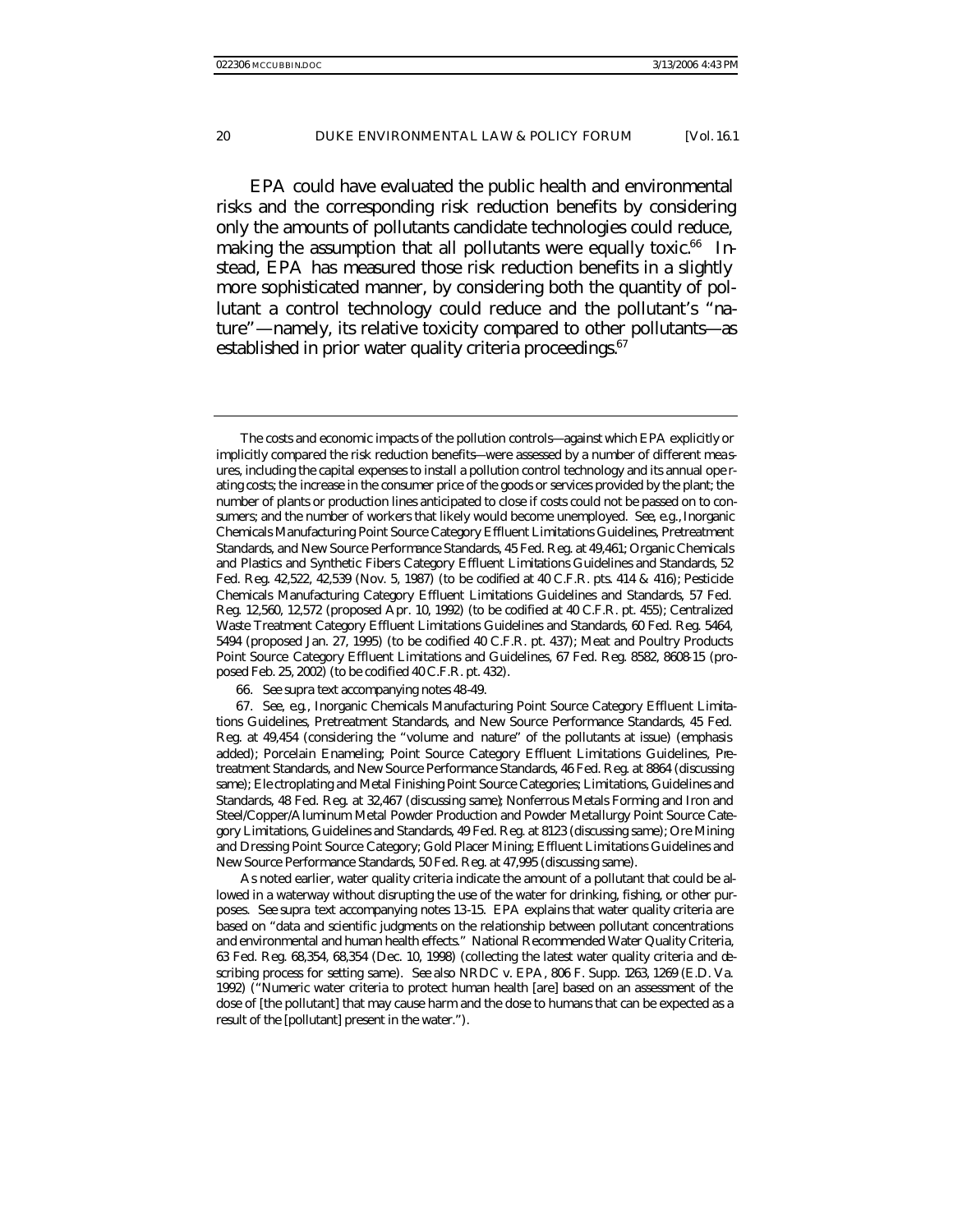EPA could have evaluated the public health and environmental risks and the corresponding risk reduction benefits by considering only the amounts of pollutants candidate technologies could reduce, making the assumption that all pollutants were equally toxic.[66] Instead, EPA has measured those risk reduction benefits in a slightly more sophisticated manner, by considering both the quantity of pollutant a control technology could reduce and the pollutant's "nature"—namely, its relative toxicity compared to other pollutants—as established in prior water quality criteria proceedings.[67]

---

The costs and economic impacts of the pollution controls—against which EPA explicitly or implicitly compared the risk reduction benefits—were assessed by a number of different measures, including the capital expenses to install a pollution control technology and its annual operating costs; the increase in the consumer price of the goods or services provided by the plant; the number of plants or production lines anticipated to close if costs could not be passed on to consumers; and the number of workers that likely would become unemployed. *See, e.g.*, Inorganic Chemicals Manufacturing Point Source Category Effluent Limitations Guidelines, Pretreatment Standards, and New Source Performance Standards, 45 Fed. Reg. at 49,461; Organic Chemicals and Plastics and Synthetic Fibers Category Effluent Limitations Guidelines and Standards, 52 Fed. Reg. 42,522, 42,539 (Nov. 5, 1987) (to be codified at 40 C.F.R. pts. 414 & 416); Pesticide Chemicals Manufacturing Category Effluent Limitations Guidelines and Standards, 57 Fed. Reg. 12,560, 12,572 (proposed Apr. 10, 1992) (to be codified at 40 C.F.R. pt. 455); Centralized Waste Treatment Category Effluent Limitations Guidelines and Standards, 60 Fed. Reg. 5464, 5494 (proposed Jan. 27, 1995) (to be codified 40 C.F.R. pt. 437); Meat and Poultry Products Point Source Category Effluent Limitations and Guidelines, 67 Fed. Reg. 8582, 8608-15 (proposed Feb. 25, 2002) (to be codified 40 C.F.R. pt. 432).

66. *See supra* text accompanying notes 48-49.

67. *See, e.g.*, Inorganic Chemicals Manufacturing Point Source Category Effluent Limitations Guidelines, Pretreatment Standards, and New Source Performance Standards, 45 Fed. Reg. at 49,454 (considering the "volume and *nature*" of the pollutants at issue) (emphasis added); Porcelain Enameling; Point Source Category Effluent Limitations Guidelines, Pretreatment Standards, and New Source Performance Standards, 46 Fed. Reg. at 8864 (discussing same); Electroplating and Metal Finishing Point Source Categories; Limitations, Guidelines and Standards, 48 Fed. Reg. at 32,467 (discussing same); Nonferrous Metals Forming and Iron and Steel/Copper/Aluminum Metal Powder Production and Powder Metallurgy Point Source Category Limitations, Guidelines and Standards, 49 Fed. Reg. at 8123 (discussing same); Ore Mining and Dressing Point Source Category; Gold Placer Mining; Effluent Limitations Guidelines and New Source Performance Standards, 50 Fed. Reg. at 47,995 (discussing same).

As noted earlier, water quality criteria indicate the amount of a pollutant that could be allowed in a waterway without disrupting the use of the water for drinking, fishing, or other purposes. *See supra* text accompanying notes 13-15. EPA explains that water quality criteria are based on "data and scientific judgments on the relationship between pollutant concentrations and environmental and human health effects." National Recommended Water Quality Criteria, 63 Fed. Reg. 68,354, 68,354 (Dec. 10, 1998) (collecting the latest water quality criteria and describing process for setting same). *See also* NRDC v. EPA, 806 F. Supp. 1263, 1269 (E.D. Va. 1992) ("Numeric water criteria to protect human health [are] based on an assessment of the dose of [the pollutant] that may cause harm and the dose to humans that can be expected as a result of the [pollutant] present in the water.").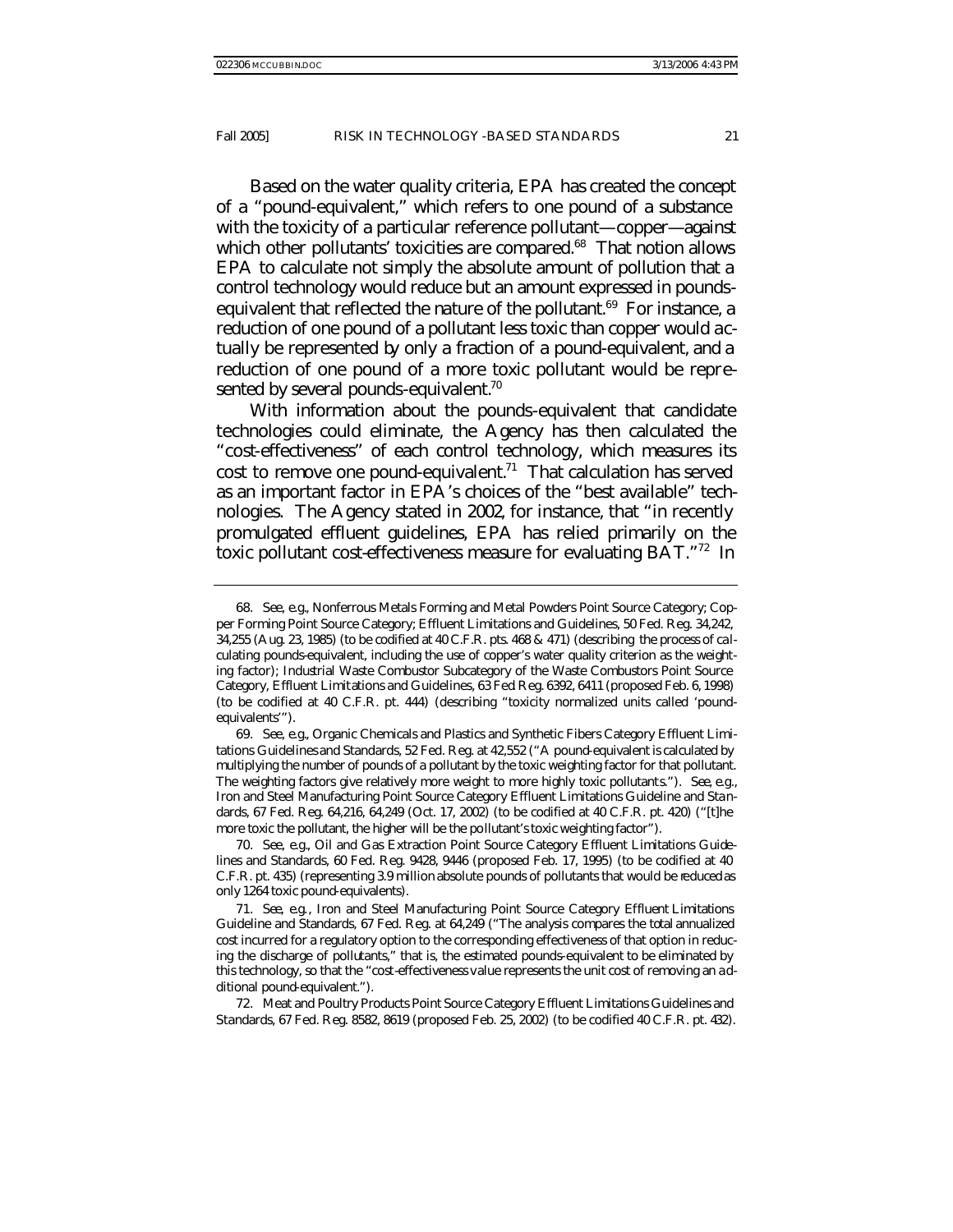Based on the water quality criteria, EPA has created the concept of a "pound-equivalent," which refers to one pound of a substance with the toxicity of a particular reference pollutant—copper—against which other pollutants' toxicities are compared.[68] That notion allows EPA to calculate not simply the absolute amount of pollution that a control technology would reduce but an amount expressed in pounds-equivalent that reflected the nature of the pollutant.[69] For instance, a reduction of one pound of a pollutant less toxic than copper would actually be represented by only a fraction of a pound-equivalent, and a reduction of one pound of a more toxic pollutant would be represented by several pounds-equivalent.[70]

With information about the pounds-equivalent that candidate technologies could eliminate, the Agency has then calculated the "cost-effectiveness" of each control technology, which measures its cost to remove one pound-equivalent.[71] That calculation has served as an important factor in EPA's choices of the "best available" technologies. The Agency stated in 2002, for instance, that "in recently promulgated effluent guidelines, EPA has relied primarily on the toxic pollutant cost-effectiveness measure for evaluating BAT."[72] In

---

68. *See, e.g.*, Nonferrous Metals Forming and Metal Powders Point Source Category; Copper Forming Point Source Category; Effluent Limitations and Guidelines, 50 Fed. Reg. 34,242, 34,255 (Aug. 23, 1985) (to be codified at 40 C.F.R. pts. 468 & 471) (describing the process of calculating pounds-equivalent, including the use of copper's water quality criterion as the weighting factor); Industrial Waste Combustor Subcategory of the Waste Combustors Point Source Category, Effluent Limitations and Guidelines, 63 Fed Reg. 6392, 6411 (proposed Feb. 6, 1998) (to be codified at 40 C.F.R. pt. 444) (describing "toxicity normalized units called 'pound-equivalents'").

69. *See, e.g.*, Organic Chemicals and Plastics and Synthetic Fibers Category Effluent Limitations Guidelines and Standards, 52 Fed. Reg. at 42,552 ("A pound-equivalent is calculated by multiplying the number of pounds of a pollutant by the toxic weighting factor for that pollutant. The weighting factors give relatively more weight to more highly toxic pollutants."). *See, e.g.*, Iron and Steel Manufacturing Point Source Category Effluent Limitations Guideline and Standards, 67 Fed. Reg. 64,216, 64,249 (Oct. 17, 2002) (to be codified at 40 C.F.R. pt. 420) ("[t]he more toxic the pollutant, the higher will be the pollutant's toxic weighting factor").

70. *See, e.g.*, Oil and Gas Extraction Point Source Category Effluent Limitations Guidelines and Standards, 60 Fed. Reg. 9428, 9446 (proposed Feb. 17, 1995) (to be codified at 40 C.F.R. pt. 435) (representing 3.9 million absolute pounds of pollutants that would be reduced as only 1264 toxic pound-equivalents).

71. *See, e.g.*, Iron and Steel Manufacturing Point Source Category Effluent Limitations Guideline and Standards, 67 Fed. Reg. at 64,249 ("The analysis compares the total annualized cost incurred for a regulatory option to the corresponding effectiveness of that option in reducing the discharge of pollutants," that is, the estimated pounds-equivalent to be eliminated by this technology, so that the "cost-effectiveness value represents the unit cost of removing an additional pound-equivalent.").

72. Meat and Poultry Products Point Source Category Effluent Limitations Guidelines and Standards, 67 Fed. Reg. 8582, 8619 (proposed Feb. 25, 2002) (to be codified 40 C.F.R. pt. 432).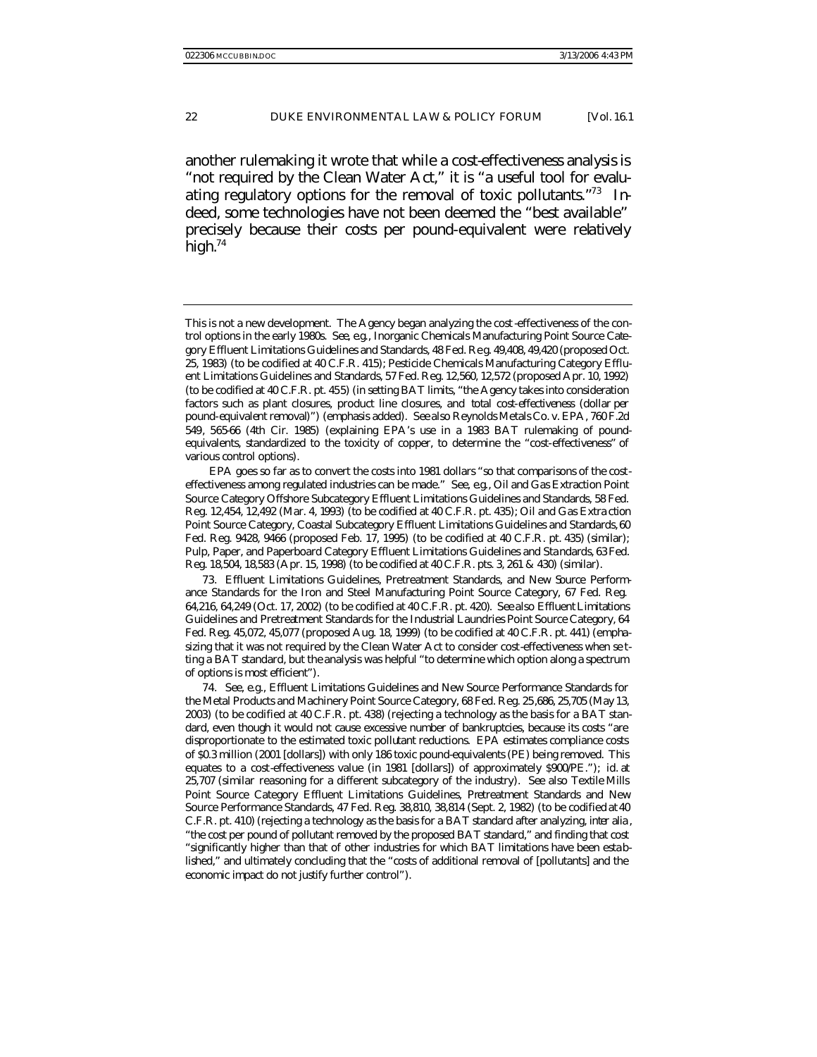another rulemaking it wrote that while a cost-effectiveness analysis is "not required by the Clean Water Act," it is "a useful tool for evaluating regulatory options for the removal of toxic pollutants."[73] Indeed, some technologies have not been deemed the "best available" precisely because their costs per pound-equivalent were relatively high.[74]

---

This is not a new development. The Agency began analyzing the cost-effectiveness of the control options in the early 1980s. *See, e.g.*, Inorganic Chemicals Manufacturing Point Source Category Effluent Limitations Guidelines and Standards, 48 Fed. Reg. 49,408, 49,420 (proposed Oct. 25, 1983) (to be codified at 40 C.F.R. 415); Pesticide Chemicals Manufacturing Category Effluent Limitations Guidelines and Standards, 57 Fed. Reg. 12,560, 12,572 (proposed Apr. 10, 1992) (to be codified at 40 C.F.R. pt. 455) (in setting BAT limits, "the Agency takes into consideration factors such as plant closures, product line closures, and *total cost-effectiveness* (dollar per pound-equivalent removal)") (emphasis added). *See also* Reynolds Metals Co. v. EPA, 760 F.2d 549, 565-66 (4th Cir. 1985) (explaining EPA's use in a 1983 BAT rulemaking of pound-equivalents, standardized to the toxicity of copper, to determine the "cost-effectiveness" of various control options).

EPA goes so far as to convert the costs into 1981 dollars "so that comparisons of the cost-effectiveness among regulated industries can be made." *See, e.g.*, Oil and Gas Extraction Point Source Category Offshore Subcategory Effluent Limitations Guidelines and Standards, 58 Fed. Reg. 12,454, 12,492 (Mar. 4, 1993) (to be codified at 40 C.F.R. pt. 435); Oil and Gas Extraction Point Source Category, Coastal Subcategory Effluent Limitations Guidelines and Standards, 60 Fed. Reg. 9428, 9466 (proposed Feb. 17, 1995) (to be codified at 40 C.F.R. pt. 435) (similar); Pulp, Paper, and Paperboard Category Effluent Limitations Guidelines and Standards, 63 Fed. Reg. 18,504, 18,583 (Apr. 15, 1998) (to be codified at 40 C.F.R. pts. 3, 261 & 430) (similar).

73. Effluent Limitations Guidelines, Pretreatment Standards, and New Source Performance Standards for the Iron and Steel Manufacturing Point Source Category, 67 Fed. Reg. 64,216, 64,249 (Oct. 17, 2002) (to be codified at 40 C.F.R. pt. 420). *See also* Effluent Limitations Guidelines and Pretreatment Standards for the Industrial Laundries Point Source Category, 64 Fed. Reg. 45,072, 45,077 (proposed Aug. 18, 1999) (to be codified at 40 C.F.R. pt. 441) (emphasizing that it was not required by the Clean Water Act to consider cost-effectiveness when setting a BAT standard, but the analysis was helpful "to determine which option along a spectrum of options is most efficient").

74. *See, e.g.*, Effluent Limitations Guidelines and New Source Performance Standards for the Metal Products and Machinery Point Source Category, 68 Fed. Reg. 25,686, 25,705 (May 13, 2003) (to be codified at 40 C.F.R. pt. 438) (rejecting a technology as the basis for a BAT standard, even though it would not cause excessive number of bankruptcies, because its costs "are disproportionate to the estimated toxic pollutant reductions. EPA estimates compliance costs of $0.3 million (2001 [dollars]) with only 186 toxic pound-equivalents (PE) being removed. This equates to a cost-effectiveness value (in 1981 [dollars]) of approximately $900/PE."); *id.* at 25,707 (similar reasoning for a different subcategory of the industry). *See also* Textile Mills Point Source Category Effluent Limitations Guidelines, Pretreatment Standards and New Source Performance Standards, 47 Fed. Reg. 38,810, 38,814 (Sept. 2, 1982) (to be codified at 40 C.F.R. pt. 410) (rejecting a technology as the basis for a BAT standard after analyzing, *inter alia*, "the cost per pound of pollutant removed by the proposed BAT standard," and finding that cost "significantly higher than that of other industries for which BAT limitations have been established," and ultimately concluding that the "costs of additional removal of [pollutants] and the economic impact do not justify further control").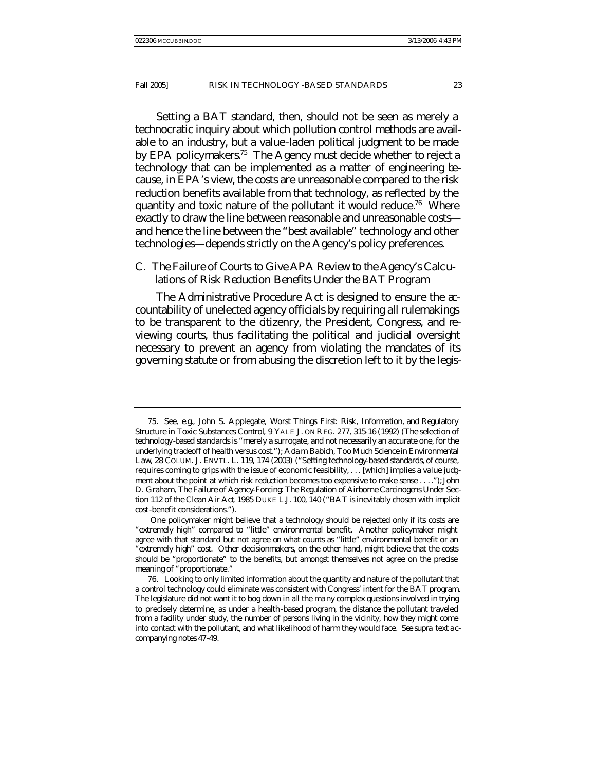Setting a BAT standard, then, should not be seen as merely a technocratic inquiry about which pollution control methods are available to an industry, but a value-laden political judgment to be made by EPA policymakers.[75] The Agency must decide whether to reject a technology that can be implemented as a matter of engineering because, in EPA's view, the costs are unreasonable compared to the risk reduction benefits available from that technology, as reflected by the quantity and toxic nature of the pollutant it would reduce.[76] Where exactly to draw the line between reasonable and unreasonable costs—and hence the line between the "best available" technology and other technologies—depends strictly on the Agency's policy preferences.

### C. *The Failure of Courts to Give APA Review to the Agency's Calculations of Risk Reduction Benefits Under the BAT Program*

The Administrative Procedure Act is designed to ensure the accountability of unelected agency officials by requiring all rulemakings to be transparent to the citizenry, the President, Congress, and reviewing courts, thus facilitating the political and judicial oversight necessary to prevent an agency from violating the mandates of its governing statute or from abusing the discretion left to it by the legis-

---

75. *See, e.g.*, John S. Applegate, *Worst Things First: Risk, Information, and Regulatory Structure in Toxic Substances Control*, 9 YALE J. ON REG. 277, 315-16 (1992) (The selection of technology-based standards is "merely a surrogate, and not necessarily an accurate one, for the underlying tradeoff of health versus cost."); Adam Babich, *Too Much Science in Environmental Law*, 28 COLUM. J. ENVTL. L. 119, 174 (2003) ("Setting technology-based standards, of course, requires coming to grips with the issue of economic feasibility, . . . [which] implies a value judgment about the point at which risk reduction becomes too expensive to make sense . . . ."); John D. Graham, *The Failure of Agency-Forcing: The Regulation of Airborne Carcinogens Under Section 112 of the Clean Air Act*, 1985 DUKE L.J. 100, 140 ("BAT is inevitably chosen with implicit cost-benefit considerations.").

One policymaker might believe that a technology should be rejected only if its costs are "extremely high" compared to "little" environmental benefit. Another policymaker might agree with that standard but not agree on what counts as "little" environmental benefit or an "extremely high" cost. Other decisionmakers, on the other hand, might believe that the costs should be "proportionate" to the benefits, but amongst themselves not agree on the precise meaning of "proportionate."

76. Looking to only limited information about the quantity and nature of the pollutant that a control technology could eliminate was consistent with Congress' intent for the BAT program. The legislature did not want it to bog down in all the many complex questions involved in trying to precisely determine, as under a health-based program, the distance the pollutant traveled from a facility under study, the number of persons living in the vicinity, how they might come into contact with the pollutant, and what likelihood of harm they would face. *See supra* text accompanying notes 47-49.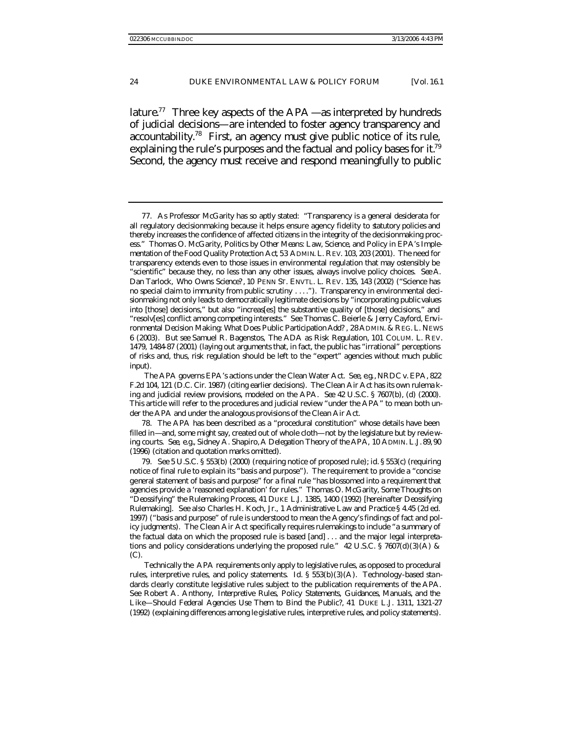lature.[77] Three key aspects of the APA —as interpreted by hundreds of judicial decisions—are intended to foster agency transparency and accountability.[78] First, an agency must give public notice of its rule, explaining the rule's purposes and the factual and policy bases for it.[79] Second, the agency must receive and respond meaningfully to public

---

77. As Professor McGarity has so aptly stated: "Transparency is a general desiderata for all regulatory decisionmaking because it helps ensure agency fidelity to statutory policies and thereby increases the confidence of affected citizens in the integrity of the decisionmaking process." Thomas O. McGarity, Politics by Other Means: Law, Science, and Policy in EPA's Implementation of the Food Quality Protection Act, 53 ADMIN. L. REV. 103, 203 (2001). The need for transparency extends even to those issues in environmental regulation that may ostensibly be "scientific" because they, no less than any other issues, always involve policy choices. *See* A. Dan Tarlock, *Who Owns Science?*, 10 PENN ST. ENVTL. L. REV. 135, 143 (2002) ("Science has no special claim to immunity from public scrutiny . . . ."). Transparency in environmental decisionmaking not only leads to democratically legitimate decisions by "incorporating public values into [those] decisions," but also "increas[es] the substantive quality of [those] decisions," and "resolv[es] conflict among competing interests." *See* Thomas C. Beierle & Jerry Cayford, *Environmental Decision Making: What Does Public Participation Add?*, 28 ADMIN. & REG. L. NEWS 6 (2003). *But see* Samuel R. Bagenstos, *The ADA as Risk Regulation*, 101 COLUM. L. REV. 1479, 1484-87 (2001) (laying out arguments that, in fact, the public has "irrational" perceptions of risks and, thus, risk regulation should be left to the "expert" agencies without much public input).

The APA governs EPA's actions under the Clean Water Act. *See, e.g.*, NRDC v. EPA, 822 F.2d 104, 121 (D.C. Cir. 1987) (citing earlier decisions). The Clean Air Act has its own rulemaking and judicial review provisions, modeled on the APA. *See* 42 U.S.C. § 7607(b), (d) (2000). This article will refer to the procedures and judicial review "under the APA" to mean both under the APA and under the analogous provisions of the Clean Air Act.

78. The APA has been described as a "procedural constitution" whose details have been filled in—and, some might say, created out of whole cloth—not by the legislature but by reviewing courts. *See, e.g.*, Sidney A. Shapiro, *A Delegation Theory of the APA*, 10 ADMIN. L.J. 89, 90 (1996) (citation and quotation marks omitted).

79. *See* 5 U.S.C. § 553(b) (2000) (requiring notice of proposed rule); *id.* § 553(c) (requiring notice of final rule to explain its "basis and purpose"). The requirement to provide a "concise general statement of basis and purpose" for a final rule "has blossomed into a requirement that agencies provide a 'reasoned explanation' for rules." Thomas O. McGarity, *Some Thoughts on "Deossifying" the Rulemaking Process*, 41 DUKE L.J. 1385, 1400 (1992) [hereinafter *Deossifying Rulemaking*]. *See also* Charles H. Koch, Jr., 1 Administrative Law and Practice § 4.45 (2d ed. 1997) ("basis and purpose" of rule is understood to mean the Agency's findings of fact and policy judgments). The Clean Air Act specifically requires rulemakings to include "a summary of the factual data on which the proposed rule is based [and] . . . and the major legal interpretations and policy considerations underlying the proposed rule." 42 U.S.C. § 7607(d)(3)(A) & (C).

Technically the APA requirements only apply to legislative rules, as opposed to procedural rules, interpretive rules, and policy statements. *Id.* § 553(b)(3)(A). Technology-based standards clearly constitute legislative rules subject to the publication requirements of the APA. *See* Robert A. Anthony, *Interpretive Rules, Policy Statements, Guidances, Manuals, and the Like—Should Federal Agencies Use Them to Bind the Public?*, 41 DUKE L.J. 1311, 1321-27 (1992) (explaining differences among legislative rules, interpretive rules, and policy statements).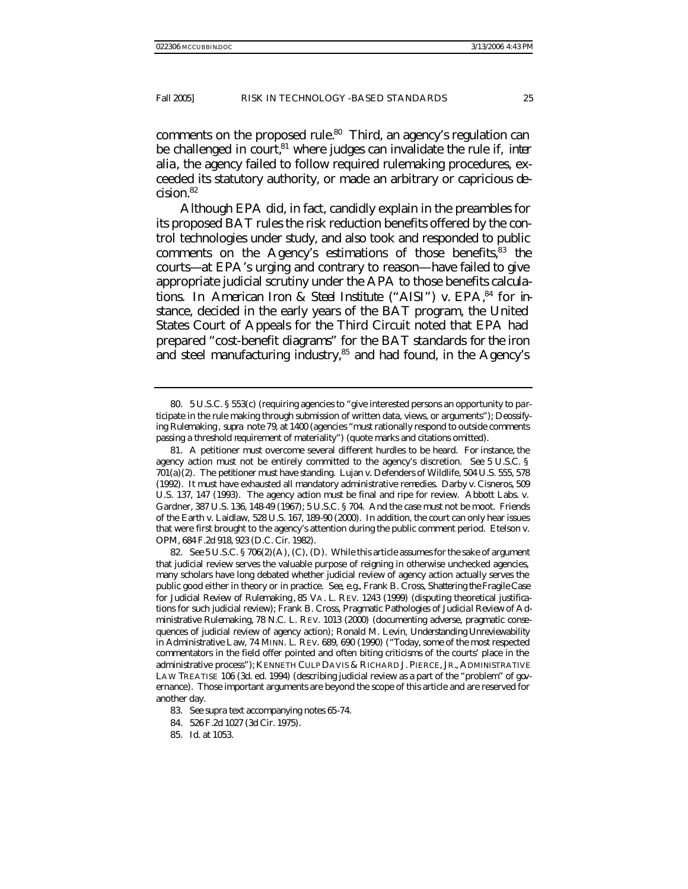comments on the proposed rule.[80] Third, an agency's regulation can be challenged in court,[81] where judges can invalidate the rule if, *inter alia*, the agency failed to follow required rulemaking procedures, exceeded its statutory authority, or made an arbitrary or capricious decision.[82]

Although EPA did, in fact, candidly explain in the preambles for its proposed BAT rules the risk reduction benefits offered by the control technologies under study, and also took and responded to public comments on the Agency's estimations of those benefits,[83] the courts—at EPA's urging and contrary to reason—have failed to give appropriate judicial scrutiny under the APA to those benefits calculations. In *American Iron & Steel Institute* ("AISI") *v. EPA*,[84] for instance, decided in the early years of the BAT program, the United States Court of Appeals for the Third Circuit noted that EPA had prepared "cost-benefit diagrams" for the BAT standards for the iron and steel manufacturing industry,[85] and had found, in the Agency's

---

80. 5 U.S.C. § 553(c) (requiring agencies to "give interested persons an opportunity to participate in the rule making through submission of written data, views, or arguments"); Deossifying Rulemaking, *supra* note 79, at 1400 (agencies "must rationally respond to outside comments passing a threshold requirement of materiality") (quote marks and citations omitted).

81. A petitioner must overcome several different hurdles to be heard. For instance, the agency action must not be entirely committed to the agency's discretion. *See* 5 U.S.C. § 701(a)(2). The petitioner must have standing. Lujan v. Defenders of Wildlife, 504 U.S. 555, 578 (1992). It must have exhausted all mandatory administrative remedies. Darby v. Cisneros, 509 U.S. 137, 147 (1993). The agency action must be final and ripe for review. Abbott Labs. v. Gardner, 387 U.S. 136, 148-49 (1967); 5 U.S.C. § 704. And the case must not be moot. Friends of the Earth v. Laidlaw, 528 U.S. 167, 189-90 (2000). In addition, the court can only hear issues that were first brought to the agency's attention during the public comment period. Etelson v. OPM, 684 F.2d 918, 923 (D.C. Cir. 1982).

82. *See* 5 U.S.C. § 706(2)(A), (C), (D). While this article assumes for the sake of argument that judicial review serves the valuable purpose of reigning in otherwise unchecked agencies, many scholars have long debated whether judicial review of agency action actually serves the public good either in theory or in practice. *See, e.g.*, Frank B. Cross, *Shattering the Fragile Case for Judicial Review of Rulemaking*, 85 VA. L. REV. 1243 (1999) (disputing theoretical justifications for such judicial review); Frank B. Cross, *Pragmatic Pathologies of Judicial Review of Administrative Rulemaking*, 78 N.C. L. REV. 1013 (2000) (documenting adverse, pragmatic consequences of judicial review of agency action); Ronald M. Levin, *Understanding Unreviewability in Administrative Law*, 74 MINN. L. REV. 689, 690 (1990) ("Today, some of the most respected commentators in the field offer pointed and often biting criticisms of the courts' place in the administrative process"); KENNETH CULP DAVIS & RICHARD J. PIERCE, JR., ADMINISTRATIVE LAW TREATISE 106 (3d. ed. 1994) (describing judicial review as a part of the "problem" of governance). Those important arguments are beyond the scope of this article and are reserved for another day.

83. *See supra* text accompanying notes 65-74.

84. 526 F.2d 1027 (3d Cir. 1975).

85. *Id.* at 1053.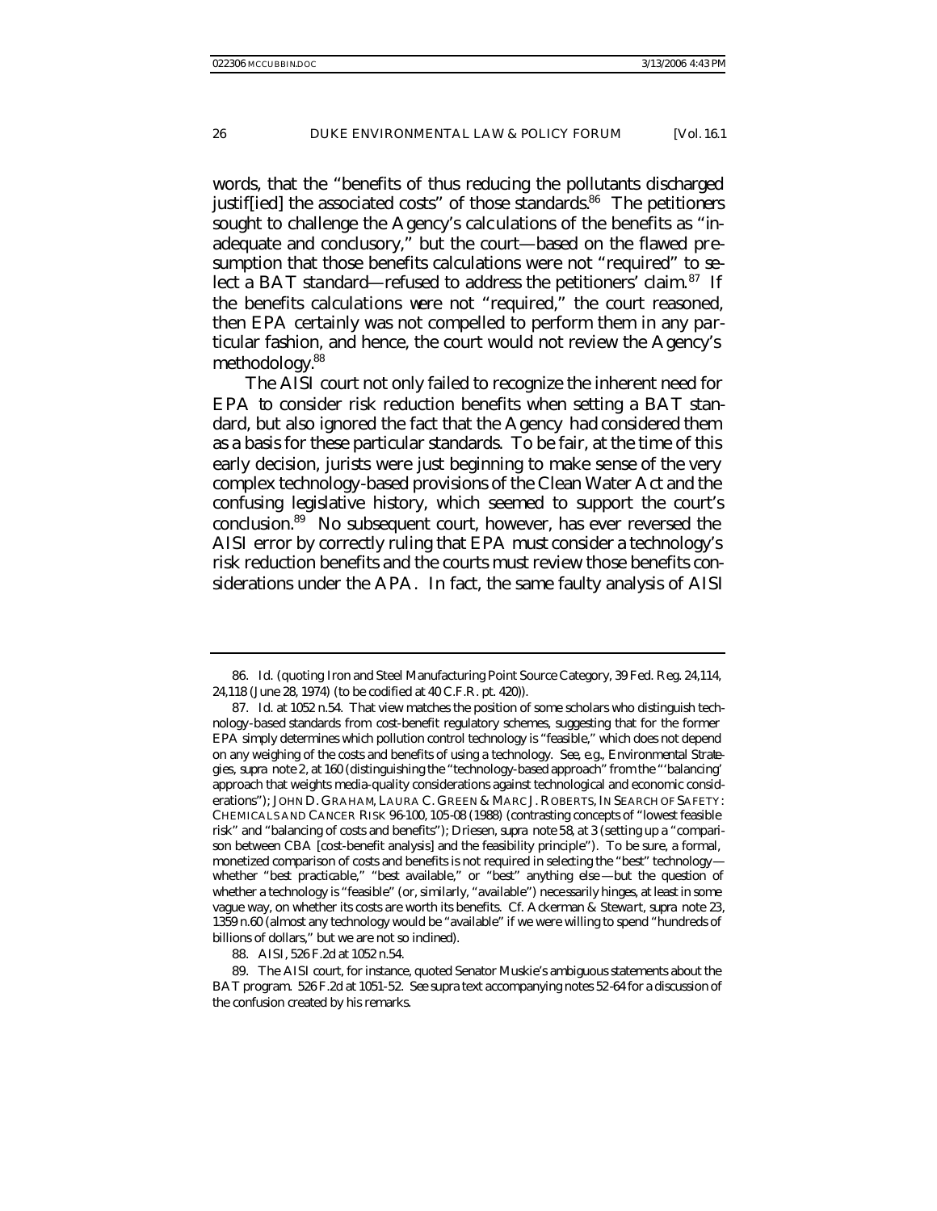words, that the "benefits of thus reducing the pollutants discharged justif[ied] the associated costs" of those standards.[86] The petitioners sought to challenge the Agency's calculations of the benefits as "inadequate and conclusory," but the court—based on the flawed presumption that those benefits calculations were not "required" to select a BAT standard—refused to address the petitioners' claim.[87] If the benefits calculations *were* not "required," the court reasoned, then EPA certainly was not compelled to perform them in any particular fashion, and hence, the court would not review the Agency's methodology.[88]

The *AISI* court not only failed to recognize the inherent need for EPA to consider risk reduction benefits when setting a BAT standard, but also ignored the fact that the Agency had considered them as a basis for these particular standards. To be fair, at the time of this early decision, jurists were just beginning to make sense of the very complex technology-based provisions of the Clean Water Act and the confusing legislative history, which seemed to support the court's conclusion.[89] No subsequent court, however, has ever reversed the *AISI* error by correctly ruling that EPA must consider a technology's risk reduction benefits and the courts must review those benefits considerations under the APA. In fact, the same faulty analysis of *AISI*

---

86. *Id.* (quoting Iron and Steel Manufacturing Point Source Category, 39 Fed. Reg. 24,114, 24,118 (June 28, 1974) (to be codified at 40 C.F.R. pt. 420)).

87. *Id.* at 1052 n.54. That view matches the position of some scholars who distinguish technology-based standards from cost-benefit regulatory schemes, suggesting that for the former EPA simply determines which pollution control technology is "feasible," which does not depend on any weighing of the costs and benefits of using a technology. *See, e.g.*, *Environmental Strategies*, *supra* note 2, at 160 (distinguishing the "technology-based approach" from the "'balancing' approach that weights media-quality considerations against technological and economic considerations"); JOHN D. GRAHAM, LAURA C. GREEN & MARC J. ROBERTS, IN SEARCH OF SAFETY: CHEMICALS AND CANCER RISK 96-100, 105-08 (1988) (contrasting concepts of "lowest feasible risk" and "balancing of costs and benefits"); Driesen, *supra* note 58, at 3 (setting up a "comparison between CBA [cost-benefit analysis] and the feasibility principle"). To be sure, a formal, monetized comparison of costs and benefits is not required in selecting the "best" technology—whether "best practicable," "best available," or "best" anything else—but the question of whether a technology is "feasible" (or, similarly, "available") necessarily hinges, at least in some vague way, on whether its costs are worth its benefits. *Cf.* Ackerman & Stewart, *supra* note 23, 1359 n.60 (almost any technology would be "available" if we were willing to spend "hundreds of billions of dollars," but we are not so inclined).

88. *AISI*, 526 F.2d at 1052 n.54.

89. The *AISI* court, for instance, quoted Senator Muskie's ambiguous statements about the BAT program. 526 F.2d at 1051-52. *See supra* text accompanying notes 52-64 for a discussion of the confusion created by his remarks.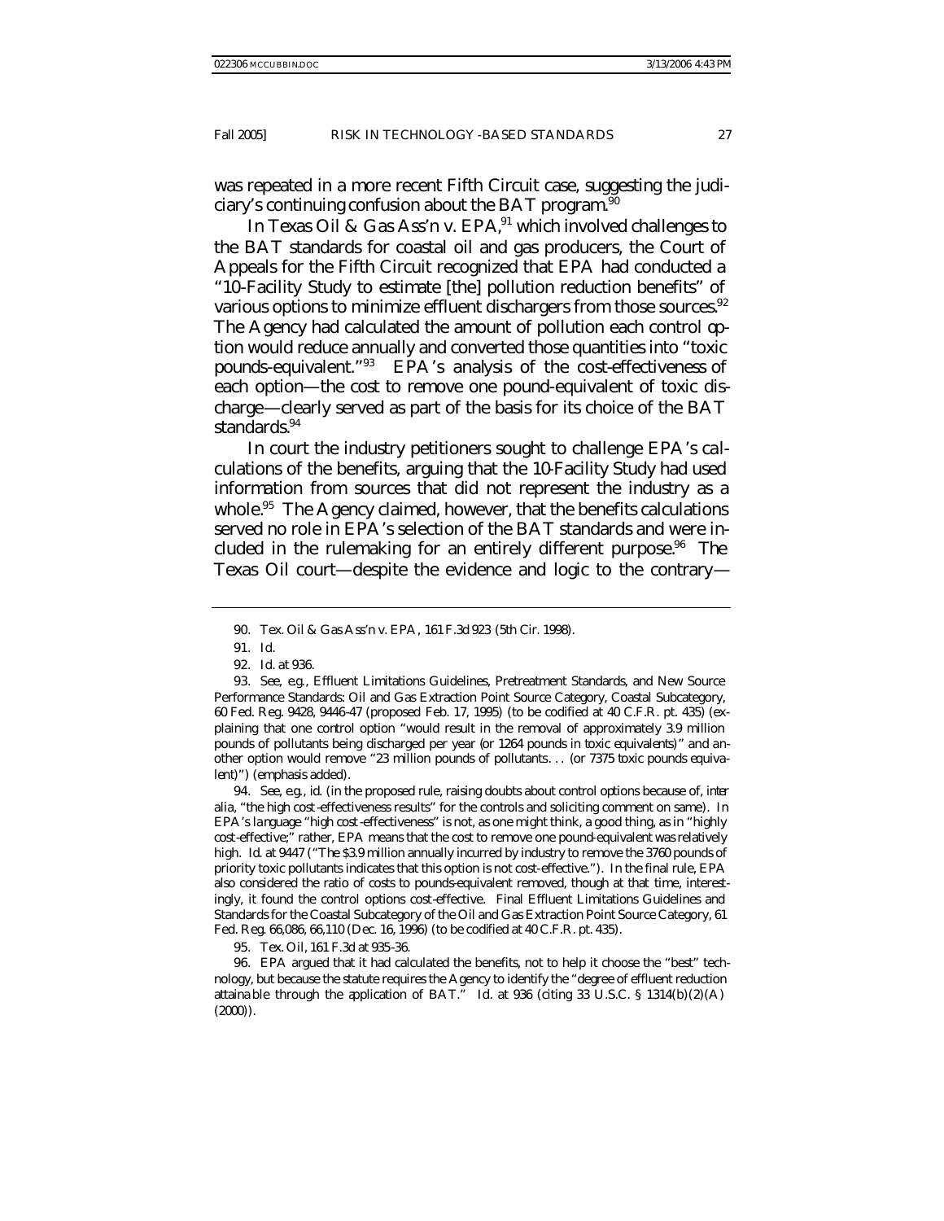was repeated in a more recent Fifth Circuit case, suggesting the judiciary's continuing confusion about the BAT program.[90]

In *Texas Oil & Gas Ass'n v. EPA*,[91] which involved challenges to the BAT standards for coastal oil and gas producers, the Court of Appeals for the Fifth Circuit recognized that EPA had conducted a "10-Facility Study to estimate [the] pollution reduction benefits" of various options to minimize effluent dischargers from those sources.[92] The Agency had calculated the amount of pollution each control option would reduce annually and converted those quantities into "toxic pounds-equivalent."[93] EPA's analysis of the cost-effectiveness of each option—the cost to remove one pound-equivalent of toxic discharge—clearly served as part of the basis for its choice of the BAT standards.[94]

In court the industry petitioners sought to challenge EPA's calculations of the benefits, arguing that the 10-Facility Study had used information from sources that did not represent the industry as a whole.[95] The Agency claimed, however, that the benefits calculations served no role in EPA's selection of the BAT standards and were included in the rulemaking for an entirely different purpose.[96] The *Texas Oil* court—despite the evidence and logic to the contrary—

---

90. Tex. Oil & Gas Ass'n v. EPA, 161 F.3d 923 (5th Cir. 1998).

91. *Id.*

92. *Id.* at 936.

93. *See, e.g.*, Effluent Limitations Guidelines, Pretreatment Standards, and New Source Performance Standards: Oil and Gas Extraction Point Source Category, Coastal Subcategory, 60 Fed. Reg. 9428, 9446-47 (proposed Feb. 17, 1995) (to be codified at 40 C.F.R. pt. 435) (explaining that one control option "would result in the removal of approximately 3.9 million pounds of pollutants being discharged per year (or 1264 pounds in *toxic equivalents*)" and another option would remove "23 million pounds of pollutants. . . (or 7375 *toxic pounds equivalent*)") (emphasis added).

94. *See, e.g.*, *id.* (in the proposed rule, raising doubts about control options because of, *inter alia*, "the high cost-effectiveness results" for the controls and soliciting comment on same). In EPA's language "high cost-effectiveness" is not, as one might think, a good thing, as in "highly cost-effective;" rather, EPA means that the cost to remove one pound-equivalent was relatively high. *Id.* at 9447 ("The \$3.9 million annually incurred by industry to remove the 3760 pounds of priority toxic pollutants indicates that this option is not cost-effective."). In the final rule, EPA also considered the ratio of costs to pounds-equivalent removed, though at that time, interestingly, it found the control options cost-effective. Final Effluent Limitations Guidelines and Standards for the Coastal Subcategory of the Oil and Gas Extraction Point Source Category, 61 Fed. Reg. 66,086, 66,110 (Dec. 16, 1996) (to be codified at 40 C.F.R. pt. 435).

95. *Tex. Oil*, 161 F.3d at 935-36.

96. EPA argued that it had calculated the benefits, not to help it choose the "best" technology, but because the statute requires the Agency to identify the "degree of effluent reduction attainable through the application of BAT." *Id.* at 936 (citing 33 U.S.C. § 1314(b)(2)(A) (2000)).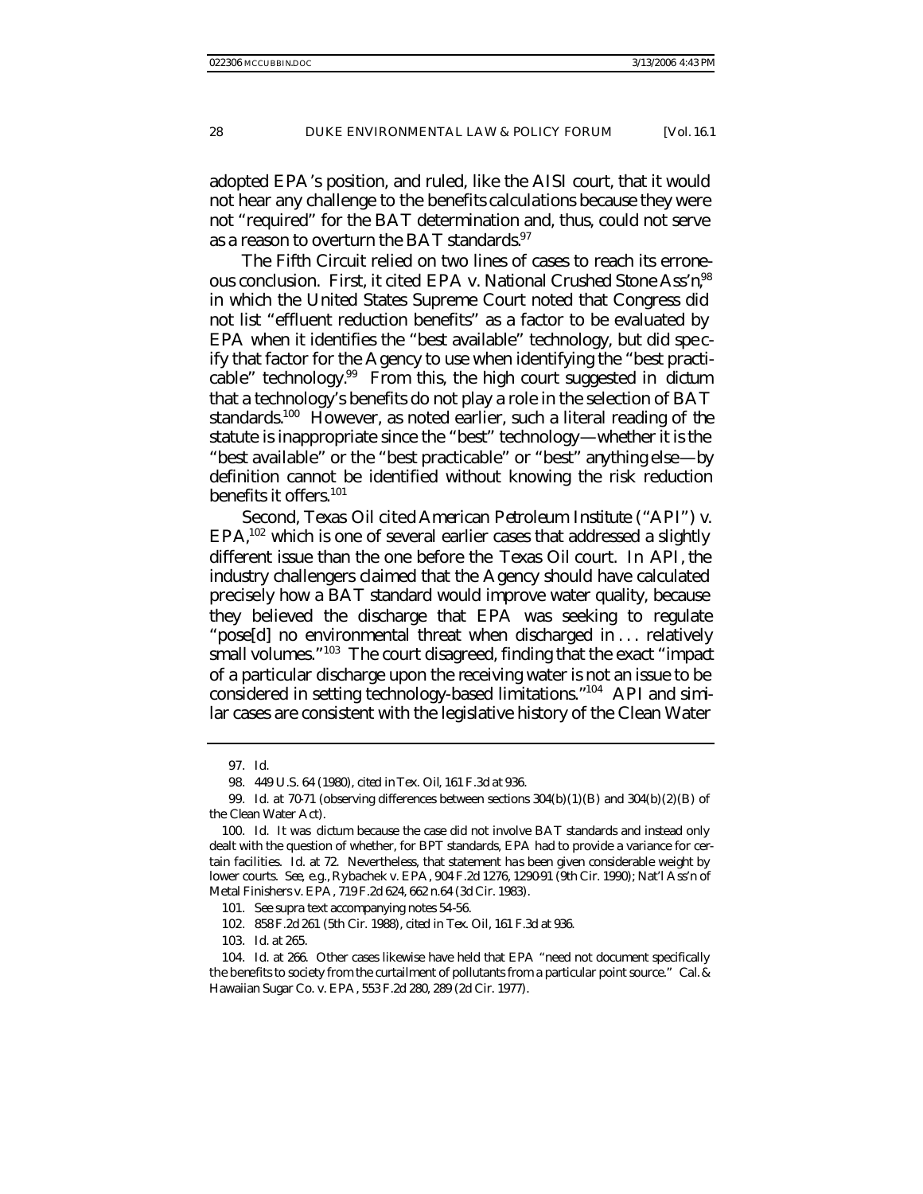adopted EPA's position, and ruled, like the AISI court, that it would not hear any challenge to the benefits calculations because they were not "required" for the BAT determination and, thus, could not serve as a reason to overturn the BAT standards.[97]

The Fifth Circuit relied on two lines of cases to reach its erroneous conclusion. First, it cited *EPA v. National Crushed Stone Ass'n*,[98] in which the United States Supreme Court noted that Congress did not list "effluent reduction benefits" as a factor to be evaluated by EPA when it identifies the "best available" technology, but did specify that factor for the Agency to use when identifying the "best practicable" technology.[99] From this, the high court suggested in dictum that a technology's benefits do not play a role in the selection of BAT standards.[100] However, as noted earlier, such a literal reading of the statute is inappropriate since the "best" technology—whether it is the "best available" or the "best practicable" or "best" anything else—by definition cannot be identified without knowing the risk reduction benefits it offers.[101]

Second, *Texas Oil* cited *American Petroleum Institute* ("*API*") *v. EPA*,[102] which is one of several earlier cases that addressed a slightly different issue than the one before the *Texas Oil* court. In *API*, the industry challengers claimed that the Agency should have calculated precisely how a BAT standard would improve water quality, because they believed the discharge that EPA was seeking to regulate "pose[d] no environmental threat when discharged in . . . relatively small volumes."[103] The court disagreed, finding that the exact "impact of a particular discharge upon the receiving water is not an issue to be considered in setting technology-based limitations."[104] *API* and similar cases are consistent with the legislative history of the Clean Water

---

97. *Id.*

98. 449 U.S. 64 (1980), *cited in Tex. Oil*, 161 F.3d at 936.

99. *Id.* at 70-71 (observing differences between sections 304(b)(1)(B) and 304(b)(2)(B) of the Clean Water Act).

100. *Id.* It was dictum because the case did not involve BAT standards and instead only dealt with the question of whether, for BPT standards, EPA had to provide a variance for certain facilities. *Id.* at 72. Nevertheless, that statement has been given considerable weight by lower courts. *See, e.g.*, Rybachek v. EPA, 904 F.2d 1276, 1290-91 (9th Cir. 1990); Nat'l Ass'n of Metal Finishers v. EPA, 719 F.2d 624, 662 n.64 (3d Cir. 1983).

101. *See supra* text accompanying notes 54-56.

102. 858 F.2d 261 (5th Cir. 1988), *cited in Tex. Oil*, 161 F.3d at 936.

103. *Id.* at 265.

104. *Id.* at 266. Other cases likewise have held that EPA "need not document specifically the benefits to society from the curtailment of pollutants from a particular point source." Cal. & Hawaiian Sugar Co. v. EPA, 553 F.2d 280, 289 (2d Cir. 1977).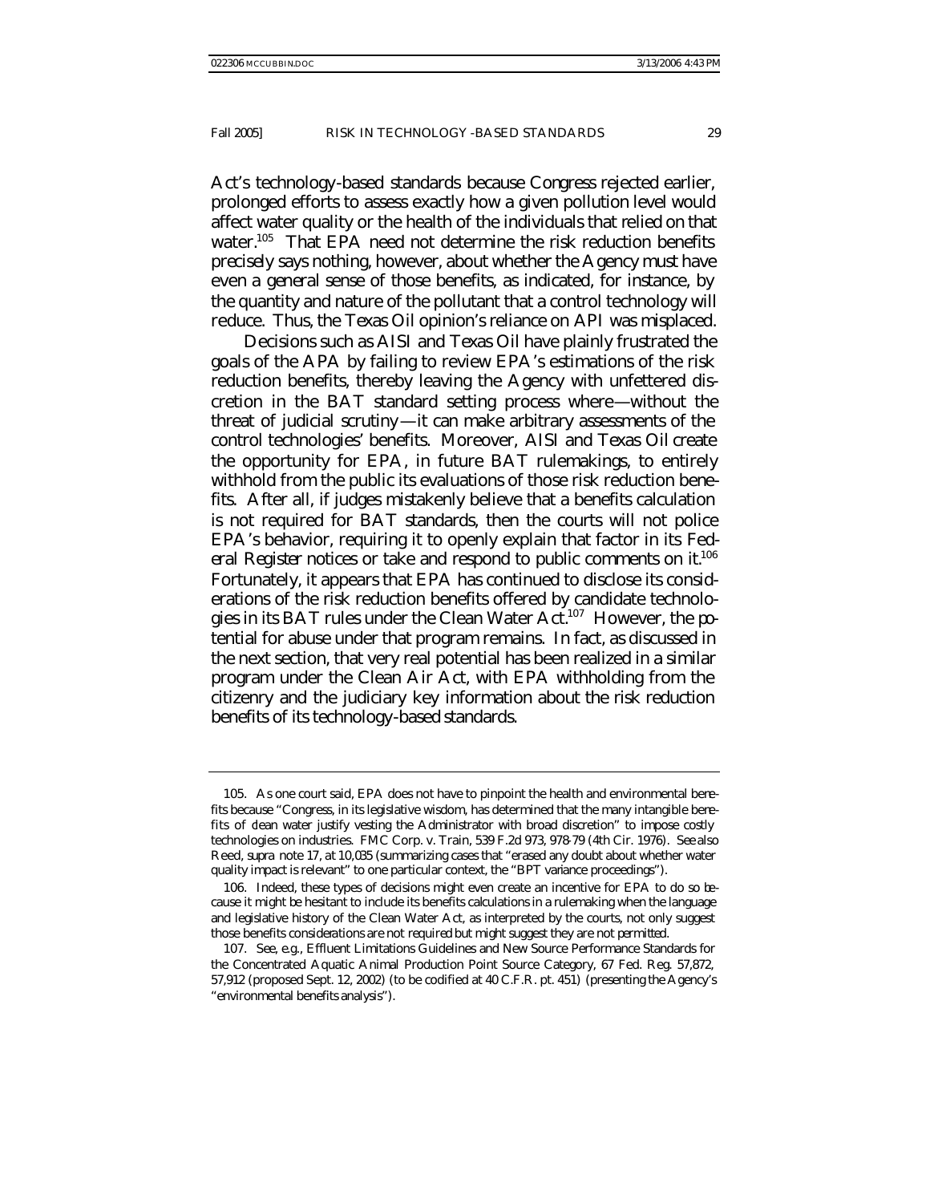Act's technology-based standards because Congress rejected earlier, prolonged efforts to assess exactly how a given pollution level would affect water quality or the health of the individuals that relied on that water.[105] That EPA need not determine the risk reduction benefits precisely says nothing, however, about whether the Agency must have even a *general* sense of those benefits, as indicated, for instance, by the quantity and nature of the pollutant that a control technology will reduce. Thus, the *Texas Oil* opinion's reliance on *API* was misplaced.

Decisions such as *AISI* and *Texas Oil* have plainly frustrated the goals of the APA by failing to review EPA's estimations of the risk reduction benefits, thereby leaving the Agency with unfettered discretion in the BAT standard setting process where—without the threat of judicial scrutiny—it can make arbitrary assessments of the control technologies' benefits. Moreover, *AISI* and *Texas Oil* create the opportunity for EPA, in future BAT rulemakings, to entirely withhold from the public its evaluations of those risk reduction benefits. After all, if judges mistakenly believe that a benefits calculation is not required for BAT standards, then the courts will not police EPA's behavior, requiring it to openly explain that factor in its *Federal Register* notices or take and respond to public comments on it.[106] Fortunately, it appears that EPA has continued to disclose its considerations of the risk reduction benefits offered by candidate technologies in its BAT rules under the Clean Water Act.[107] However, the potential for abuse under that program remains. In fact, as discussed in the next section, that very real potential has been realized in a similar program under the Clean Air Act, with EPA withholding from the citizenry and the judiciary key information about the risk reduction benefits of its technology-based standards.

---

105. As one court said, EPA does not have to pinpoint the health and environmental benefits because "Congress, in its legislative wisdom, has determined that the many intangible benefits of clean water justify vesting the Administrator with broad discretion" to impose costly technologies on industries. FMC Corp. v. Train, 539 F.2d 973, 978-79 (4th Cir. 1976). *See also* Reed, *supra* note 17, at 10,035 (summarizing cases that "erased any doubt about whether water quality impact is relevant" to one particular context, the "BPT variance proceedings").

106. Indeed, these types of decisions might even create an incentive for EPA to do so because it might be hesitant to include its benefits calculations in a rulemaking when the language and legislative history of the Clean Water Act, as interpreted by the courts, not only suggest those benefits considerations are not required but might suggest they are not permitted.

107. *See, e.g.*, Effluent Limitations Guidelines and New Source Performance Standards for the Concentrated Aquatic Animal Production Point Source Category, 67 Fed. Reg. 57,872, 57,912 (proposed Sept. 12, 2002) (to be codified at 40 C.F.R. pt. 451) (presenting the Agency's "environmental benefits analysis").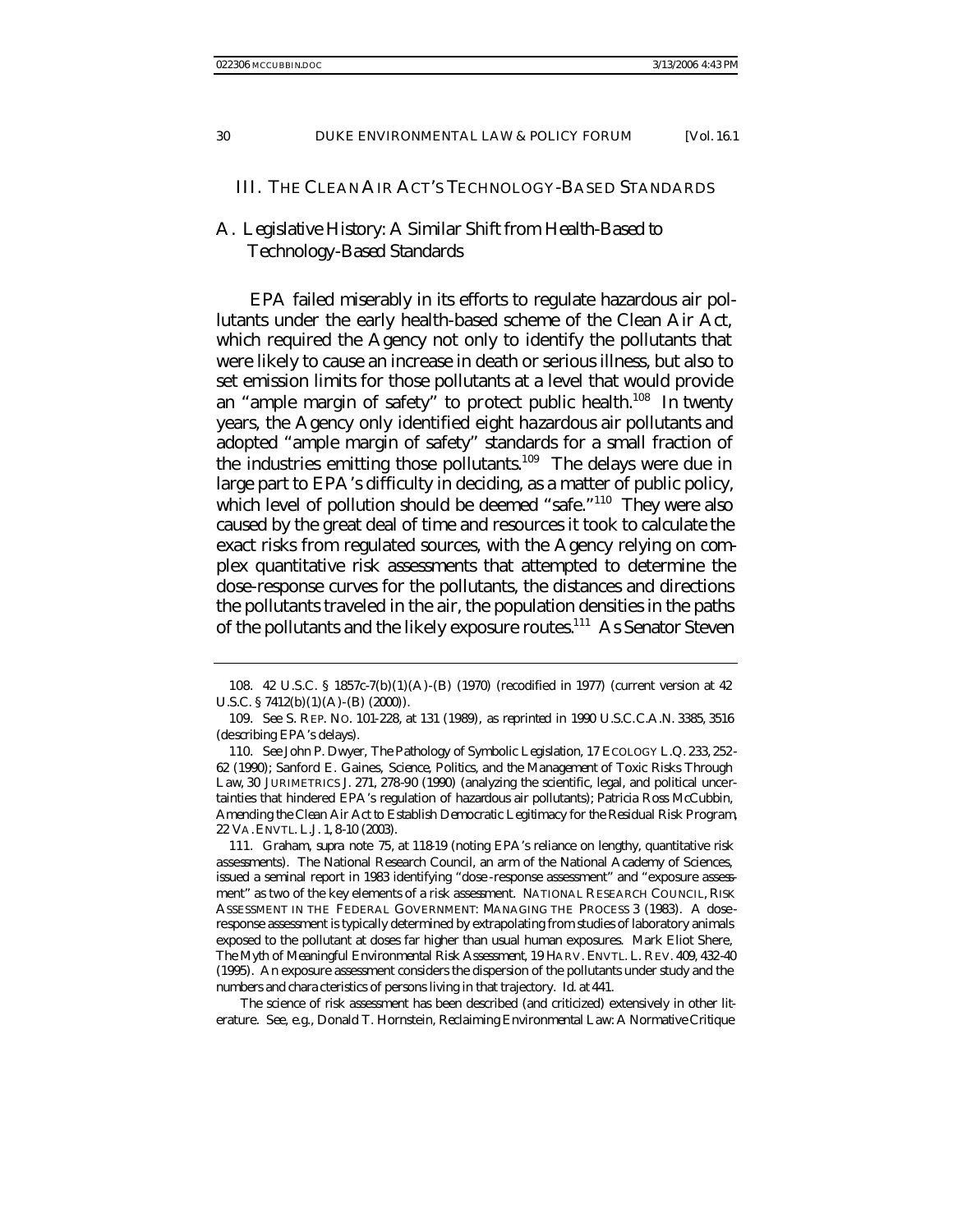## III. THE CLEAN AIR ACT'S TECHNOLOGY-BASED STANDARDS

### A. Legislative History: A Similar Shift from Health-Based to Technology-Based Standards

EPA failed miserably in its efforts to regulate hazardous air pollutants under the early health-based scheme of the Clean Air Act, which required the Agency not only to identify the pollutants that were likely to cause an increase in death or serious illness, but also to set emission limits for those pollutants at a level that would provide an "ample margin of safety" to protect public health.[108] In twenty years, the Agency only identified eight hazardous air pollutants and adopted "ample margin of safety" standards for a small fraction of the industries emitting those pollutants.[109] The delays were due in large part to EPA's difficulty in deciding, as a matter of public policy, which level of pollution should be deemed "safe."[110] They were also caused by the great deal of time and resources it took to calculate the exact risks from regulated sources, with the Agency relying on complex quantitative risk assessments that attempted to determine the dose-response curves for the pollutants, the distances and directions the pollutants traveled in the air, the population densities in the paths of the pollutants and the likely exposure routes.[111] As Senator Steven

---

108. 42 U.S.C. § 1857c-7(b)(1)(A)-(B) (1970) (recodified in 1977) (current version at 42 U.S.C. § 7412(b)(1)(A)-(B) (2000)).

109. *See* S. REP. NO. 101-228, at 131 (1989), *as reprinted in* 1990 U.S.C.C.A.N. 3385, 3516 (describing EPA's delays).

110. *See* John P. Dwyer, *The Pathology of Symbolic Legislation*, 17 ECOLOGY L.Q. 233, 252-62 (1990); Sanford E. Gaines, *Science, Politics, and the Management of Toxic Risks Through Law*, 30 JURIMETRICS J. 271, 278-90 (1990) (analyzing the scientific, legal, and political uncertainties that hindered EPA's regulation of hazardous air pollutants); Patricia Ross McCubbin, *Amending the Clean Air Act to Establish Democratic Legitimacy for the Residual Risk Program*, 22 VA. ENVTL. L.J. 1, 8-10 (2003).

111. Graham, *supra* note 75, at 118-19 (noting EPA's reliance on lengthy, quantitative risk assessments). The National Research Council, an arm of the National Academy of Sciences, issued a seminal report in 1983 identifying "dose-response assessment" and "exposure assessment" as two of the key elements of a risk assessment. NATIONAL RESEARCH COUNCIL, RISK ASSESSMENT IN THE FEDERAL GOVERNMENT: MANAGING THE PROCESS 3 (1983). A dose-response assessment is typically determined by extrapolating from studies of laboratory animals exposed to the pollutant at doses far higher than usual human exposures. Mark Eliot Shere, *The Myth of Meaningful Environmental Risk Assessment*, 19 HARV. ENVTL. L. REV. 409, 432-40 (1995). An exposure assessment considers the dispersion of the pollutants under study and the numbers and characteristics of persons living in that trajectory. *Id.* at 441.

The science of risk assessment has been described (and criticized) extensively in other literature. *See, e.g.*, Donald T. Hornstein, *Reclaiming Environmental Law: A Normative Critique*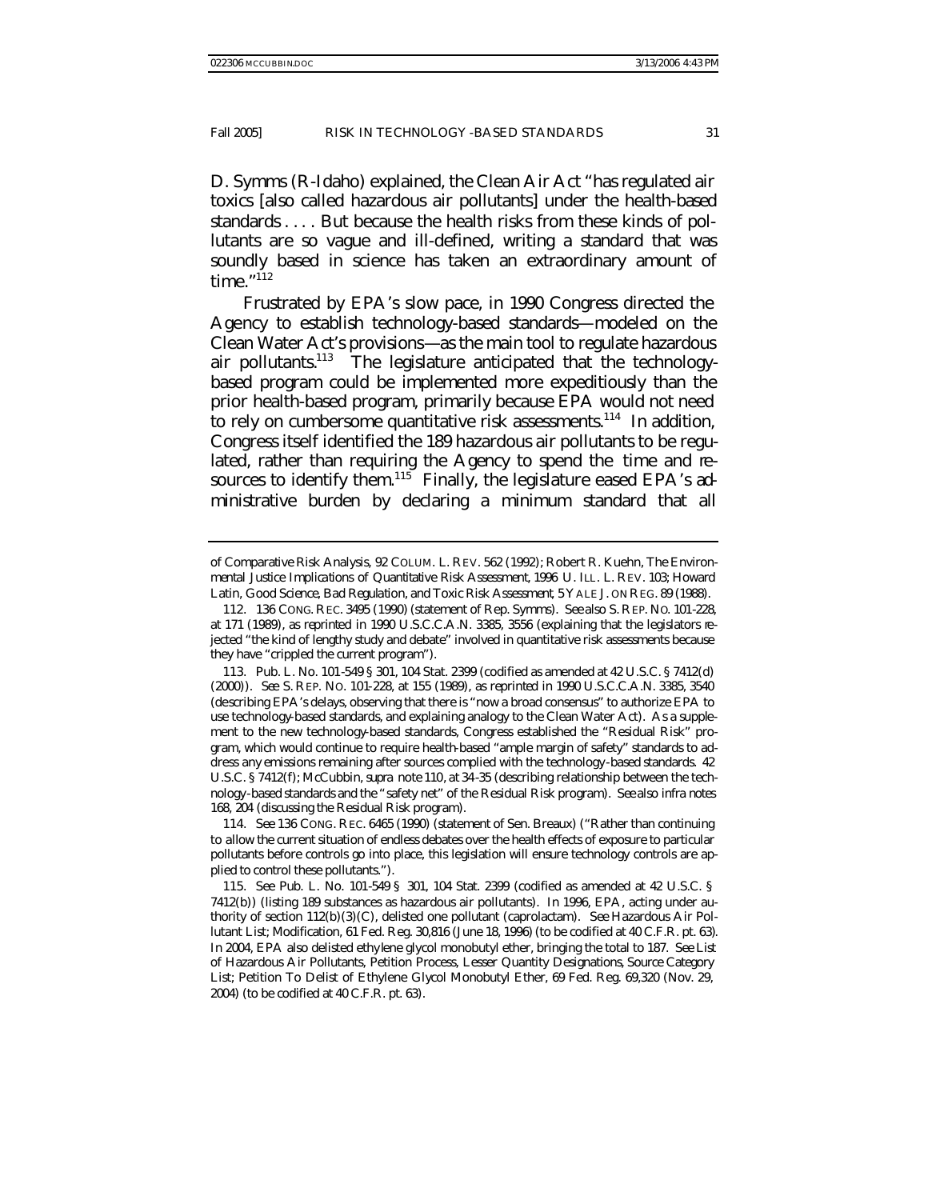D. Symms (R-Idaho) explained, the Clean Air Act "has regulated air toxics [also called hazardous air pollutants] under the health-based standards . . . . But because the health risks from these kinds of pollutants are so vague and ill-defined, writing a standard that was soundly based in science has taken an extraordinary amount of time."[112]

Frustrated by EPA's slow pace, in 1990 Congress directed the Agency to establish technology-based standards—modeled on the Clean Water Act's provisions—as the main tool to regulate hazardous air pollutants.[113] The legislature anticipated that the technology-based program could be implemented more expeditiously than the prior health-based program, primarily because EPA would not need to rely on cumbersome quantitative risk assessments.[114] In addition, Congress itself identified the 189 hazardous air pollutants to be regulated, rather than requiring the Agency to spend the time and resources to identify them.[115] Finally, the legislature eased EPA's administrative burden by declaring a minimum standard that all

---

of Comparative Risk Analysis, 92 COLUM. L. REV. 562 (1992); Robert R. Kuehn, The Environmental Justice Implications of Quantitative Risk Assessment, 1996 U. ILL. L. REV. 103; Howard Latin, Good Science, Bad Regulation, and Toxic Risk Assessment, 5 YALE J. ON REG. 89 (1988).

112. 136 CONG. REC. 3495 (1990) (statement of Rep. Symms). *See also* S. REP. NO. 101-228, at 171 (1989), as reprinted in 1990 U.S.C.C.A.N. 3385, 3556 (explaining that the legislators rejected "the kind of lengthy study and debate" involved in quantitative risk assessments because they have "crippled the current program").

113. Pub. L. No. 101-549 § 301, 104 Stat. 2399 (codified as amended at 42 U.S.C. § 7412(d) (2000)). *See* S. REP. NO. 101-228, at 155 (1989), as reprinted in 1990 U.S.C.C.A.N. 3385, 3540 (describing EPA's delays, observing that there is "now a broad consensus" to authorize EPA to use technology-based standards, and explaining analogy to the Clean Water Act). As a supplement to the new technology-based standards, Congress established the "Residual Risk" program, which would continue to require health-based "ample margin of safety" standards to address any emissions remaining after sources complied with the technology-based standards. 42 U.S.C. § 7412(f); McCubbin, *supra* note 110, at 34-35 (describing relationship between the technology-based standards and the "safety net" of the Residual Risk program). *See also infra* notes 168, 204 (discussing the Residual Risk program).

114. *See* 136 CONG. REC. 6465 (1990) (statement of Sen. Breaux) ("Rather than continuing to allow the current situation of endless debates over the health effects of exposure to particular pollutants before controls go into place, this legislation will ensure technology controls are applied to control these pollutants.").

115. *See* Pub. L. No. 101-549 § 301, 104 Stat. 2399 (codified as amended at 42 U.S.C. § 7412(b)) (listing 189 substances as hazardous air pollutants). In 1996, EPA, acting under authority of section 112(b)(3)(C), delisted one pollutant (caprolactam). *See* Hazardous Air Pollutant List; Modification, 61 Fed. Reg. 30,816 (June 18, 1996) (to be codified at 40 C.F.R. pt. 63). In 2004, EPA also delisted ethylene glycol monobutyl ether, bringing the total to 187. *See* List of Hazardous Air Pollutants, Petition Process, Lesser Quantity Designations, Source Category List; Petition To Delist of Ethylene Glycol Monobutyl Ether, 69 Fed. Reg. 69,320 (Nov. 29, 2004) (to be codified at 40 C.F.R. pt. 63).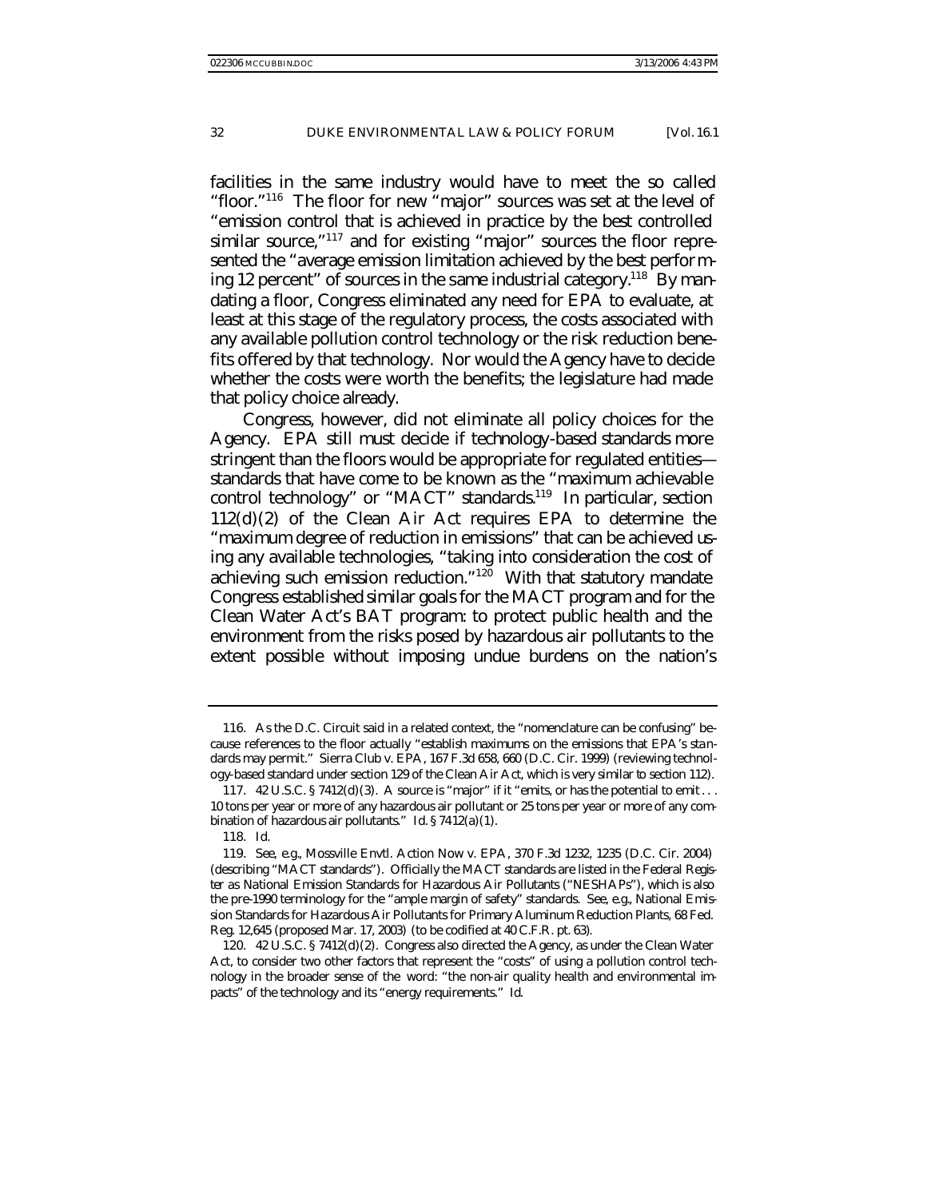facilities in the same industry would have to meet the so called "floor."[116] The floor for new "major" sources was set at the level of "emission control that is achieved in practice by the best controlled similar source,"[117] and for existing "major" sources the floor represented the "average emission limitation achieved by the best performing 12 percent" of sources in the same industrial category.[118] By mandating a floor, Congress eliminated any need for EPA to evaluate, at least at this stage of the regulatory process, the costs associated with any available pollution control technology or the risk reduction benefits offered by that technology. Nor would the Agency have to decide whether the costs were worth the benefits; the legislature had made that policy choice already.

Congress, however, did not eliminate all policy choices for the Agency. EPA still must decide if technology-based standards more stringent than the floors would be appropriate for regulated entities—standards that have come to be known as the "maximum achievable control technology" or "MACT" standards.[119] In particular, section 112(d)(2) of the Clean Air Act requires EPA to determine the "maximum degree of reduction in emissions" that can be achieved using any available technologies, "taking into consideration the cost of achieving such emission reduction."[120] With that statutory mandate Congress established similar goals for the MACT program and for the Clean Water Act's BAT program: to protect public health and the environment from the risks posed by hazardous air pollutants to the extent possible without imposing undue burdens on the nation's

---

116. As the D.C. Circuit said in a related context, the "nomenclature can be confusing" because references to the floor actually "establish maximums on the emissions that EPA's standards may permit." Sierra Club v. EPA, 167 F.3d 658, 660 (D.C. Cir. 1999) (reviewing technology-based standard under section 129 of the Clean Air Act, which is very similar to section 112).

117. 42 U.S.C. § 7412(d)(3). A source is "major" if it "emits, or has the potential to emit . . . 10 tons per year or more of any hazardous air pollutant or 25 tons per year or more of any combination of hazardous air pollutants." *Id.* § 7412(a)(1).

118. *Id.*

119. *See, e.g.*, Mossville Envtl. Action Now v. EPA, 370 F.3d 1232, 1235 (D.C. Cir. 2004) (describing "MACT standards"). Officially the MACT standards are listed in the *Federal Register* as National Emission Standards for Hazardous Air Pollutants ("NESHAPs"), which is also the pre-1990 terminology for the "ample margin of safety" standards. *See, e.g.*, National Emission Standards for Hazardous Air Pollutants for Primary Aluminum Reduction Plants, 68 Fed. Reg. 12,645 (proposed Mar. 17, 2003) (to be codified at 40 C.F.R. pt. 63).

120. 42 U.S.C. § 7412(d)(2). Congress also directed the Agency, as under the Clean Water Act, to consider two other factors that represent the "costs" of using a pollution control technology in the broader sense of the word: "the non-air quality health and environmental impacts" of the technology and its "energy requirements." *Id.*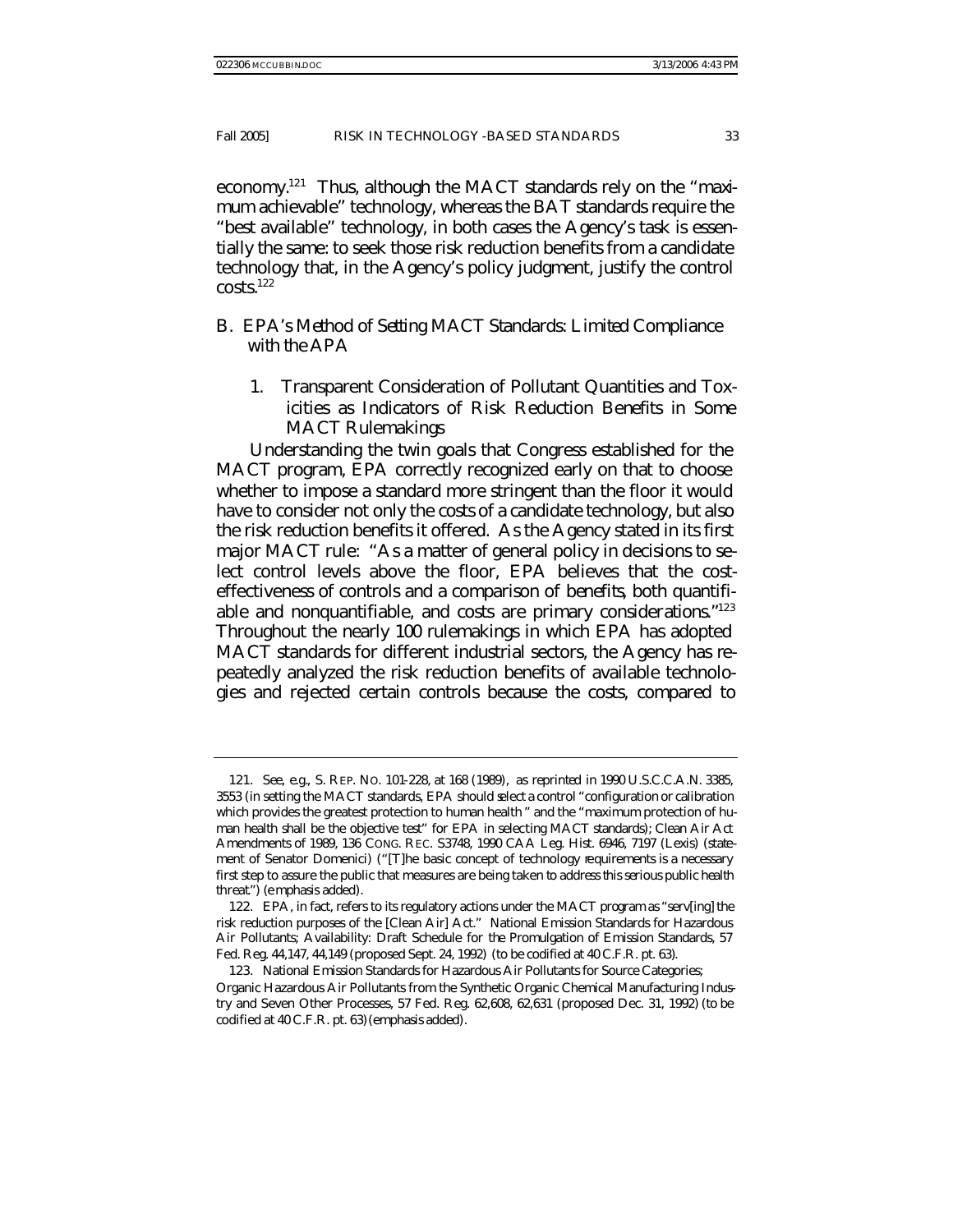economy.[121] Thus, although the MACT standards rely on the "maximum achievable" technology, whereas the BAT standards require the "best available" technology, in both cases the Agency's task is essentially the same: to seek those risk reduction benefits from a candidate technology that, in the Agency's policy judgment, justify the control costs.[122]

## B. EPA's Method of Setting MACT Standards: Limited Compliance with the APA

### 1. Transparent Consideration of Pollutant Quantities and Toxicities as Indicators of Risk Reduction Benefits in Some MACT Rulemakings

Understanding the twin goals that Congress established for the MACT program, EPA correctly recognized early on that to choose whether to impose a standard more stringent than the floor it would have to consider not only the costs of a candidate technology, but also the risk reduction benefits it offered. As the Agency stated in its first major MACT rule: "As a matter of general policy in decisions to select control levels above the floor, EPA believes that the cost-effectiveness of controls and a comparison of *benefits*, both quantifiable and nonquantifiable, and costs are primary considerations."[123] Throughout the nearly 100 rulemakings in which EPA has adopted MACT standards for different industrial sectors, the Agency has repeatedly analyzed the risk reduction benefits of available technologies and rejected certain controls because the costs, compared to

---

121. *See, e.g.*, S. REP. NO. 101-228, at 168 (1989), *as reprinted in* 1990 U.S.C.C.A.N. 3385, 3553 (in setting the MACT standards, EPA should select a control "configuration or calibration which provides the greatest protection to human health" and the "maximum protection of human health shall be the objective test" for EPA in selecting MACT standards); Clean Air Act Amendments of 1989, 136 CONG. REC. S3748, 1990 CAA Leg. Hist. 6946, 7197 (Lexis) (statement of Senator Domenici) ("[T]he basic concept of technology requirements is a necessary first step to assure the public that measures are being taken to address *this serious public health threat*.") (emphasis added).

122. EPA, in fact, refers to its regulatory actions under the MACT program as "serv[ing] the risk reduction purposes of the [Clean Air] Act." National Emission Standards for Hazardous Air Pollutants; Availability: Draft Schedule for the Promulgation of Emission Standards, 57 Fed. Reg. 44,147, 44,149 (proposed Sept. 24, 1992) (to be codified at 40 C.F.R. pt. 63).

123. National Emission Standards for Hazardous Air Pollutants for Source Categories; Organic Hazardous Air Pollutants from the Synthetic Organic Chemical Manufacturing Industry and Seven Other Processes, 57 Fed. Reg. 62,608, 62,631 (proposed Dec. 31, 1992) (to be codified at 40 C.F.R. pt. 63) (emphasis added).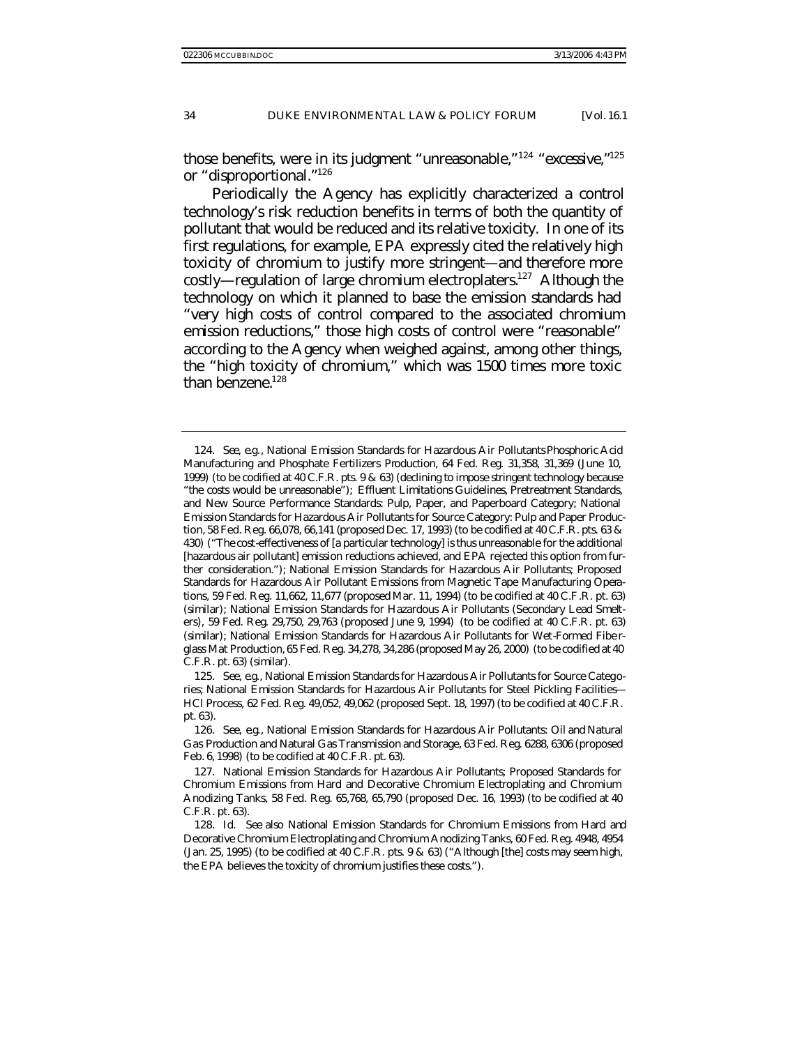those benefits, were in its judgment "unreasonable,"[124] "excessive,"[125] or "disproportional."[126]

Periodically the Agency has explicitly characterized a control technology's risk reduction benefits in terms of both the quantity of pollutant that would be reduced and its relative toxicity. In one of its first regulations, for example, EPA expressly cited the relatively high toxicity of chromium to justify more stringent—and therefore more costly—regulation of large chromium electroplaters.[127] Although the technology on which it planned to base the emission standards had "very high costs of control compared to the associated chromium emission reductions," those high costs of control were "reasonable" according to the Agency when weighed against, among other things, the "high toxicity of chromium," which was 1500 times more toxic than benzene.[128]

---

124. *See, e.g.*, National Emission Standards for Hazardous Air Pollutants Phosphoric Acid Manufacturing and Phosphate Fertilizers Production, 64 Fed. Reg. 31,358, 31,369 (June 10, 1999) (to be codified at 40 C.F.R. pts. 9 & 63) (declining to impose stringent technology because "the costs would be unreasonable"); Effluent Limitations Guidelines, Pretreatment Standards, and New Source Performance Standards: Pulp, Paper, and Paperboard Category; National Emission Standards for Hazardous Air Pollutants for Source Category: Pulp and Paper Production, 58 Fed. Reg. 66,078, 66,141 (proposed Dec. 17, 1993) (to be codified at 40 C.F.R. pts. 63 & 430) ("The cost-effectiveness of [a particular technology] is thus unreasonable for the additional [hazardous air pollutant] emission reductions achieved, and EPA rejected this option from further consideration."); National Emission Standards for Hazardous Air Pollutants; Proposed Standards for Hazardous Air Pollutant Emissions from Magnetic Tape Manufacturing Operations, 59 Fed. Reg. 11,662, 11,677 (proposed Mar. 11, 1994) (to be codified at 40 C.F.R. pt. 63) (similar); National Emission Standards for Hazardous Air Pollutants (Secondary Lead Smelters), 59 Fed. Reg. 29,750, 29,763 (proposed June 9, 1994) (to be codified at 40 C.F.R. pt. 63) (similar); National Emission Standards for Hazardous Air Pollutants for Wet-Formed Fiberglass Mat Production, 65 Fed. Reg. 34,278, 34,286 (proposed May 26, 2000) (to be codified at 40 C.F.R. pt. 63) (similar).

125. *See, e.g.*, National Emission Standards for Hazardous Air Pollutants for Source Categories; National Emission Standards for Hazardous Air Pollutants for Steel Pickling Facilities—HCl Process, 62 Fed. Reg. 49,052, 49,062 (proposed Sept. 18, 1997) (to be codified at 40 C.F.R. pt. 63).

126. *See, e.g.*, National Emission Standards for Hazardous Air Pollutants: Oil and Natural Gas Production and Natural Gas Transmission and Storage, 63 Fed. Reg. 6288, 6306 (proposed Feb. 6, 1998) (to be codified at 40 C.F.R. pt. 63).

127. National Emission Standards for Hazardous Air Pollutants; Proposed Standards for Chromium Emissions from Hard and Decorative Chromium Electroplating and Chromium Anodizing Tanks, 58 Fed. Reg. 65,768, 65,790 (proposed Dec. 16, 1993) (to be codified at 40 C.F.R. pt. 63).

128. *Id. See also* National Emission Standards for Chromium Emissions from Hard and Decorative Chromium Electroplating and Chromium Anodizing Tanks, 60 Fed. Reg. 4948, 4954 (Jan. 25, 1995) (to be codified at 40 C.F.R. pts. 9 & 63) ("Although [the] costs may seem high, the EPA believes the toxicity of chromium justifies these costs.").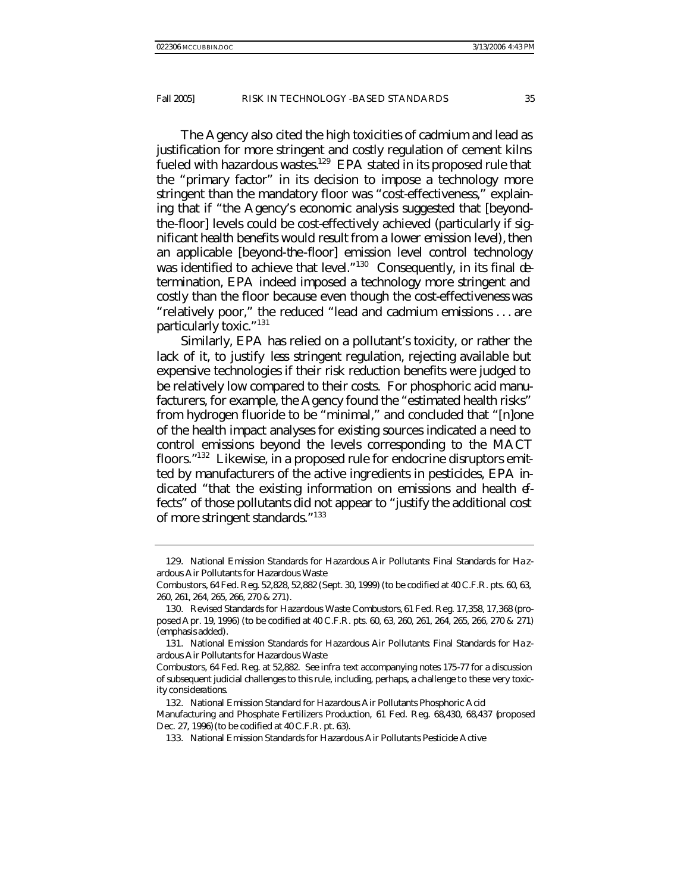The Agency also cited the high toxicities of cadmium and lead as justification for more stringent and costly regulation of cement kilns fueled with hazardous wastes.[129] EPA stated in its proposed rule that the "primary factor" in its decision to impose a technology more stringent than the mandatory floor was "cost-effectiveness," explaining that if "the Agency's economic analysis suggested that [beyond-the-floor] levels could be cost-effectively achieved (*particularly if significant health benefits would result from a lower emission level*), then an applicable [beyond-the-floor] emission level control technology was identified to achieve that level."[130] Consequently, in its final determination, EPA indeed imposed a technology more stringent and costly than the floor because even though the cost-effectiveness was "relatively poor," the reduced "lead and cadmium emissions . . . are particularly toxic."[131]

Similarly, EPA has relied on a pollutant's toxicity, or rather the lack of it, to justify *less* stringent regulation, rejecting available but expensive technologies if their risk reduction benefits were judged to be relatively low compared to their costs. For phosphoric acid manufacturers, for example, the Agency found the "estimated health risks" from hydrogen fluoride to be "minimal," and concluded that "[n]one of the health impact analyses for existing sources indicated a need to control emissions beyond the levels corresponding to the MACT floors."[132] Likewise, in a proposed rule for endocrine disruptors emitted by manufacturers of the active ingredients in pesticides, EPA indicated "that the existing information on emissions and health effects" of those pollutants did not appear to "justify the additional cost of more stringent standards."[133]

---

129. National Emission Standards for Hazardous Air Pollutants: Final Standards for Hazardous Air Pollutants for Hazardous Waste Combustors, 64 Fed. Reg. 52,828, 52,882 (Sept. 30, 1999) (to be codified at 40 C.F.R. pts. 60, 63, 260, 261, 264, 265, 266, 270 & 271).

130. Revised Standards for Hazardous Waste Combustors, 61 Fed. Reg. 17,358, 17,368 (proposed Apr. 19, 1996) (to be codified at 40 C.F.R. pts. 60, 63, 260, 261, 264, 265, 266, 270 & 271) (emphasis added).

131. National Emission Standards for Hazardous Air Pollutants: Final Standards for Hazardous Air Pollutants for Hazardous Waste Combustors, 64 Fed. Reg. at 52,882. *See infra* text accompanying notes 175-77 for a discussion of subsequent judicial challenges to this rule, including, perhaps, a challenge to these very toxicity considerations.

132. National Emission Standard for Hazardous Air Pollutants Phosphoric Acid Manufacturing and Phosphate Fertilizers Production, 61 Fed. Reg. 68,430, 68,437 (proposed Dec. 27, 1996) (to be codified at 40 C.F.R. pt. 63).

133. National Emission Standards for Hazardous Air Pollutants Pesticide Active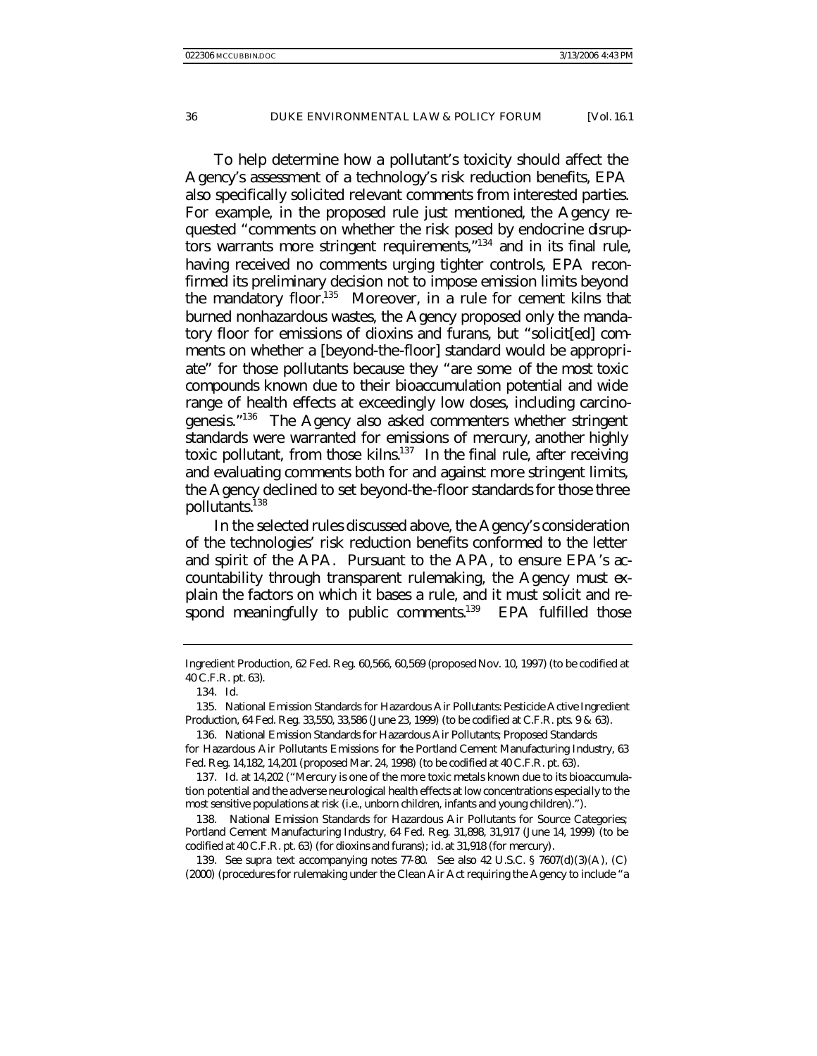To help determine how a pollutant's toxicity should affect the Agency's assessment of a technology's risk reduction benefits, EPA also specifically solicited relevant comments from interested parties. For example, in the proposed rule just mentioned, the Agency requested "comments on whether the risk posed by endocrine disruptors warrants more stringent requirements,"[134] and in its final rule, having received no comments urging tighter controls, EPA reconfirmed its preliminary decision not to impose emission limits beyond the mandatory floor.[135] Moreover, in a rule for cement kilns that burned nonhazardous wastes, the Agency proposed only the mandatory floor for emissions of dioxins and furans, but "solicit[ed] comments on whether a [beyond-the-floor] standard would be appropriate" for those pollutants because they "are some of the most toxic compounds known due to their bioaccumulation potential and wide range of health effects at exceedingly low doses, including carcinogenesis."[136] The Agency also asked commenters whether stringent standards were warranted for emissions of mercury, another highly toxic pollutant, from those kilns.[137] In the final rule, after receiving and evaluating comments both for and against more stringent limits, the Agency declined to set beyond-the-floor standards for those three pollutants.[138]

In the selected rules discussed above, the Agency's consideration of the technologies' risk reduction benefits conformed to the letter and spirit of the APA. Pursuant to the APA, to ensure EPA's accountability through transparent rulemaking, the Agency must explain the factors on which it bases a rule, and it must solicit and respond meaningfully to public comments.[139] EPA fulfilled those

---

Ingredient Production, 62 Fed. Reg. 60,566, 60,569 (proposed Nov. 10, 1997) (to be codified at 40 C.F.R. pt. 63).

134. *Id.*

135. National Emission Standards for Hazardous Air Pollutants: Pesticide Active Ingredient Production, 64 Fed. Reg. 33,550, 33,586 (June 23, 1999) (to be codified at C.F.R. pts. 9 & 63).

136. National Emission Standards for Hazardous Air Pollutants; Proposed Standards for Hazardous Air Pollutants Emissions for the Portland Cement Manufacturing Industry, 63 Fed. Reg. 14,182, 14,201 (proposed Mar. 24, 1998) (to be codified at 40 C.F.R. pt. 63).

137. *Id.* at 14,202 ("Mercury is one of the more toxic metals known due to its bioaccumulation potential and the adverse neurological health effects at low concentrations especially to the most sensitive populations at risk (i.e., unborn children, infants and young children).").

138. National Emission Standards for Hazardous Air Pollutants for Source Categories; Portland Cement Manufacturing Industry, 64 Fed. Reg. 31,898, 31,917 (June 14, 1999) (to be codified at 40 C.F.R. pt. 63) (for dioxins and furans); *id.* at 31,918 (for mercury).

139. *See supra* text accompanying notes 77-80. *See also* 42 U.S.C. § 7607(d)(3)(A), (C) (2000) (procedures for rulemaking under the Clean Air Act requiring the Agency to include "a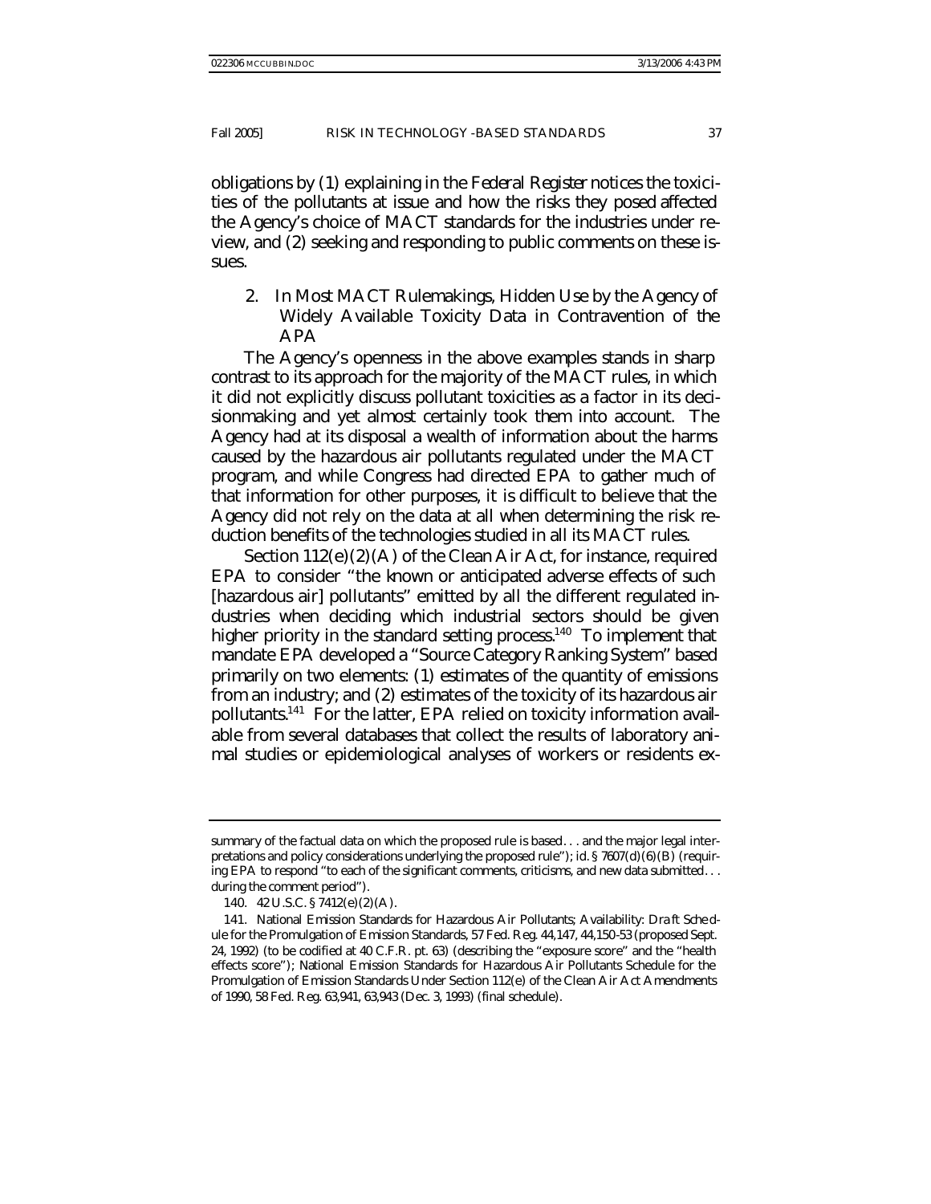obligations by (1) explaining in the *Federal Register* notices the toxicities of the pollutants at issue and how the risks they posed affected the Agency's choice of MACT standards for the industries under review, and (2) seeking and responding to public comments on these issues.

### 2. In Most MACT Rulemakings, Hidden Use by the Agency of Widely Available Toxicity Data in Contravention of the APA

The Agency's openness in the above examples stands in sharp contrast to its approach for the majority of the MACT rules, in which it did not explicitly discuss pollutant toxicities as a factor in its decisionmaking and yet almost certainly took them into account. The Agency had at its disposal a wealth of information about the harms caused by the hazardous air pollutants regulated under the MACT program, and while Congress had directed EPA to gather much of that information for other purposes, it is difficult to believe that the Agency did not rely on the data at all when determining the risk reduction benefits of the technologies studied in all its MACT rules.

Section 112(e)(2)(A) of the Clean Air Act, for instance, required EPA to consider "the known or anticipated adverse effects of such [hazardous air] pollutants" emitted by all the different regulated industries when deciding which industrial sectors should be given higher priority in the standard setting process.[140] To implement that mandate EPA developed a "Source Category Ranking System" based primarily on two elements: (1) estimates of the quantity of emissions from an industry; and (2) estimates of the toxicity of its hazardous air pollutants.[141] For the latter, EPA relied on toxicity information available from several databases that collect the results of laboratory animal studies or epidemiological analyses of workers or residents ex-

---

summary of the factual data on which the proposed rule is based . . . and the major legal interpretations and policy considerations underlying the proposed rule"); *id.* § 7607(d)(6)(B) (requiring EPA to respond "to each of the significant comments, criticisms, and new data submitted . . . during the comment period").

140. 42 U.S.C. § 7412(e)(2)(A).

141. National Emission Standards for Hazardous Air Pollutants; Availability: Draft Schedule for the Promulgation of Emission Standards, 57 Fed. Reg. 44,147, 44,150-53 (proposed Sept. 24, 1992) (to be codified at 40 C.F.R. pt. 63) (describing the "exposure score" and the "health effects score"); National Emission Standards for Hazardous Air Pollutants Schedule for the Promulgation of Emission Standards Under Section 112(e) of the Clean Air Act Amendments of 1990, 58 Fed. Reg. 63,941, 63,943 (Dec. 3, 1993) (final schedule).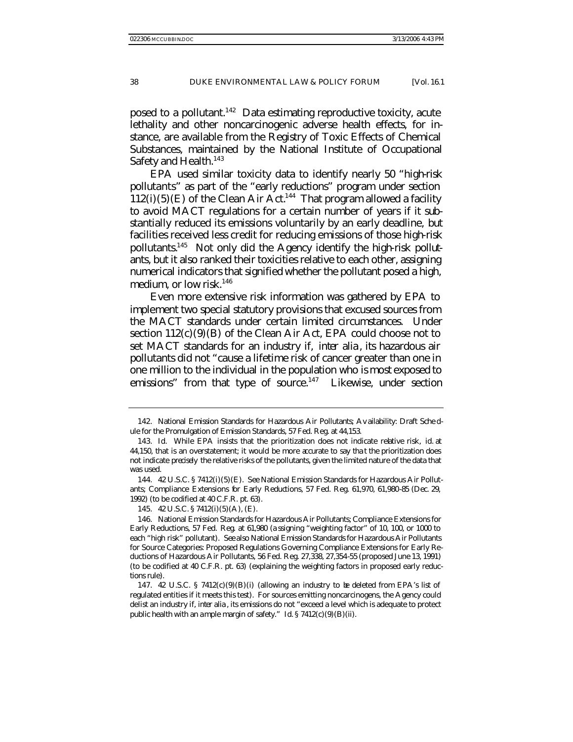posed to a pollutant.[142] Data estimating reproductive toxicity, acute lethality and other noncarcinogenic adverse health effects, for instance, are available from the Registry of Toxic Effects of Chemical Substances, maintained by the National Institute of Occupational Safety and Health.[143]

EPA used similar toxicity data to identify nearly 50 "high-risk pollutants" as part of the "early reductions" program under section 112(i)(5)(E) of the Clean Air Act.[144] That program allowed a facility to avoid MACT regulations for a certain number of years if it substantially reduced its emissions voluntarily by an early deadline, but facilities received less credit for reducing emissions of those high-risk pollutants.[145] Not only did the Agency identify the high-risk pollutants, but it also ranked their toxicities relative to each other, assigning numerical indicators that signified whether the pollutant posed a high, medium, or low risk.[146]

Even more extensive risk information was gathered by EPA to implement two special statutory provisions that excused sources from the MACT standards under certain limited circumstances. Under section 112(c)(9)(B) of the Clean Air Act, EPA could choose not to set MACT standards for an industry if, *inter alia*, its hazardous air pollutants did not "cause a lifetime risk of cancer greater than one in one million to the individual in the population who is most exposed to emissions" from that type of source.[147] Likewise, under section

---

142. National Emission Standards for Hazardous Air Pollutants; Availability: Draft Schedule for the Promulgation of Emission Standards, 57 Fed. Reg. at 44,153.

143. *Id.* While EPA insists that the prioritization does not indicate relative risk, *id.* at 44,150, that is an overstatement; it would be more accurate to say that the prioritization does not indicate *precisely* the relative risks of the pollutants, given the limited nature of the data that was used.

144. 42 U.S.C. § 7412(i)(5)(E). *See* National Emission Standards for Hazardous Air Pollutants; Compliance Extensions for Early Reductions, 57 Fed. Reg. 61,970, 61,980-85 (Dec. 29, 1992) (to be codified at 40 C.F.R. pt. 63).

145. 42 U.S.C. § 7412(i)(5)(A), (E).

146. National Emission Standards for Hazardous Air Pollutants; Compliance Extensions for Early Reductions, 57 Fed. Reg. at 61,980 (assigning "weighting factor" of 10, 100, or 1000 to each "high risk" pollutant). *See also* National Emission Standards for Hazardous Air Pollutants for Source Categories: Proposed Regulations Governing Compliance Extensions for Early Reductions of Hazardous Air Pollutants, 56 Fed. Reg. 27,338, 27,354-55 (proposed June 13, 1991) (to be codified at 40 C.F.R. pt. 63) (explaining the weighting factors in proposed early reductions rule).

147. 42 U.S.C. § 7412(c)(9)(B)(i) (allowing an industry to be deleted from EPA's list of regulated entities if it meets this test). For sources emitting noncarcinogens, the Agency could delist an industry if, *inter alia*, its emissions do not "exceed a level which is adequate to protect public health with an ample margin of safety." *Id.* § 7412(c)(9)(B)(ii).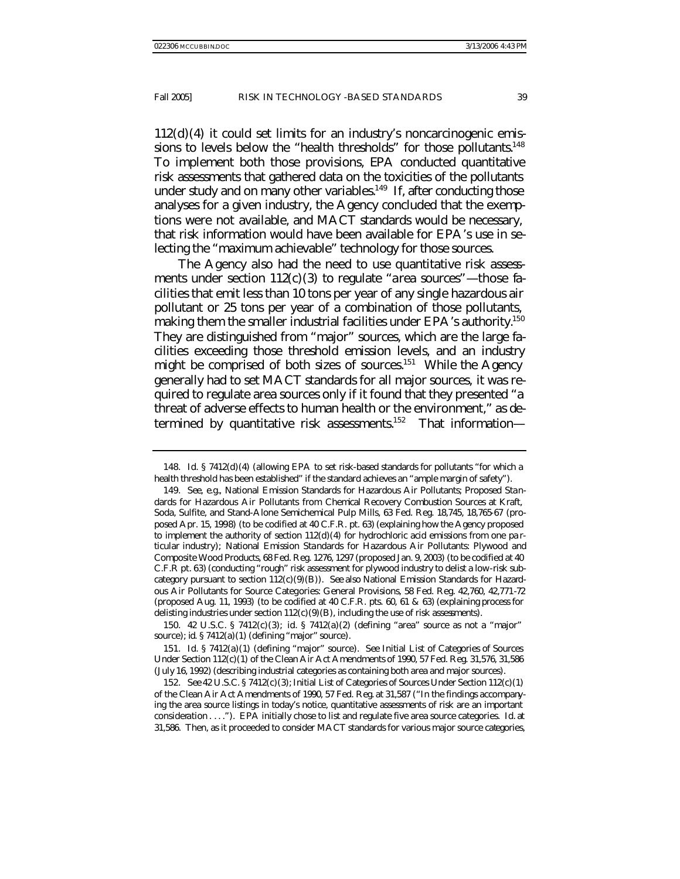112(d)(4) it could set limits for an industry's noncarcinogenic emissions to levels below the "health thresholds" for those pollutants.[148] To implement both those provisions, EPA conducted quantitative risk assessments that gathered data on the toxicities of the pollutants under study and on many other variables.[149] If, after conducting those analyses for a given industry, the Agency concluded that the exemptions were not available, and MACT standards would be necessary, that risk information would have been available for EPA's use in selecting the "maximum achievable" technology for those sources.

The Agency also had the need to use quantitative risk assessments under section 112(c)(3) to regulate "area sources"—those facilities that emit less than 10 tons per year of any single hazardous air pollutant or 25 tons per year of a combination of those pollutants, making them the smaller industrial facilities under EPA's authority.[150] They are distinguished from "major" sources, which are the large facilities exceeding those threshold emission levels, and an industry might be comprised of both sizes of sources.[151] While the Agency generally had to set MACT standards for all major sources, it was required to regulate area sources only if it found that they presented "a threat of adverse effects to human health or the environment," as determined by quantitative risk assessments.[152] That information—

---

148. *Id.* § 7412(d)(4) (allowing EPA to set risk-based standards for pollutants "for which a health threshold has been established" if the standard achieves an "ample margin of safety").

149. *See, e.g.*, National Emission Standards for Hazardous Air Pollutants; Proposed Standards for Hazardous Air Pollutants from Chemical Recovery Combustion Sources at Kraft, Soda, Sulfite, and Stand-Alone Semichemical Pulp Mills, 63 Fed. Reg. 18,745, 18,765-67 (proposed Apr. 15, 1998) (to be codified at 40 C.F.R. pt. 63) (explaining how the Agency proposed to implement the authority of section 112(d)(4) for hydrochloric acid emissions from one particular industry); National Emission Standards for Hazardous Air Pollutants: Plywood and Composite Wood Products, 68 Fed. Reg. 1276, 1297 (proposed Jan. 9, 2003) (to be codified at 40 C.F.R pt. 63) (conducting "rough" risk assessment for plywood industry to delist a low-risk subcategory pursuant to section 112(c)(9)(B)). *See also* National Emission Standards for Hazardous Air Pollutants for Source Categories: General Provisions, 58 Fed. Reg. 42,760, 42,771-72 (proposed Aug. 11, 1993) (to be codified at 40 C.F.R. pts. 60, 61 & 63) (explaining process for delisting industries under section 112(c)(9)(B), including the use of risk assessments).

150. 42 U.S.C. § 7412(c)(3); *id.* § 7412(a)(2) (defining "area" source as not a "major" source); *id.* § 7412(a)(1) (defining "major" source).

151. *Id.* § 7412(a)(1) (defining "major" source). *See* Initial List of Categories of Sources Under Section 112(c)(1) of the Clean Air Act Amendments of 1990, 57 Fed. Reg. 31,576, 31,586 (July 16, 1992) (describing industrial categories as containing both area and major sources).

152. *See* 42 U.S.C. § 7412(c)(3); Initial List of Categories of Sources Under Section 112(c)(1) of the Clean Air Act Amendments of 1990, 57 Fed. Reg. at 31,587 ("In the findings accompanying the area source listings in today's notice, quantitative assessments of risk are an important consideration . . . ."). EPA initially chose to list and regulate five area source categories. *Id.* at 31,586. Then, as it proceeded to consider MACT standards for various major source categories,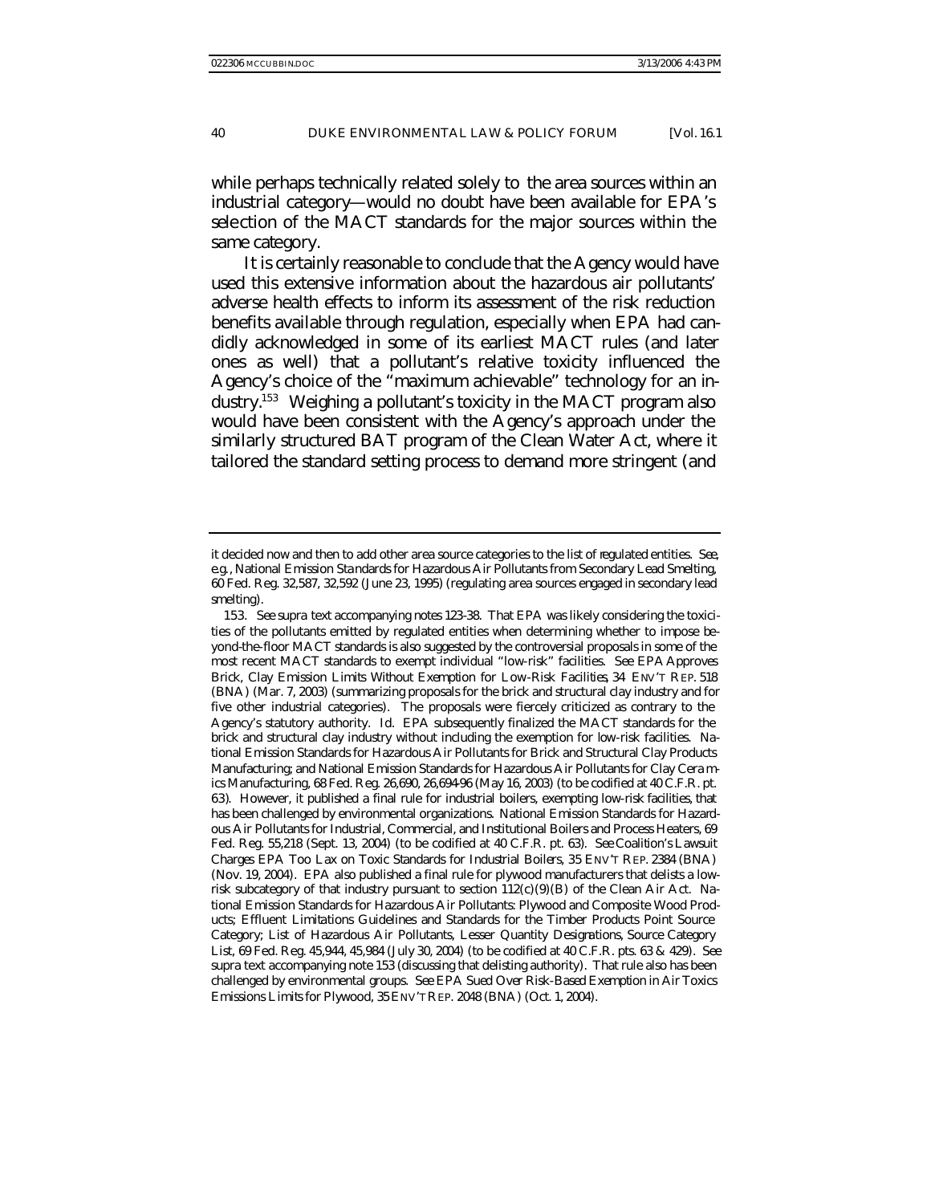while perhaps technically related solely to the area sources within an industrial category—would no doubt have been available for EPA's selection of the MACT standards for the major sources within the same category.

It is certainly reasonable to conclude that the Agency would have used this extensive information about the hazardous air pollutants' adverse health effects to inform its assessment of the risk reduction benefits available through regulation, especially when EPA had candidly acknowledged in some of its earliest MACT rules (and later ones as well) that a pollutant's relative toxicity influenced the Agency's choice of the "maximum achievable" technology for an industry.[153] Weighing a pollutant's toxicity in the MACT program also would have been consistent with the Agency's approach under the similarly structured BAT program of the Clean Water Act, where it tailored the standard setting process to demand more stringent (and

---

it decided now and then to add other area source categories to the list of regulated entities. *See, e.g.*, National Emission Standards for Hazardous Air Pollutants from Secondary Lead Smelting, 60 Fed. Reg. 32,587, 32,592 (June 23, 1995) (regulating area sources engaged in secondary lead smelting).

153. *See supra* text accompanying notes 123-38. That EPA was likely considering the toxicities of the pollutants emitted by regulated entities when determining whether to impose beyond-the-floor MACT standards is also suggested by the controversial proposals in some of the most recent MACT standards to exempt individual "low-risk" facilities. *See EPA Approves Brick, Clay Emission Limits Without Exemption for Low-Risk Facilities*, 34 ENV'T REP. 518 (BNA) (Mar. 7, 2003) (summarizing proposals for the brick and structural clay industry and for five other industrial categories). The proposals were fiercely criticized as contrary to the Agency's statutory authority. *Id.* EPA subsequently finalized the MACT standards for the brick and structural clay industry without including the exemption for low-risk facilities. National Emission Standards for Hazardous Air Pollutants for Brick and Structural Clay Products Manufacturing; and National Emission Standards for Hazardous Air Pollutants for Clay Ceramics Manufacturing, 68 Fed. Reg. 26,690, 26,694-96 (May 16, 2003) (to be codified at 40 C.F.R. pt. 63). However, it published a final rule for industrial boilers, exempting low-risk facilities, that has been challenged by environmental organizations. National Emission Standards for Hazardous Air Pollutants for Industrial, Commercial, and Institutional Boilers and Process Heaters, 69 Fed. Reg. 55,218 (Sept. 13, 2004) (to be codified at 40 C.F.R. pt. 63). *See Coalition's Lawsuit Charges EPA Too Lax on Toxic Standards for Industrial Boilers*, 35 ENV'T REP. 2384 (BNA) (Nov. 19, 2004). EPA also published a final rule for plywood manufacturers that delists a low-risk subcategory of that industry pursuant to section 112(c)(9)(B) of the Clean Air Act. National Emission Standards for Hazardous Air Pollutants: Plywood and Composite Wood Products; Effluent Limitations Guidelines and Standards for the Timber Products Point Source Category; List of Hazardous Air Pollutants, Lesser Quantity Designations, Source Category List, 69 Fed. Reg. 45,944, 45,984 (July 30, 2004) (to be codified at 40 C.F.R. pts. 63 & 429). *See supra* text accompanying note 153 (discussing that delisting authority). That rule also has been challenged by environmental groups. *See EPA Sued Over Risk-Based Exemption in Air Toxics Emissions Limits for Plywood*, 35 ENV'T REP. 2048 (BNA) (Oct. 1, 2004).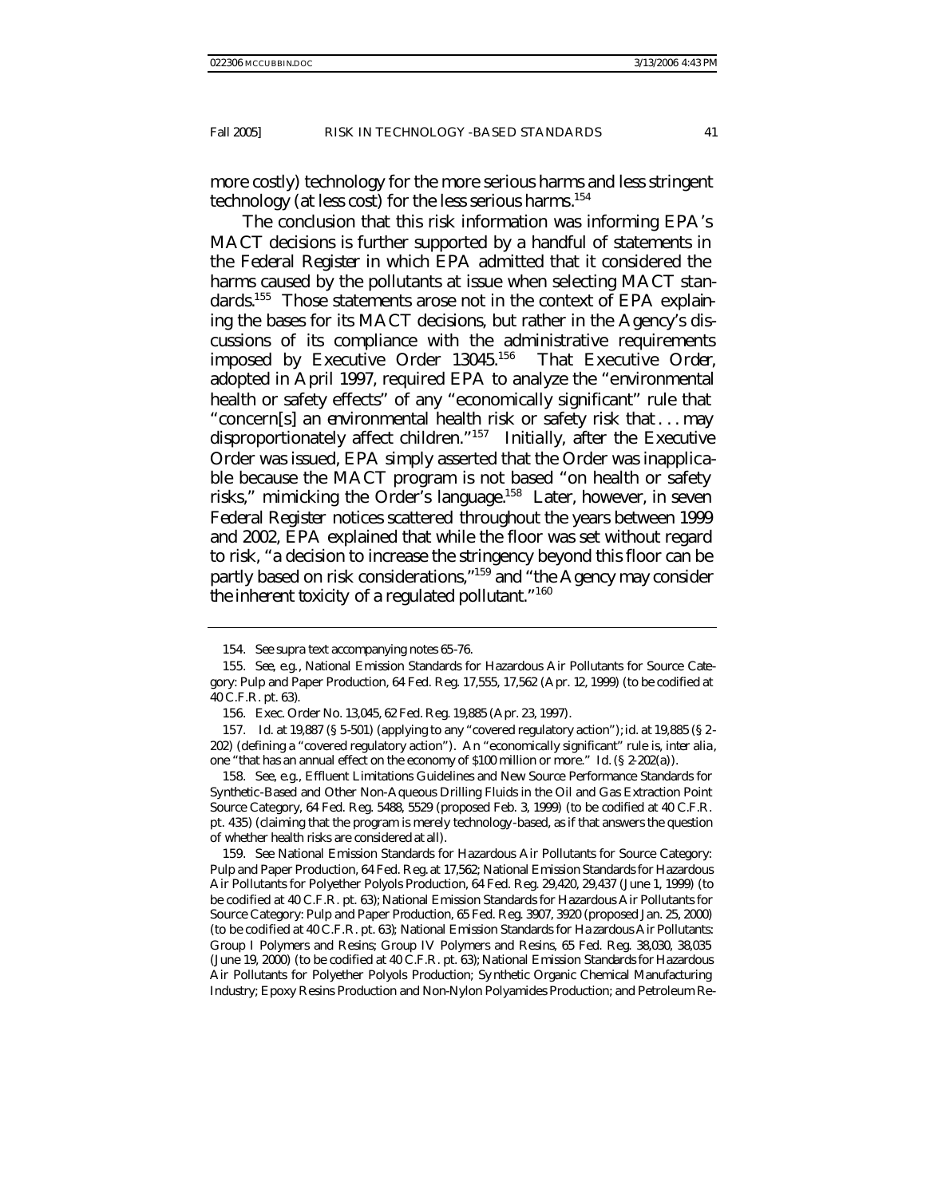more costly) technology for the more serious harms and less stringent technology (at less cost) for the less serious harms.[154]

The conclusion that this risk information was informing EPA's MACT decisions is further supported by a handful of statements in the *Federal Register* in which EPA admitted that it considered the harms caused by the pollutants at issue when selecting MACT standards.[155] Those statements arose not in the context of EPA explaining the bases for its MACT decisions, but rather in the Agency's discussions of its compliance with the administrative requirements imposed by Executive Order 13045.[156] That Executive Order, adopted in April 1997, required EPA to analyze the "environmental health or safety effects" of any "economically significant" rule that "concern[s] an environmental health risk or safety risk that . . . may disproportionately affect children."[157] Initially, after the Executive Order was issued, EPA simply asserted that the Order was inapplicable because the MACT program is not based "on health or safety risks," mimicking the Order's language.[158] Later, however, in seven *Federal Register* notices scattered throughout the years between 1999 and 2002, EPA explained that while the floor was set without regard to risk, "a decision to increase the stringency beyond this floor can be partly based on risk considerations,"[159] and "the Agency may consider the inherent toxicity of a regulated pollutant."[160]

---

154. *See supra* text accompanying notes 65-76.

155. *See, e.g.*, National Emission Standards for Hazardous Air Pollutants for Source Category: Pulp and Paper Production, 64 Fed. Reg. 17,555, 17,562 (Apr. 12, 1999) (to be codified at 40 C.F.R. pt. 63).

156. Exec. Order No. 13,045, 62 Fed. Reg. 19,885 (Apr. 23, 1997).

157. *Id.* at 19,887 (§ 5-501) (applying to any "covered regulatory action"); *id.* at 19,885 (§ 2-202) (defining a "covered regulatory action"). An "economically significant" rule is, *inter alia*, one "that has an annual effect on the economy of $100 million or more." *Id.* (§ 2-202(a)).

158. *See, e.g.*, Effluent Limitations Guidelines and New Source Performance Standards for Synthetic-Based and Other Non-Aqueous Drilling Fluids in the Oil and Gas Extraction Point Source Category, 64 Fed. Reg. 5488, 5529 (proposed Feb. 3, 1999) (to be codified at 40 C.F.R. pt. 435) (claiming that the program is merely technology-based, as if that answers the question of whether health risks are considered at all).

159. *See* National Emission Standards for Hazardous Air Pollutants for Source Category: Pulp and Paper Production, 64 Fed. Reg. at 17,562; National Emission Standards for Hazardous Air Pollutants for Polyether Polyols Production, 64 Fed. Reg. 29,420, 29,437 (June 1, 1999) (to be codified at 40 C.F.R. pt. 63); National Emission Standards for Hazardous Air Pollutants for Source Category: Pulp and Paper Production, 65 Fed. Reg. 3907, 3920 (proposed Jan. 25, 2000) (to be codified at 40 C.F.R. pt. 63); National Emission Standards for Hazardous Air Pollutants: Group I Polymers and Resins; Group IV Polymers and Resins, 65 Fed. Reg. 38,030, 38,035 (June 19, 2000) (to be codified at 40 C.F.R. pt. 63); National Emission Standards for Hazardous Air Pollutants for Polyether Polyols Production; Synthetic Organic Chemical Manufacturing Industry; Epoxy Resins Production and Non-Nylon Polyamides Production; and Petroleum Re-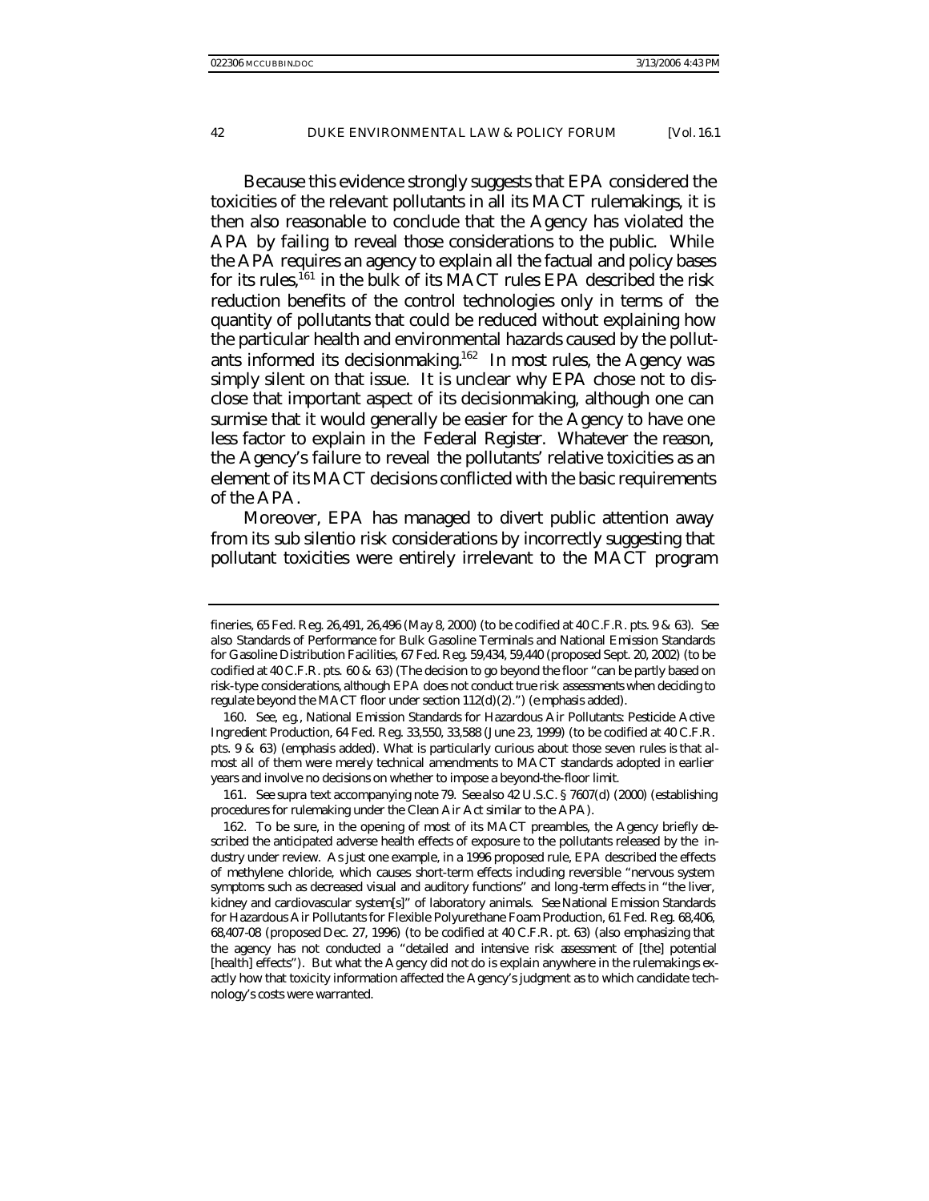Because this evidence strongly suggests that EPA considered the toxicities of the relevant pollutants in all its MACT rulemakings, it is then also reasonable to conclude that the Agency has violated the APA by failing to reveal those considerations to the public. While the APA requires an agency to explain all the factual and policy bases for its rules,[161] in the bulk of its MACT rules EPA described the risk reduction benefits of the control technologies only in terms of the quantity of pollutants that could be reduced without explaining how the particular health and environmental hazards caused by the pollutants informed its decisionmaking.[162] In most rules, the Agency was simply silent on that issue. It is unclear why EPA chose not to disclose that important aspect of its decisionmaking, although one can surmise that it would generally be easier for the Agency to have one less factor to explain in the *Federal Register*. Whatever the reason, the Agency's failure to reveal the pollutants' relative toxicities as an element of its MACT decisions conflicted with the basic requirements of the APA.

Moreover, EPA has managed to divert public attention away from its *sub silentio* risk considerations by incorrectly suggesting that pollutant toxicities were entirely irrelevant to the MACT program

---

fineries, 65 Fed. Reg. 26,491, 26,496 (May 8, 2000) (to be codified at 40 C.F.R. pts. 9 & 63). *See also* Standards of Performance for Bulk Gasoline Terminals and National Emission Standards for Gasoline Distribution Facilities, 67 Fed. Reg. 59,434, 59,440 (proposed Sept. 20, 2002) (to be codified at 40 C.F.R. pts. 60 & 63) (The decision to go beyond the floor "can be partly based on risk-type considerations, although EPA does not conduct *true risk assessments* when deciding to regulate beyond the MACT floor under section 112(d)(2).") (emphasis added).

160. *See, e.g.*, National Emission Standards for Hazardous Air Pollutants: Pesticide Active Ingredient Production, 64 Fed. Reg. 33,550, 33,588 (June 23, 1999) (to be codified at 40 C.F.R. pts. 9 & 63) (emphasis added). What is particularly curious about those seven rules is that almost all of them were merely technical amendments to MACT standards adopted in earlier years and involve no decisions on whether to impose a beyond-the-floor limit.

161. *See supra* text accompanying note 79. *See also* 42 U.S.C. § 7607(d) (2000) (establishing procedures for rulemaking under the Clean Air Act similar to the APA).

162. To be sure, in the opening of most of its MACT preambles, the Agency briefly described the anticipated adverse health effects of exposure to the pollutants released by the industry under review. As just one example, in a 1996 proposed rule, EPA described the effects of methylene chloride, which causes short-term effects including reversible "nervous system symptoms such as decreased visual and auditory functions" and long-term effects in "the liver, kidney and cardiovascular system[s]" of laboratory animals. *See* National Emission Standards for Hazardous Air Pollutants for Flexible Polyurethane Foam Production, 61 Fed. Reg. 68,406, 68,407-08 (proposed Dec. 27, 1996) (to be codified at 40 C.F.R. pt. 63) (also emphasizing that the agency has not conducted a "detailed and intensive risk assessment of [the] potential [health] effects"). But what the Agency did not do is explain anywhere in the rulemakings exactly how that toxicity information affected the Agency's judgment as to which candidate technology's costs were warranted.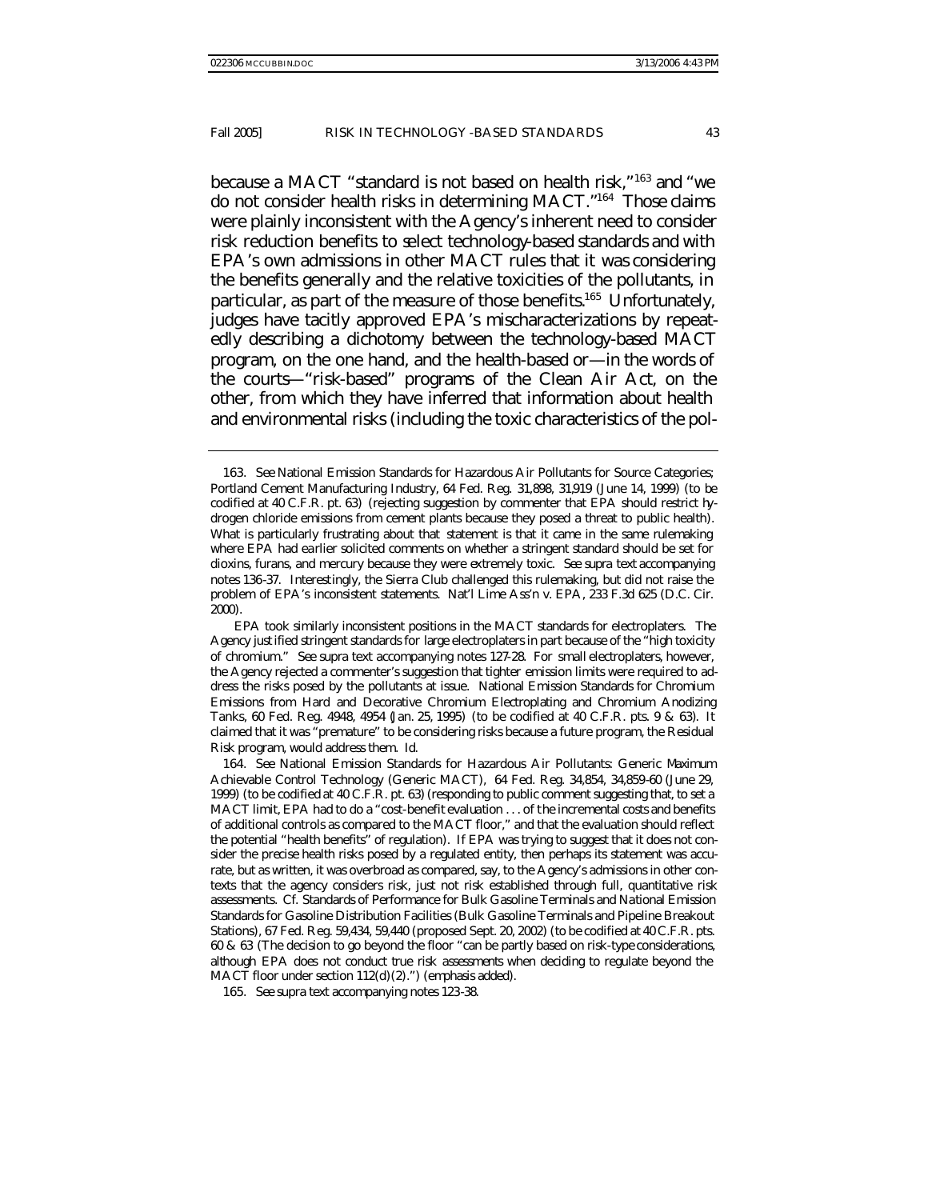because a MACT "standard is not based on health risk,"[163] and "we do not consider health risks in determining MACT."[164] Those claims were plainly inconsistent with the Agency's inherent need to consider risk reduction benefits to select technology-based standards and with EPA's own admissions in other MACT rules that it was considering the benefits generally and the relative toxicities of the pollutants, in particular, as part of the measure of those benefits.[165] Unfortunately, judges have tacitly approved EPA's mischaracterizations by repeatedly describing a dichotomy between the technology-based MACT program, on the one hand, and the health-based or—in the words of the courts—"risk-based" programs of the Clean Air Act, on the other, from which they have inferred that information about health and environmental risks (including the toxic characteristics of the pol-

---

163. *See* National Emission Standards for Hazardous Air Pollutants for Source Categories; Portland Cement Manufacturing Industry, 64 Fed. Reg. 31,898, 31,919 (June 14, 1999) (to be codified at 40 C.F.R. pt. 63) (rejecting suggestion by commenter that EPA should restrict hydrogen chloride emissions from cement plants because they posed a threat to public health). What is particularly frustrating about that statement is that it came in the same rulemaking where EPA had earlier solicited comments on whether a stringent standard should be set for dioxins, furans, and mercury because they were extremely toxic. *See supra* text accompanying notes 136-37. Interestingly, the Sierra Club challenged this rulemaking, but did not raise the problem of EPA's inconsistent statements. Nat'l Lime Ass'n v. EPA, 233 F.3d 625 (D.C. Cir. 2000).

EPA took similarly inconsistent positions in the MACT standards for electroplaters. The Agency justified stringent standards for large electroplaters in part because of the "high toxicity of chromium." *See supra* text accompanying notes 127-28. For small electroplaters, however, the Agency rejected a commenter's suggestion that tighter emission limits were required to address the risks posed by the pollutants at issue. National Emission Standards for Chromium Emissions from Hard and Decorative Chromium Electroplating and Chromium Anodizing Tanks, 60 Fed. Reg. 4948, 4954 (Jan. 25, 1995) (to be codified at 40 C.F.R. pts. 9 & 63). It claimed that it was "premature" to be considering risks because a future program, the Residual Risk program, would address them. *Id.*

164. *See* National Emission Standards for Hazardous Air Pollutants: Generic Maximum Achievable Control Technology (Generic MACT), 64 Fed. Reg. 34,854, 34,859-60 (June 29, 1999) (to be codified at 40 C.F.R. pt. 63) (responding to public comment suggesting that, to set a MACT limit, EPA had to do a "cost-benefit evaluation . . . of the incremental costs and benefits of additional controls as compared to the MACT floor," and that the evaluation should reflect the potential "health benefits" of regulation). If EPA was trying to suggest that it does not consider the precise health risks posed by a regulated entity, then perhaps its statement was accurate, but as written, it was overbroad as compared, say, to the Agency's admissions in other contexts that the agency considers risk, just not risk established through full, quantitative risk assessments. *Cf.* Standards of Performance for Bulk Gasoline Terminals and National Emission Standards for Gasoline Distribution Facilities (Bulk Gasoline Terminals and Pipeline Breakout Stations), 67 Fed. Reg. 59,434, 59,440 (proposed Sept. 20, 2002) (to be codified at 40 C.F.R. pts. 60 & 63 (The decision to go beyond the floor "can be partly based on risk-type considerations, although EPA does not conduct *true* risk assessments when deciding to regulate beyond the MACT floor under section 112(d)(2).") (emphasis added).

165. *See supra* text accompanying notes 123-38.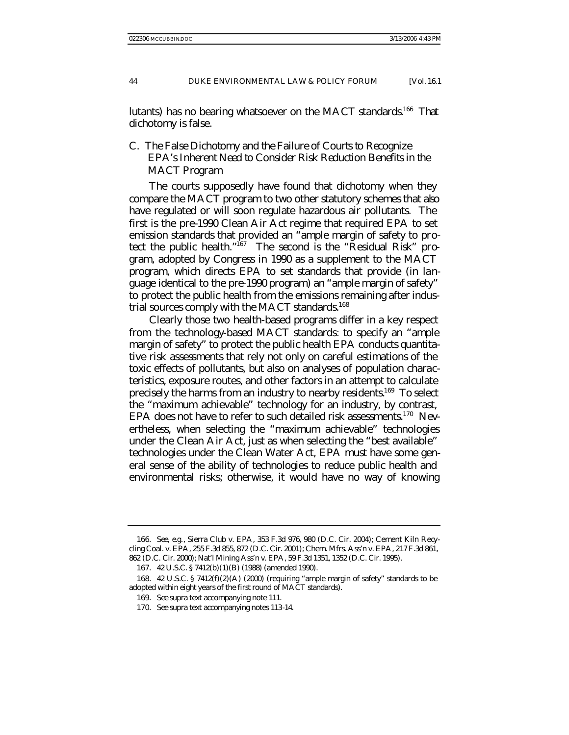lutants) has no bearing whatsoever on the MACT standards.[166] That dichotomy is false.

### C. *The False Dichotomy and the Failure of Courts to Recognize EPA's Inherent Need to Consider Risk Reduction Benefits in the MACT Program*

The courts supposedly have found that dichotomy when they compare the MACT program to two other statutory schemes that also have regulated or will soon regulate hazardous air pollutants. The first is the pre-1990 Clean Air Act regime that required EPA to set emission standards that provided an "ample margin of safety to protect the public health."[167] The second is the "Residual Risk" program, adopted by Congress in 1990 as a supplement to the MACT program, which directs EPA to set standards that provide (in language identical to the pre-1990 program) an "ample margin of safety" to protect the public health from the emissions remaining after industrial sources comply with the MACT standards.[168]

Clearly those two health-based programs differ in a key respect from the technology-based MACT standards: to specify an "ample margin of safety" to protect the public health EPA conducts quantitative risk assessments that rely not only on careful estimations of the toxic effects of pollutants, but also on analyses of population characteristics, exposure routes, and other factors in an attempt to calculate precisely the harms from an industry to nearby residents.[169] To select the "maximum achievable" technology for an industry, by contrast, EPA does not have to refer to such detailed risk assessments.[170] Nevertheless, when selecting the "maximum achievable" technologies under the Clean Air Act, just as when selecting the "best available" technologies under the Clean Water Act, EPA must have some general sense of the ability of technologies to reduce public health and environmental risks; otherwise, it would have no way of knowing

---

166. *See, e.g.*, Sierra Club v. EPA, 353 F.3d 976, 980 (D.C. Cir. 2004); Cement Kiln Recycling Coal. v. EPA, 255 F.3d 855, 872 (D.C. Cir. 2001); Chem. Mfrs. Ass'n v. EPA, 217 F.3d 861, 862 (D.C. Cir. 2000); Nat'l Mining Ass'n v. EPA, 59 F.3d 1351, 1352 (D.C. Cir. 1995).

167. 42 U.S.C. § 7412(b)(1)(B) (1988) (amended 1990).

168. 42 U.S.C. § 7412(f)(2)(A) (2000) (requiring "ample margin of safety" standards to be adopted within eight years of the first round of MACT standards).

169. *See supra* text accompanying note 111.

170. *See supra* text accompanying notes 113-14.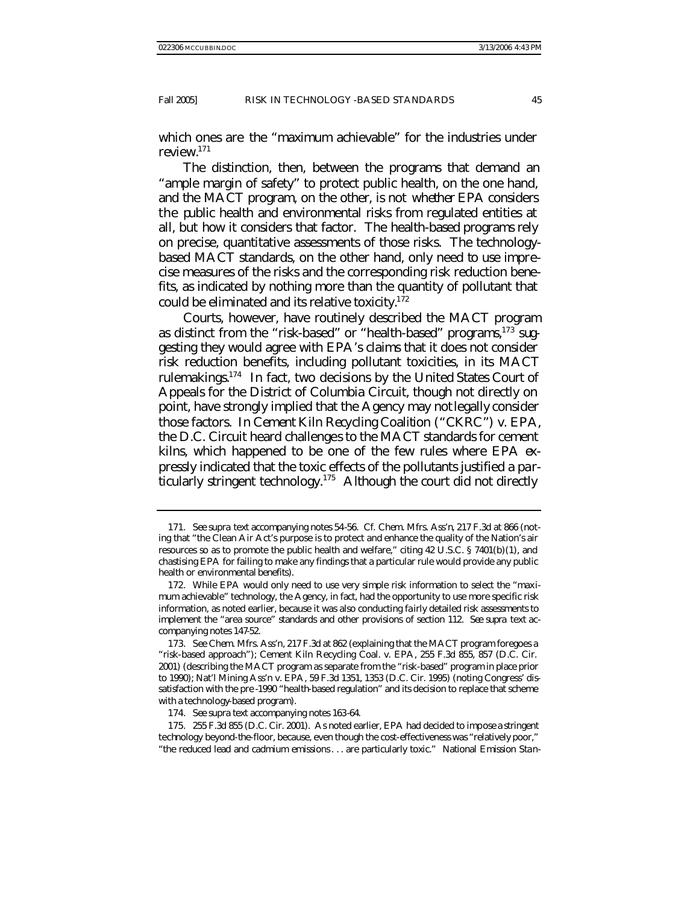which ones are the "maximum achievable" for the industries under review.[171]

The distinction, then, between the programs that demand an "ample margin of safety" to protect public health, on the one hand, and the MACT program, on the other, is not *whether* EPA considers the public health and environmental risks from regulated entities at all, but *how* it considers that factor. The health-based programs rely on precise, quantitative assessments of those risks. The technology-based MACT standards, on the other hand, only need to use imprecise measures of the risks and the corresponding risk reduction benefits, as indicated by nothing more than the quantity of pollutant that could be eliminated and its relative toxicity.[172]

Courts, however, have routinely described the MACT program as distinct from the "risk-based" or "health-based" programs,[173] suggesting they would agree with EPA's claims that it does not consider risk reduction benefits, including pollutant toxicities, in its MACT rulemakings.[174] In fact, two decisions by the United States Court of Appeals for the District of Columbia Circuit, though not directly on point, have strongly implied that the Agency may not legally consider those factors. In *Cement Kiln Recycling Coalition ("CKRC") v. EPA*, the D.C. Circuit heard challenges to the MACT standards for cement kilns, which happened to be one of the few rules where EPA expressly indicated that the toxic effects of the pollutants justified a particularly stringent technology.[175] Although the court did not directly

---

171. *See supra* text accompanying notes 54-56. *Cf. Chem. Mfrs. Ass'n*, 217 F.3d at 866 (noting that "the Clean Air Act's purpose is to protect and enhance the quality of the Nation's air resources so as to promote the public health and welfare," citing 42 U.S.C. § 7401(b)(1), and chastising EPA for failing to make any findings that a particular rule would provide any public health or environmental benefits).

172. While EPA would only need to use very simple risk information to select the "maximum achievable" technology, the Agency, in fact, had the opportunity to use more specific risk information, as noted earlier, because it was also conducting fairly detailed risk assessments to implement the "area source" standards and other provisions of section 112. *See supra* text accompanying notes 147-52.

173. *See Chem. Mfrs. Ass'n*, 217 F.3d at 862 (explaining that the MACT program foregoes a "risk-based approach"); Cement Kiln Recycling Coal. v. EPA, 255 F.3d 855, 857 (D.C. Cir. 2001) (describing the MACT program as separate from the "risk-based" program in place prior to 1990); Nat'l Mining Ass'n v. EPA, 59 F.3d 1351, 1353 (D.C. Cir. 1995) (noting Congress' dissatisfaction with the pre-1990 "health-based regulation" and its decision to replace that scheme with a technology-based program).

174. *See supra* text accompanying notes 163-64.

175. 255 F.3d 855 (D.C. Cir. 2001). As noted earlier, EPA had decided to impose a stringent technology beyond-the-floor, because, even though the cost-effectiveness was "relatively poor," "the reduced lead and cadmium emissions . . . are particularly toxic." National Emission Stan-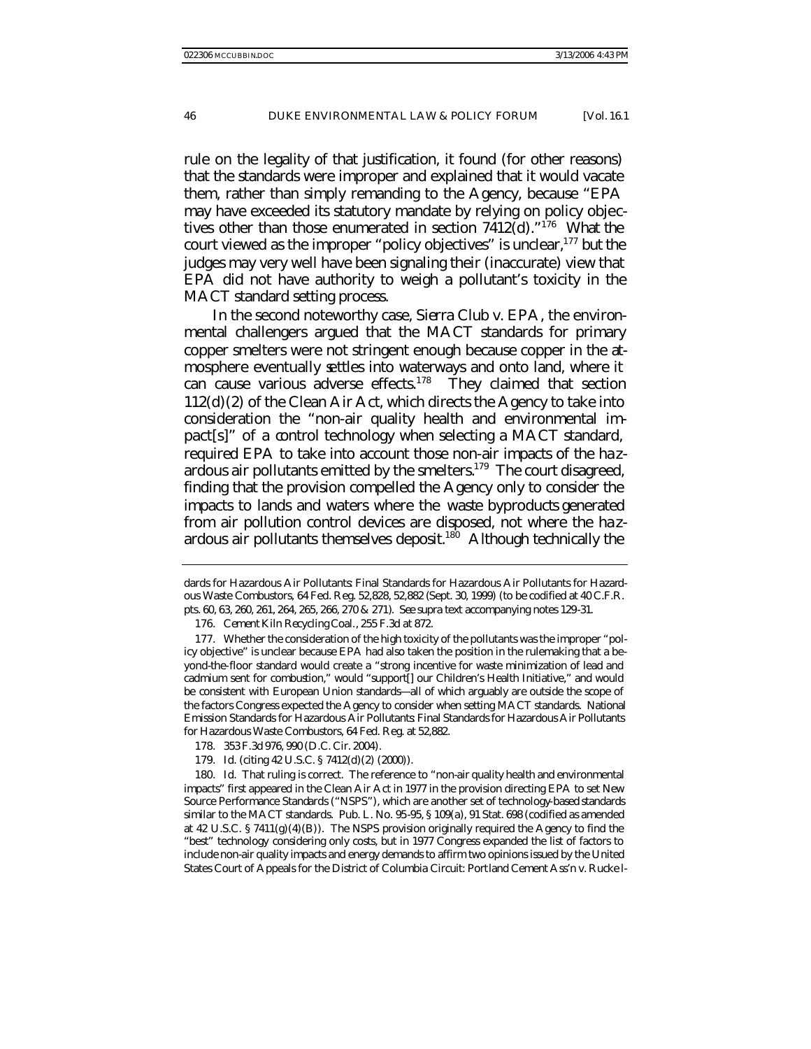rule on the legality of that justification, it found (for other reasons) that the standards were improper and explained that it would vacate them, rather than simply remanding to the Agency, because "EPA may have exceeded its statutory mandate by relying on policy objectives other than those enumerated in section 7412(d)."[176] What the court viewed as the improper "policy objectives" is unclear,[177] but the judges may very well have been signaling their (inaccurate) view that EPA did not have authority to weigh a pollutant's toxicity in the MACT standard setting process.

In the second noteworthy case, *Sierra Club v. EPA*, the environmental challengers argued that the MACT standards for primary copper smelters were not stringent enough because copper in the atmosphere eventually settles into waterways and onto land, where it can cause various adverse effects.[178] They claimed that section 112(d)(2) of the Clean Air Act, which directs the Agency to take into consideration the "non-air quality health and environmental impact[s]" of a control technology when selecting a MACT standard, required EPA to take into account those non-air impacts of the hazardous air pollutants emitted by the smelters.[179] The court disagreed, finding that the provision compelled the Agency only to consider the impacts to lands and waters where the waste byproducts generated from air pollution control devices are disposed, not where the hazardous air pollutants themselves deposit.[180] Although technically the

---

dards for Hazardous Air Pollutants: Final Standards for Hazardous Air Pollutants for Hazardous Waste Combustors, 64 Fed. Reg. 52,828, 52,882 (Sept. 30, 1999) (to be codified at 40 C.F.R. pts. 60, 63, 260, 261, 264, 265, 266, 270 & 271). *See supra* text accompanying notes 129-31.

176. *Cement Kiln Recycling Coal.*, 255 F.3d at 872.

177. Whether the consideration of the high toxicity of the pollutants was the improper "policy objective" is unclear because EPA had also taken the position in the rulemaking that a beyond-the-floor standard would create a "strong incentive for waste minimization of lead and cadmium sent for combustion," would "support[] our Children's Health Initiative," and would be consistent with European Union standards—all of which arguably are outside the scope of the factors Congress expected the Agency to consider when setting MACT standards. National Emission Standards for Hazardous Air Pollutants Final Standards for Hazardous Air Pollutants for Hazardous Waste Combustors, 64 Fed. Reg. at 52,882.

178. 353 F.3d 976, 990 (D.C. Cir. 2004).

179. *Id.* (citing 42 U.S.C. § 7412(d)(2) (2000)).

180. *Id.* That ruling is correct. The reference to "non-air quality health and environmental impacts" first appeared in the Clean Air Act in 1977 in the provision directing EPA to set New Source Performance Standards ("NSPS"), which are another set of technology-based standards similar to the MACT standards. Pub. L. No. 95-95, § 109(a), 91 Stat. 698 (codified as amended at 42 U.S.C. § 7411(g)(4)(B)). The NSPS provision originally required the Agency to find the "best" technology considering only costs, but in 1977 Congress expanded the list of factors to include non-air quality impacts and energy demands to affirm two opinions issued by the United States Court of Appeals for the District of Columbia Circuit: *Portland Cement Ass'n v. Ruckel-*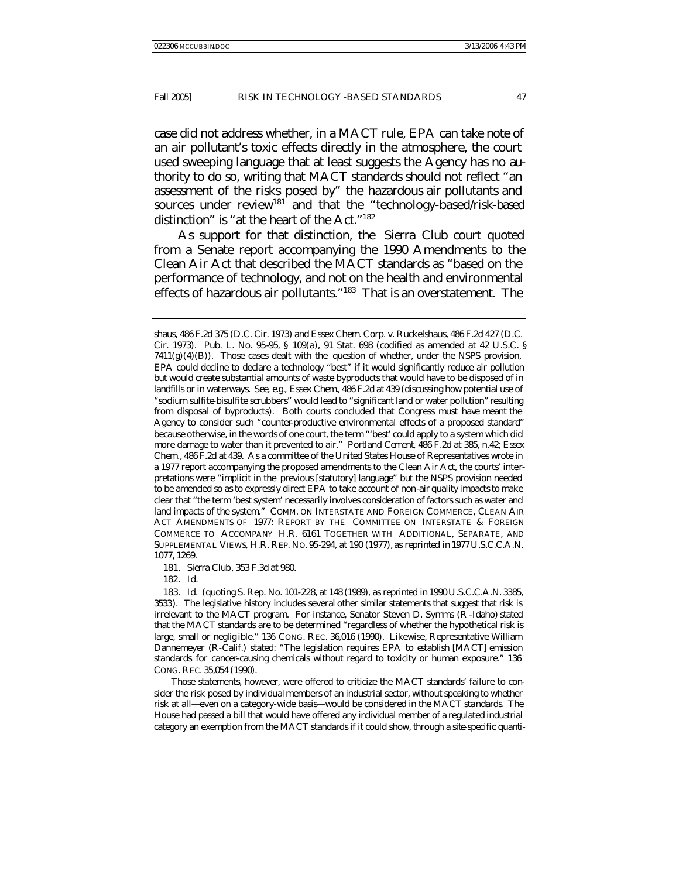case did not address whether, in a MACT rule, EPA can take note of an air pollutant's toxic effects directly in the atmosphere, the court used sweeping language that at least suggests the Agency has no authority to do so, writing that MACT standards should not reflect "an assessment of the risks posed by" the hazardous air pollutants and sources under review[181] and that the "technology-based/risk-based distinction" is "at the heart of the Act."[182]

As support for that distinction, the *Sierra Club* court quoted from a Senate report accompanying the 1990 Amendments to the Clean Air Act that described the MACT standards as "based on the performance of technology, and not on the health and environmental effects of hazardous air pollutants."[183] That is an overstatement. The

---

shaus, 486 F.2d 375 (D.C. Cir. 1973) and Essex Chem. Corp. v. Ruckelshaus, 486 F.2d 427 (D.C. Cir. 1973). Pub. L. No. 95-95, § 109(a), 91 Stat. 698 (codified as amended at 42 U.S.C. § 7411(g)(4)(B)). Those cases dealt with the question of whether, under the NSPS provision, EPA could decline to declare a technology "best" if it would significantly reduce air pollution but would create substantial amounts of waste byproducts that would have to be disposed of in landfills or in waterways. *See, e.g.*, *Essex Chem.*, 486 F.2d at 439 (discussing how potential use of "sodium sulfite-bisulfite scrubbers" would lead to "significant land or water pollution" resulting from disposal of byproducts). Both courts concluded that Congress must have meant the Agency to consider such "counter-productive environmental effects of a proposed standard" because otherwise, in the words of one court, the term "'best' could apply to a system which did more damage to water than it prevented to air." *Portland Cement*, 486 F.2d at 385, n.42; *Essex Chem.*, 486 F.2d at 439. As a committee of the United States House of Representatives wrote in a 1977 report accompanying the proposed amendments to the Clean Air Act, the courts' interpretations were "implicit in the previous [statutory] language" but the NSPS provision needed to be amended so as to expressly direct EPA to take account of non-air quality impacts to make clear that "the term 'best system' necessarily involves consideration of factors such as water and land impacts of the system." COMM. ON INTERSTATE AND FOREIGN COMMERCE, CLEAN AIR ACT AMENDMENTS OF 1977: REPORT BY THE COMMITTEE ON INTERSTATE & FOREIGN COMMERCE TO ACCOMPANY H.R. 6161 TOGETHER WITH ADDITIONAL, SEPARATE, AND SUPPLEMENTAL VIEWS, H.R. REP. NO. 95-294, at 190 (1977), *as reprinted in* 1977 U.S.C.C.A.N. 1077, 1269.

181. *Sierra Club*, 353 F.3d at 980.

182. *Id.*

183. *Id.* (quoting S. Rep. No. 101-228, at 148 (1989), *as reprinted in* 1990 U.S.C.C.A.N. 3385, 3533). The legislative history includes several other similar statements that suggest that risk is irrelevant to the MACT program. For instance, Senator Steven D. Symms (R-Idaho) stated that the MACT standards are to be determined "regardless of whether the hypothetical risk is large, small or negligible." 136 CONG. REC. 36,016 (1990). Likewise, Representative William Dannemeyer (R-Calif.) stated: "The legislation requires EPA to establish [MACT] emission standards for cancer-causing chemicals without regard to toxicity or human exposure." 136 CONG. REC. 35,054 (1990).

Those statements, however, were offered to criticize the MACT standards' failure to consider the risk posed by individual members of an industrial sector, without speaking to whether risk at all—even on a category-wide basis—would be considered in the MACT standards. The House had passed a bill that would have offered any individual member of a regulated industrial category an exemption from the MACT standards if it could show, through a site-specific quanti-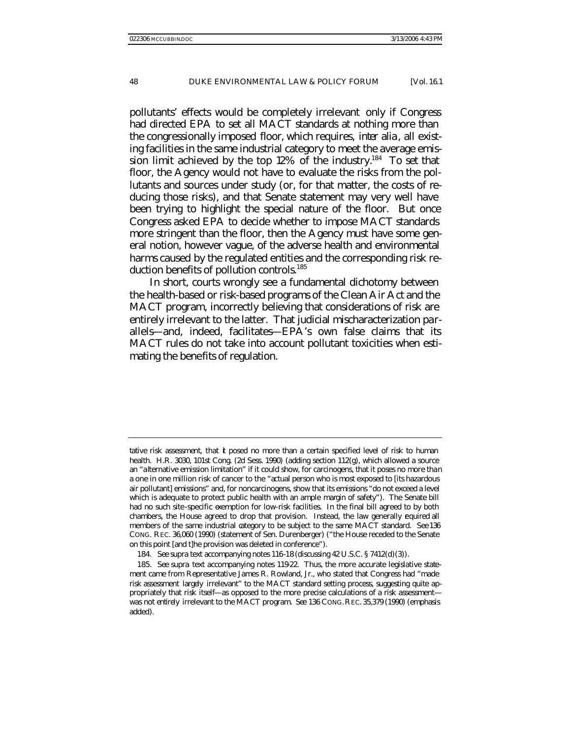pollutants' effects would be completely irrelevant only if Congress had directed EPA to set all MACT standards at nothing more than the congressionally imposed floor, which requires, *inter alia*, all existing facilities in the same industrial category to meet the average emission limit achieved by the top 12% of the industry.[184] To set that floor, the Agency would not have to evaluate the risks from the pollutants and sources under study (or, for that matter, the costs of reducing those risks), and that Senate statement may very well have been trying to highlight the special nature of the floor. But once Congress asked EPA to decide whether to impose MACT standards more stringent than the floor, then the Agency must have some general notion, however vague, of the adverse health and environmental harms caused by the regulated entities and the corresponding risk reduction benefits of pollution controls.[185]

In short, courts wrongly see a fundamental dichotomy between the health-based or risk-based programs of the Clean Air Act and the MACT program, incorrectly believing that considerations of risk are entirely irrelevant to the latter. That judicial mischaracterization parallels—and, indeed, facilitates—EPA's own false claims that its MACT rules do not take into account pollutant toxicities when estimating the benefits of regulation.

---

tative risk assessment, that it posed no more than a certain specified level of risk to human health. H.R. 3030, 101st Cong. (2d Sess. 1990) (adding section 112(g), which allowed a source an "alternative emission limitation" if it could show, for carcinogens, that it poses no more than a one in one million risk of cancer to the "actual person who is most exposed to [its hazardous air pollutant] emissions" and, for noncarcinogens, show that its emissions "do not exceed a level which is adequate to protect public health with an ample margin of safety"). The Senate bill had no such site-specific exemption for low-risk facilities. In the final bill agreed to by both chambers, the House agreed to drop that provision. Instead, the law generally required all members of the same industrial category to be subject to the same MACT standard. *See* 136 CONG. REC. 36,060 (1990) (statement of Sen. Durenberger) ("the House receded to the Senate on this point [and t]he provision was deleted in conference").

184. *See supra* text accompanying notes 116-18 (discussing 42 U.S.C. § 7412(d)(3)).

185. *See supra* text accompanying notes 119-22. Thus, the more accurate legislative statement came from Representative James R. Rowland, Jr., who stated that Congress had "made risk assessment *largely* irrelevant" to the MACT standard setting process, suggesting quite appropriately that risk itself—as opposed to the more precise calculations of a risk assessment—was not *entirely* irrelevant to the MACT program. *See* 136 CONG. REC. 35,379 (1990) (emphasis added).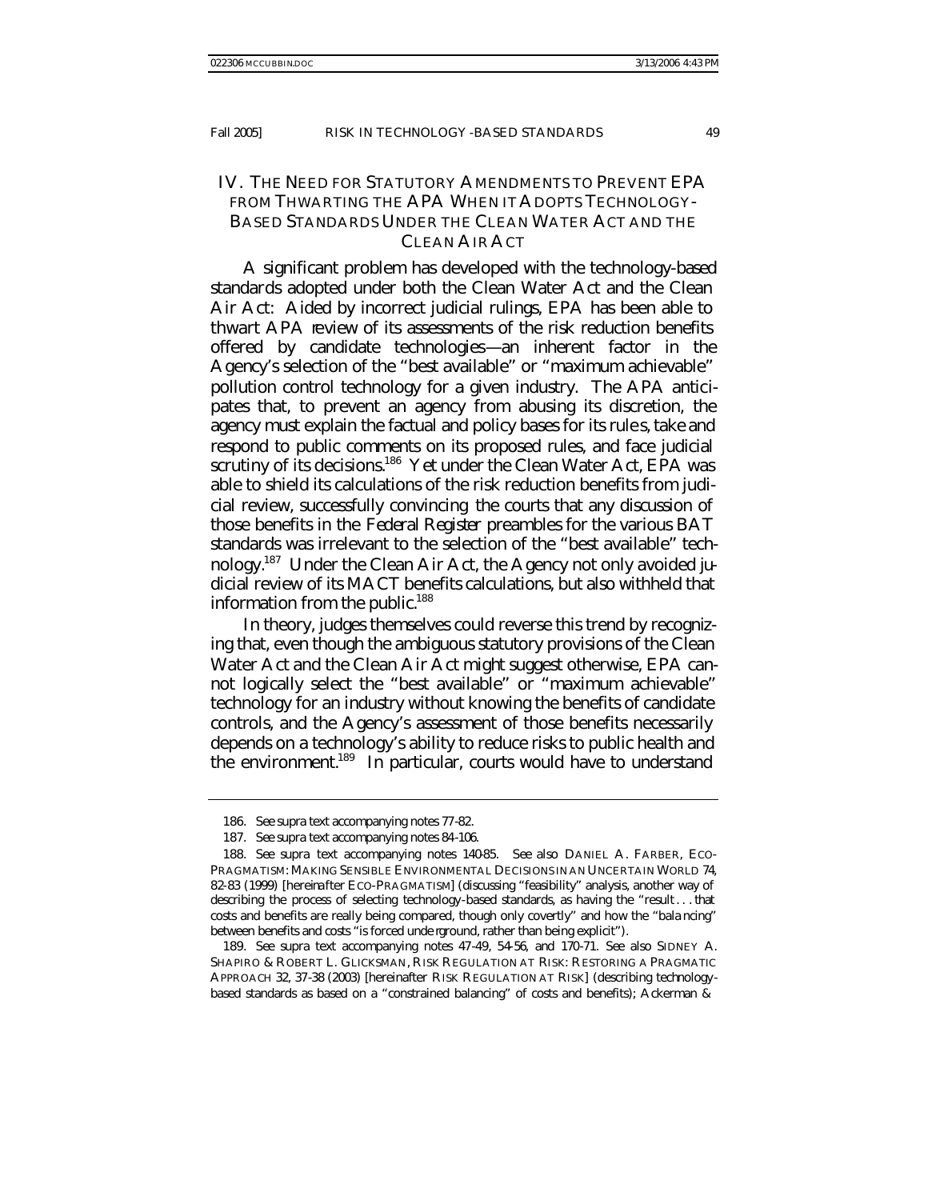## IV. THE NEED FOR STATUTORY AMENDMENTS TO PREVENT EPA FROM THWARTING THE APA WHEN IT ADOPTS TECHNOLOGY-BASED STANDARDS UNDER THE CLEAN WATER ACT AND THE CLEAN AIR ACT

A significant problem has developed with the technology-based standards adopted under both the Clean Water Act and the Clean Air Act: Aided by incorrect judicial rulings, EPA has been able to thwart APA review of its assessments of the risk reduction benefits offered by candidate technologies—an inherent factor in the Agency's selection of the "best available" or "maximum achievable" pollution control technology for a given industry. The APA anticipates that, to prevent an agency from abusing its discretion, the agency must explain the factual and policy bases for its rules, take and respond to public comments on its proposed rules, and face judicial scrutiny of its decisions.[186] Yet under the Clean Water Act, EPA was able to shield its calculations of the risk reduction benefits from judicial review, successfully convincing the courts that any discussion of those benefits in the *Federal Register* preambles for the various BAT standards was irrelevant to the selection of the "best available" technology.[187] Under the Clean Air Act, the Agency not only avoided judicial review of its MACT benefits calculations, but also withheld that information from the public.[188]

In theory, judges themselves could reverse this trend by recognizing that, even though the ambiguous statutory provisions of the Clean Water Act and the Clean Air Act might suggest otherwise, EPA cannot logically select the "best available" or "maximum achievable" technology for an industry without knowing the benefits of candidate controls, and the Agency's assessment of those benefits necessarily depends on a technology's ability to reduce risks to public health and the environment.[189] In particular, courts would have to understand

---

186. *See supra* text accompanying notes 77-82.

187. *See supra* text accompanying notes 84-106.

188. *See supra* text accompanying notes 140-85. *See also* DANIEL A. FARBER, ECO-PRAGMATISM: MAKING SENSIBLE ENVIRONMENTAL DECISIONS IN AN UNCERTAIN WORLD 74, 82-83 (1999) [hereinafter ECO-PRAGMATISM] (discussing "feasibility" analysis, another way of describing the process of selecting technology-based standards, as having the "result . . . that costs and benefits are really being compared, though only covertly" and how the "balancing" between benefits and costs "is forced underground, rather than being explicit").

189. *See supra* text accompanying notes 47-49, 54-56, and 170-71. *See also* SIDNEY A. SHAPIRO & ROBERT L. GLICKSMAN, RISK REGULATION AT RISK: RESTORING A PRAGMATIC APPROACH 32, 37-38 (2003) [hereinafter RISK REGULATION AT RISK] (describing technology-based standards as based on a "constrained balancing" of costs and benefits); Ackerman &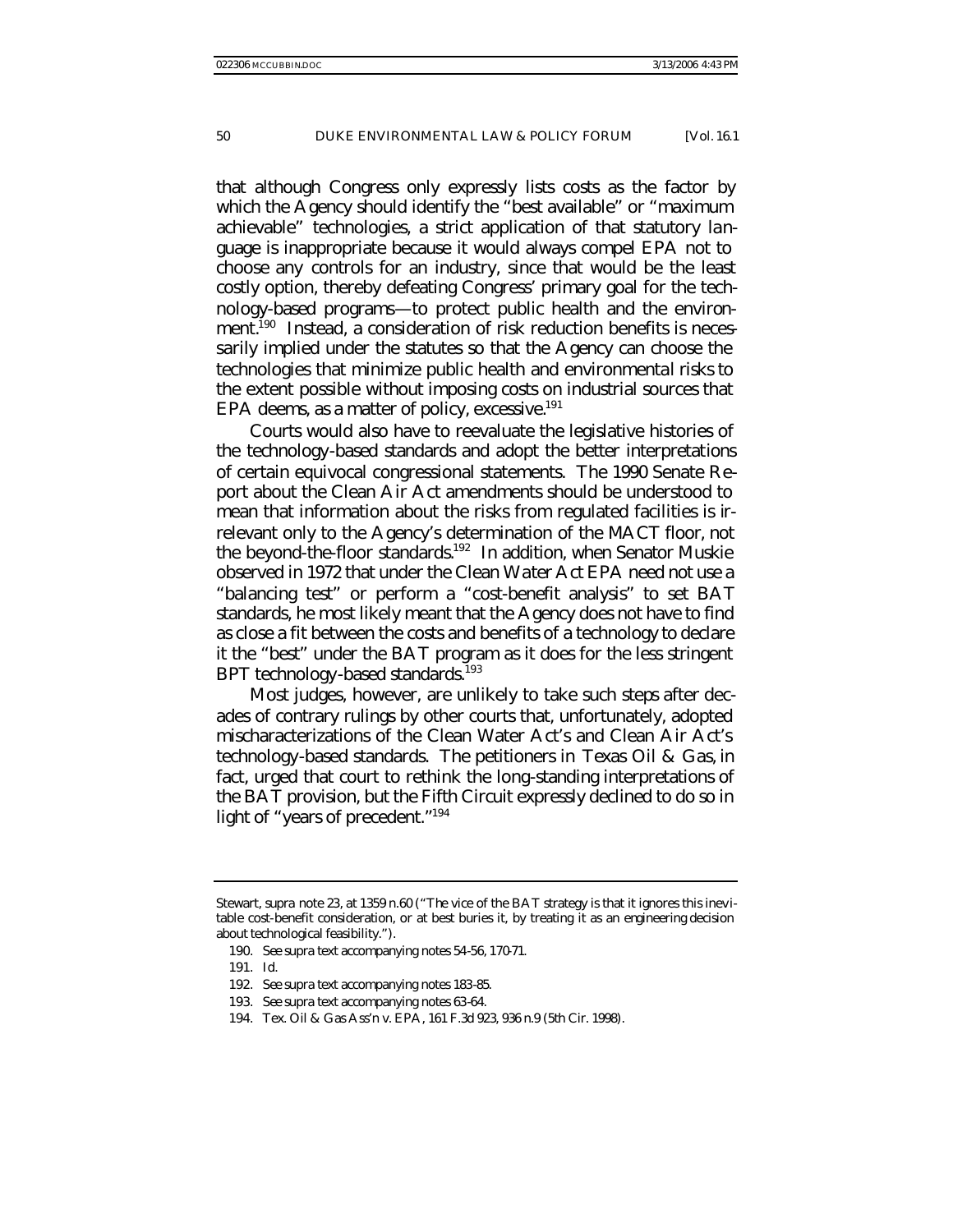that although Congress only expressly lists costs as the factor by which the Agency should identify the "best available" or "maximum achievable" technologies, a strict application of that statutory language is inappropriate because it would always compel EPA not to choose any controls for an industry, since that would be the least costly option, thereby defeating Congress' primary goal for the technology-based programs—to protect public health and the environment.[190] Instead, a consideration of risk reduction benefits is necessarily implied under the statutes so that the Agency can choose the technologies that minimize public health and environmental risks to the extent possible without imposing costs on industrial sources that EPA deems, as a matter of policy, excessive.[191]

Courts would also have to reevaluate the legislative histories of the technology-based standards and adopt the better interpretations of certain equivocal congressional statements. The 1990 Senate Report about the Clean Air Act amendments should be understood to mean that information about the risks from regulated facilities is irrelevant only to the Agency's determination of the MACT floor, not the beyond-the-floor standards.[192] In addition, when Senator Muskie observed in 1972 that under the Clean Water Act EPA need not use a "balancing test" or perform a "cost-benefit analysis" to set BAT standards, he most likely meant that the Agency does not have to find as close a fit between the costs and benefits of a technology to declare it the "best" under the BAT program as it does for the less stringent BPT technology-based standards.[193]

Most judges, however, are unlikely to take such steps after decades of contrary rulings by other courts that, unfortunately, adopted mischaracterizations of the Clean Water Act's and Clean Air Act's technology-based standards. The petitioners in *Texas Oil & Gas*, in fact, urged that court to rethink the long-standing interpretations of the BAT provision, but the Fifth Circuit expressly declined to do so in light of "years of precedent."[194]

---

Stewart, *supra* note 23, at 1359 n.60 ("The vice of the BAT strategy is that it ignores this inevitable cost-benefit consideration, or at best buries it, by treating it as an engineering decision about technological feasibility.").

190. *See supra* text accompanying notes 54-56, 170-71.

191. *Id.*

192. *See supra* text accompanying notes 183-85.

193. *See supra* text accompanying notes 63-64.

194. Tex. Oil & Gas Ass'n v. EPA, 161 F.3d 923, 936 n.9 (5th Cir. 1998).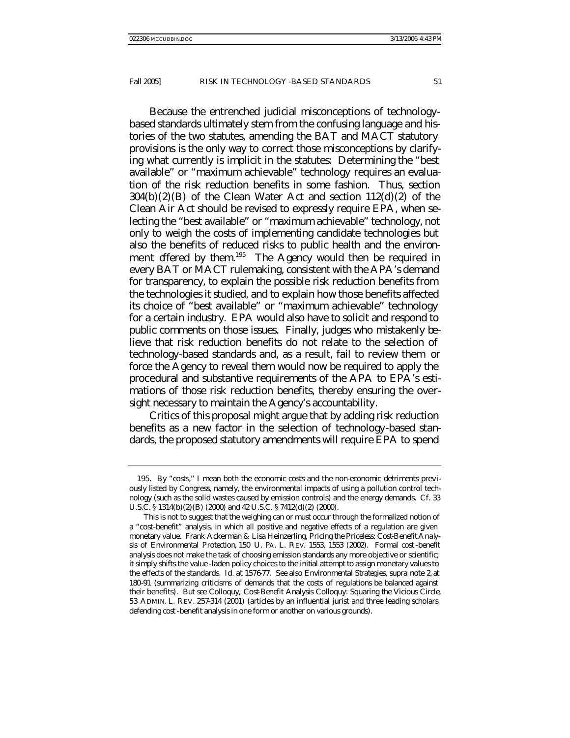Because the entrenched judicial misconceptions of technology-based standards ultimately stem from the confusing language and histories of the two statutes, amending the BAT and MACT statutory provisions is the only way to correct those misconceptions by clarifying what currently is implicit in the statutes: Determining the "best available" or "maximum achievable" technology requires an evaluation of the risk reduction benefits in some fashion. Thus, section 304(b)(2)(B) of the Clean Water Act and section 112(d)(2) of the Clean Air Act should be revised to expressly require EPA, when selecting the "best available" or "maximum achievable" technology, not only to weigh the costs of implementing candidate technologies but also the benefits of reduced risks to public health and the environment offered by them.[195] The Agency would then be required in every BAT or MACT rulemaking, consistent with the APA's demand for transparency, to explain the possible risk reduction benefits from the technologies it studied, and to explain how those benefits affected its choice of "best available" or "maximum achievable" technology for a certain industry. EPA would also have to solicit and respond to public comments on those issues. Finally, judges who mistakenly believe that risk reduction benefits do not relate to the selection of technology-based standards and, as a result, fail to review them or force the Agency to reveal them would now be required to apply the procedural and substantive requirements of the APA to EPA's estimations of those risk reduction benefits, thereby ensuring the oversight necessary to maintain the Agency's accountability.

Critics of this proposal might argue that by adding risk reduction benefits as a new factor in the selection of technology-based standards, the proposed statutory amendments will require EPA to spend

---

195. By "costs," I mean both the economic costs and the non-economic detriments previously listed by Congress, namely, the environmental impacts of using a pollution control technology (such as the solid wastes caused by emission controls) and the energy demands. *Cf.* 33 U.S.C. § 1314(b)(2)(B) (2000) and 42 U.S.C. § 7412(d)(2) (2000).

This is not to suggest that the weighing can or must occur through the formalized notion of a "cost-benefit" analysis, in which all positive and negative effects of a regulation are given monetary value. Frank Ackerman & Lisa Heinzerling, *Pricing the Priceless: Cost-Benefit Analysis of Environmental Protection*, 150 U. PA. L. REV. 1553, 1553 (2002). Formal cost-benefit analysis does not make the task of choosing emission standards any more objective or scientific; it simply shifts the value-laden policy choices to the initial attempt to assign monetary values to the effects of the standards. *Id.* at 1576-77. *See also* *Environmental Strategies*, *supra* note 2, at 180-91 (summarizing criticisms of demands that the costs of regulations be balanced against their benefits). *But see* Colloquy, *Cost-Benefit Analysis Colloquy: Squaring the Vicious Circle*, 53 ADMIN. L. REV. 257-314 (2001) (articles by an influential jurist and three leading scholars defending cost-benefit analysis in one form or another on various grounds).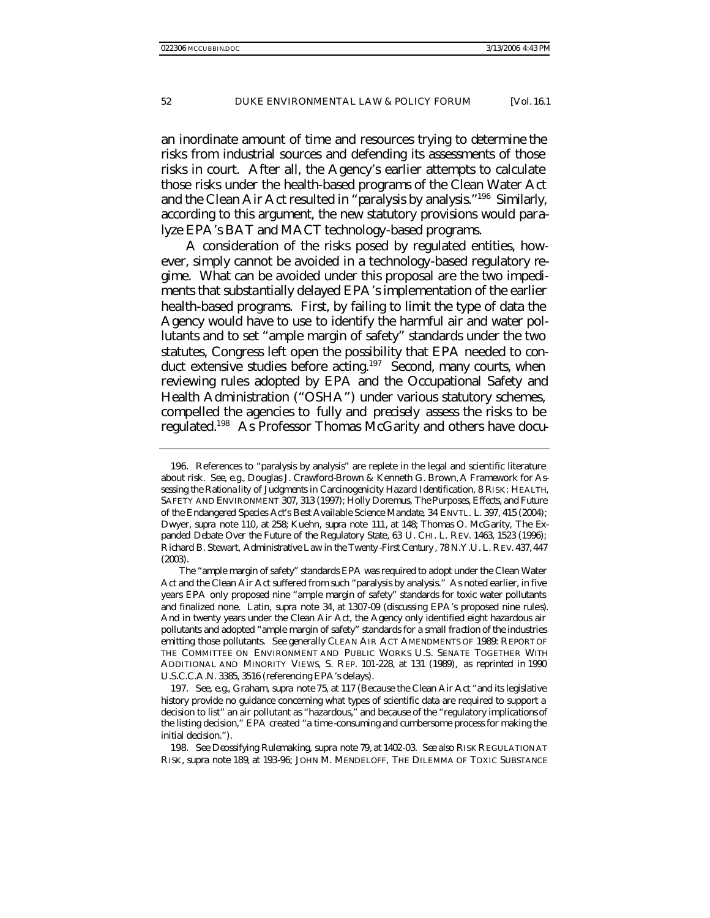an inordinate amount of time and resources trying to determine the risks from industrial sources and defending its assessments of those risks in court. After all, the Agency's earlier attempts to calculate those risks under the health-based programs of the Clean Water Act and the Clean Air Act resulted in "paralysis by analysis."[196] Similarly, according to this argument, the new statutory provisions would paralyze EPA's BAT and MACT technology-based programs.

A consideration of the risks posed by regulated entities, however, simply cannot be avoided in a technology-based regulatory regime. What can be avoided under this proposal are the two impediments that substantially delayed EPA's implementation of the earlier health-based programs. First, by failing to limit the type of data the Agency would have to use to identify the harmful air and water pollutants and to set "ample margin of safety" standards under the two statutes, Congress left open the possibility that EPA needed to conduct extensive studies before acting.[197] Second, many courts, when reviewing rules adopted by EPA and the Occupational Safety and Health Administration ("OSHA") under various statutory schemes, compelled the agencies to fully and precisely assess the risks to be regulated.[198] As Professor Thomas McGarity and others have docu-

---

196. References to "paralysis by analysis" are replete in the legal and scientific literature about risk. *See, e.g.*, Douglas J. Crawford-Brown & Kenneth G. Brown, *A Framework for Assessing the Rationality of Judgments in Carcinogenicity Hazard Identification*, 8 RISK: HEALTH, SAFETY AND ENVIRONMENT 307, 313 (1997); Holly Doremus, *The Purposes, Effects, and Future of the Endangered Species Act's Best Available Science Mandate*, 34 ENVTL. L. 397, 415 (2004); Dwyer, *supra* note 110, at 258; Kuehn, *supra* note 111, at 148; Thomas O. McGarity, *The Expanded Debate Over the Future of the Regulatory State*, 63 U. CHI. L. REV. 1463, 1523 (1996); Richard B. Stewart, *Administrative Law in the Twenty-First Century*, 78 N.Y.U. L. REV. 437, 447 (2003).

The "ample margin of safety" standards EPA was required to adopt under the Clean Water Act and the Clean Air Act suffered from such "paralysis by analysis." As noted earlier, in five years EPA only proposed nine "ample margin of safety" standards for toxic water pollutants and finalized none. Latin, *supra* note 34, at 1307-09 (discussing EPA's proposed nine rules). And in twenty years under the Clean Air Act, the Agency only identified eight hazardous air pollutants and adopted "ample margin of safety" standards for a small fraction of the industries emitting those pollutants. *See generally* CLEAN AIR ACT AMENDMENTS OF 1989: REPORT OF THE COMMITTEE ON ENVIRONMENT AND PUBLIC WORKS U.S. SENATE TOGETHER WITH ADDITIONAL AND MINORITY VIEWS, S. REP. 101-228, at 131 (1989), *as reprinted in* 1990 U.S.C.C.A.N. 3385, 3516 (referencing EPA's delays).

197. *See, e.g.*, Graham, *supra* note 75, at 117 (Because the Clean Air Act "and its legislative history provide no guidance concerning what types of scientific data are required to support a decision to list" an air pollutant as "hazardous," and because of the "regulatory implications of the listing decision," EPA created "a time-consuming and cumbersome process for making the initial decision.").

198. *See Deossifying Rulemaking*, *supra* note 79, at 1402-03. *See also* RISK REGULATION AT RISK, *supra* note 189, at 193-96; JOHN M. MENDELOFF, THE DILEMMA OF TOXIC SUBSTANCE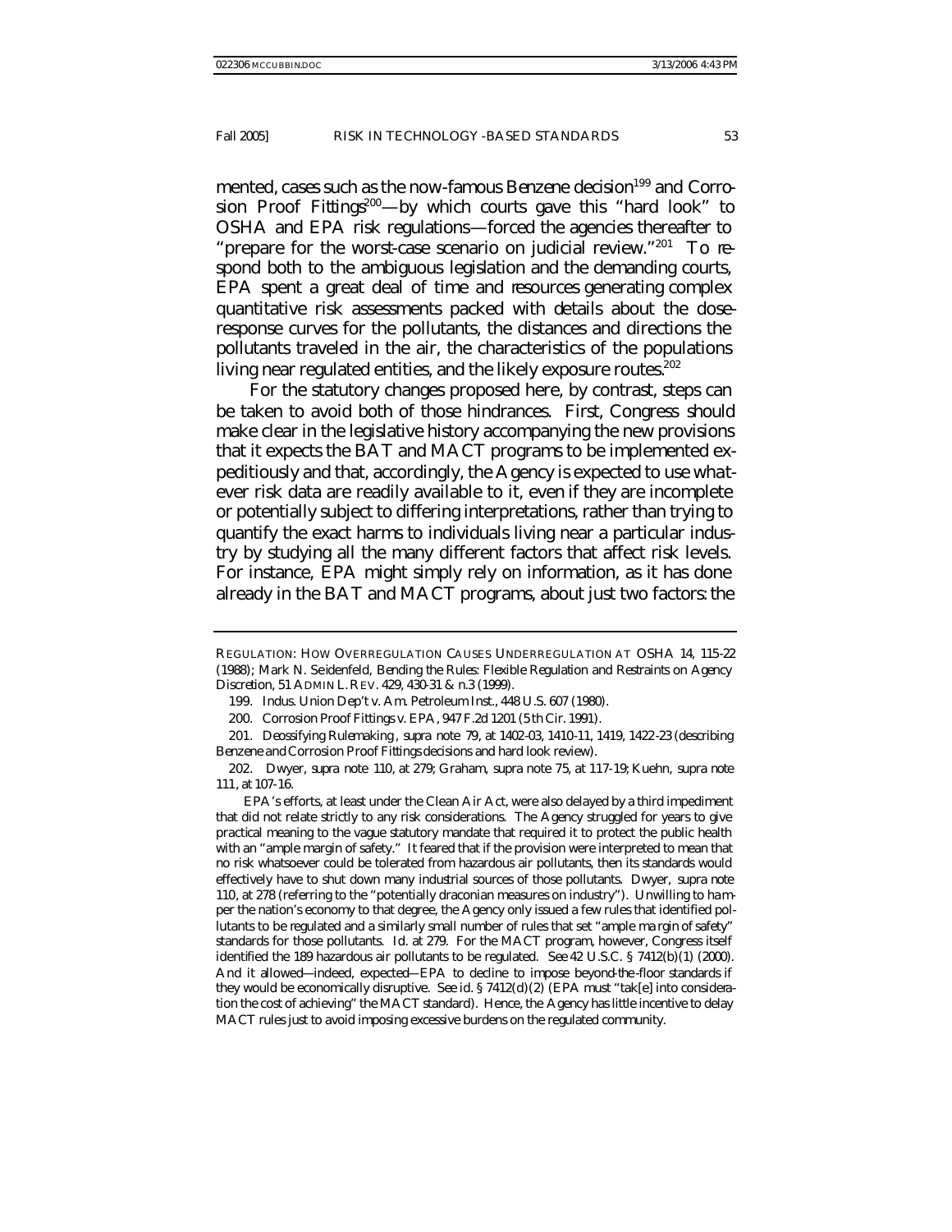mented, cases such as the now-famous *Benzene* decision[199] and *Corrosion Proof Fittings*[200]—by which courts gave this "hard look" to OSHA and EPA risk regulations—forced the agencies thereafter to "prepare for the worst-case scenario on judicial review."[201] To respond both to the ambiguous legislation and the demanding courts, EPA spent a great deal of time and resources generating complex quantitative risk assessments packed with details about the dose-response curves for the pollutants, the distances and directions the pollutants traveled in the air, the characteristics of the populations living near regulated entities, and the likely exposure routes.[202]

For the statutory changes proposed here, by contrast, steps can be taken to avoid both of those hindrances. First, Congress should make clear in the legislative history accompanying the new provisions that it expects the BAT and MACT programs to be implemented expeditiously and that, accordingly, the Agency is expected to use whatever risk data are readily available to it, even if they are incomplete or potentially subject to differing interpretations, rather than trying to quantify the exact harms to individuals living near a particular industry by studying all the many different factors that affect risk levels. For instance, EPA might simply rely on information, as it has done already in the BAT and MACT programs, about just two factors: the

---

REGULATION: HOW OVERREGULATION CAUSES UNDERREGULATION AT OSHA 14, 115-22 (1988); Mark N. Seidenfeld, *Bending the Rules: Flexible Regulation and Restraints on Agency Discretion*, 51 ADMIN L. REV. 429, 430-31 & n.3 (1999).

199. Indus. Union Dep't v. Am. Petroleum Inst., 448 U.S. 607 (1980).

200. Corrosion Proof Fittings v. EPA, 947 F.2d 1201 (5th Cir. 1991).

201. *Deossifying Rulemaking*, *supra* note 79, at 1402-03, 1410-11, 1419, 1422-23 (describing *Benzene* and *Corrosion Proof Fittings* decisions and hard look review).

202. Dwyer, *supra* note 110, at 279; Graham, *supra* note 75, at 117-19; Kuehn, *supra* note 111, at 107-16.

EPA's efforts, at least under the Clean Air Act, were also delayed by a third impediment that did not relate strictly to any risk considerations. The Agency struggled for years to give practical meaning to the vague statutory mandate that required it to protect the public health with an "ample margin of safety." It feared that if the provision were interpreted to mean that no risk whatsoever could be tolerated from hazardous air pollutants, then its standards would effectively have to shut down many industrial sources of those pollutants. Dwyer, *supra* note 110, at 278 (referring to the "potentially draconian measures on industry"). Unwilling to hamper the nation's economy to that degree, the Agency only issued a few rules that identified pollutants to be regulated and a similarly small number of rules that set "ample margin of safety" standards for those pollutants. *Id.* at 279. For the MACT program, however, Congress itself identified the 189 hazardous air pollutants to be regulated. *See* 42 U.S.C. § 7412(b)(1) (2000). And it allowed—indeed, expected—EPA to decline to impose beyond-the-floor standards if they would be economically disruptive. *See id.* § 7412(d)(2) (EPA must "tak[e] into consideration the cost of achieving" the MACT standard). Hence, the Agency has little incentive to delay MACT rules just to avoid imposing excessive burdens on the regulated community.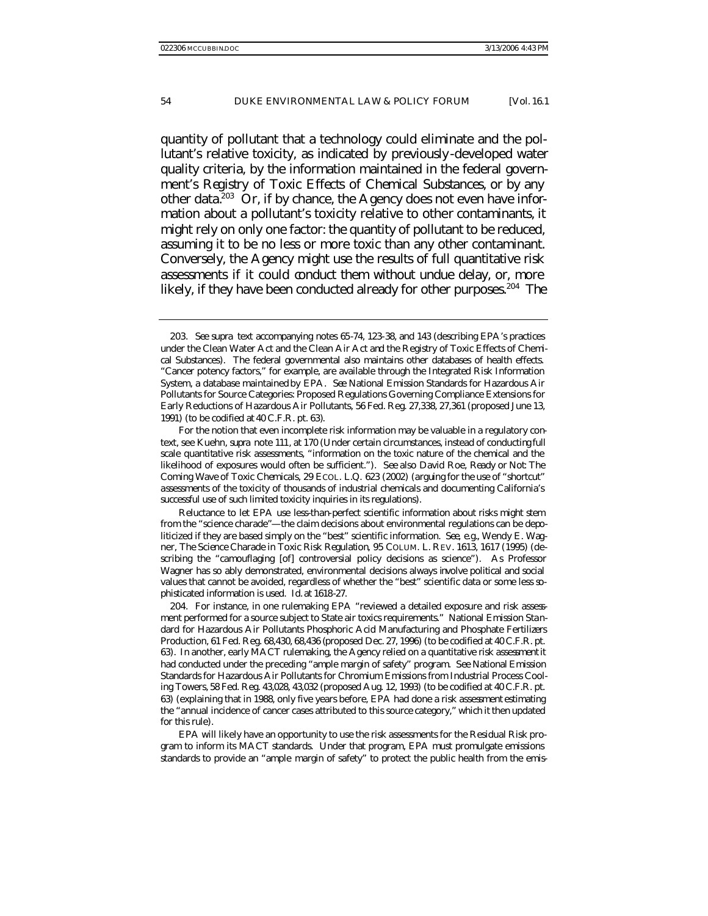quantity of pollutant that a technology could eliminate and the pollutant's relative toxicity, as indicated by previously-developed water quality criteria, by the information maintained in the federal government's *Registry of Toxic Effects of Chemical Substances*, or by any other data.[203] Or, if by chance, the Agency does not even have information about a pollutant's toxicity relative to other contaminants, it might rely on only one factor: the quantity of pollutant to be reduced, assuming it to be no less or more toxic than any other contaminant. Conversely, the Agency might use the results of full quantitative risk assessments if it could conduct them without undue delay, or, more likely, if they have been conducted already for other purposes.[204] The

---

203. *See supra* text accompanying notes 65-74, 123-38, and 143 (describing EPA's practices under the Clean Water Act and the Clean Air Act and the Registry of Toxic Effects of Chemical Substances). The federal governmental also maintains other databases of health effects. "Cancer potency factors," for example, are available through the Integrated Risk Information System, a database maintained by EPA. *See* National Emission Standards for Hazardous Air Pollutants for Source Categories: Proposed Regulations Governing Compliance Extensions for Early Reductions of Hazardous Air Pollutants, 56 Fed. Reg. 27,338, 27,361 (proposed June 13, 1991) (to be codified at 40 C.F.R. pt. 63).

For the notion that even incomplete risk information may be valuable in a regulatory context, see Kuehn, *supra* note 111, at 170 (Under certain circumstances, instead of conducting full scale quantitative risk assessments, "information on the toxic nature of the chemical and the likelihood of exposures would often be sufficient."). *See also* David Roe, *Ready or Not: The Coming Wave of Toxic Chemicals*, 29 ECOL. L.Q. 623 (2002) (arguing for the use of "shortcut" assessments of the toxicity of thousands of industrial chemicals and documenting California's successful use of such limited toxicity inquiries in its regulations).

Reluctance to let EPA use less-than-perfect scientific information about risks might stem from the "science charade"—the claim decisions about environmental regulations can be depoliticized if they are based simply on the "best" scientific information. *See, e.g.*, Wendy E. Wagner, *The Science Charade in Toxic Risk Regulation*, 95 COLUM. L. REV. 1613, 1617 (1995) (describing the "camouflaging [of] controversial policy decisions as science"). As Professor Wagner has so ably demonstrated, environmental decisions always involve political and social values that cannot be avoided, regardless of whether the "best" scientific data or some less sophisticated information is used. *Id.* at 1618-27.

204. For instance, in one rulemaking EPA "reviewed a detailed exposure and risk assessment performed for a source subject to State air toxics requirements." National Emission Standard for Hazardous Air Pollutants Phosphoric Acid Manufacturing and Phosphate Fertilizers Production, 61 Fed. Reg. 68,430, 68,436 (proposed Dec. 27, 1996) (to be codified at 40 C.F.R. pt. 63). In another, early MACT rulemaking, the Agency relied on a quantitative risk assessment it had conducted under the preceding "ample margin of safety" program. *See* National Emission Standards for Hazardous Air Pollutants for Chromium Emissions from Industrial Process Cooling Towers, 58 Fed. Reg. 43,028, 43,032 (proposed Aug. 12, 1993) (to be codified at 40 C.F.R. pt. 63) (explaining that in 1988, only five years before, EPA had done a risk assessment estimating the "annual incidence of cancer cases attributed to this source category," which it then updated for this rule).

EPA will likely have an opportunity to use the risk assessments for the Residual Risk program to inform its MACT standards. Under that program, EPA must promulgate emissions standards to provide an "ample margin of safety" to protect the public health from the emis-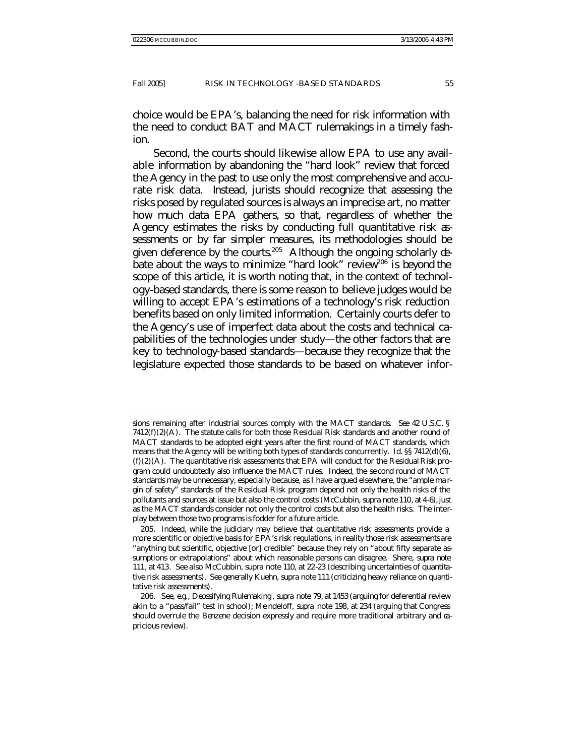choice would be EPA's, balancing the need for risk information with the need to conduct BAT and MACT rulemakings in a timely fashion.

Second, the courts should likewise allow EPA to use any available information by abandoning the "hard look" review that forced the Agency in the past to use only the most comprehensive and accurate risk data. Instead, jurists should recognize that assessing the risks posed by regulated sources is always an imprecise art, no matter how much data EPA gathers, so that, regardless of whether the Agency estimates the risks by conducting full quantitative risk assessments or by far simpler measures, its methodologies should be given deference by the courts.[205] Although the ongoing scholarly debate about the ways to minimize "hard look" review[206] is beyond the scope of this article, it is worth noting that, in the context of technology-based standards, there is some reason to believe judges would be willing to accept EPA's estimations of a technology's risk reduction benefits based on only limited information. Certainly courts defer to the Agency's use of imperfect data about the costs and technical capabilities of the technologies under study—the other factors that are key to technology-based standards—because they recognize that the legislature expected those standards to be based on whatever infor-

---

sions remaining after industrial sources comply with the MACT standards. *See* 42 U.S.C. § 7412(f)(2)(A). The statute calls for both those Residual Risk standards and another round of MACT standards to be adopted eight years after the first round of MACT standards, which means that the Agency will be writing both types of standards concurrently. *Id.* §§ 7412(d)(6), (f)(2)(A). The quantitative risk assessments that EPA will conduct for the Residual Risk program could undoubtedly also influence the MACT rules. Indeed, the second round of MACT standards may be unnecessary, especially because, as I have argued elsewhere, the "ample margin of safety" standards of the Residual Risk program depend not only the health risks of the pollutants and sources at issue but also the control costs (McCubbin, *supra* note 110, at 4-6), just as the MACT standards consider not only the control costs but also the health risks. The interplay between those two programs is fodder for a future article.

205. Indeed, while the judiciary may believe that quantitative risk assessments provide a more scientific or objective basis for EPA's risk regulations, in reality those risk assessments are "anything but scientific, objective [or] credible" because they rely on "about fifty separate assumptions or extrapolations" about which reasonable persons can disagree. Shere, *supra* note 111, at 413. *See also* McCubbin, *supra* note 110, at 22-23 (describing uncertainties of quantitative risk assessments). *See generally* Kuehn, *supra* note 111 (criticizing heavy reliance on quantitative risk assessments).

206. *See, e.g.*, *Deossifying Rulemaking*, *supra* note 79, at 1453 (arguing for deferential review akin to a "pass/fail" test in school); Mendeloff, *supra* note 198, at 234 (arguing that Congress should overrule the *Benzene* decision expressly and require more traditional arbitrary and capricious review).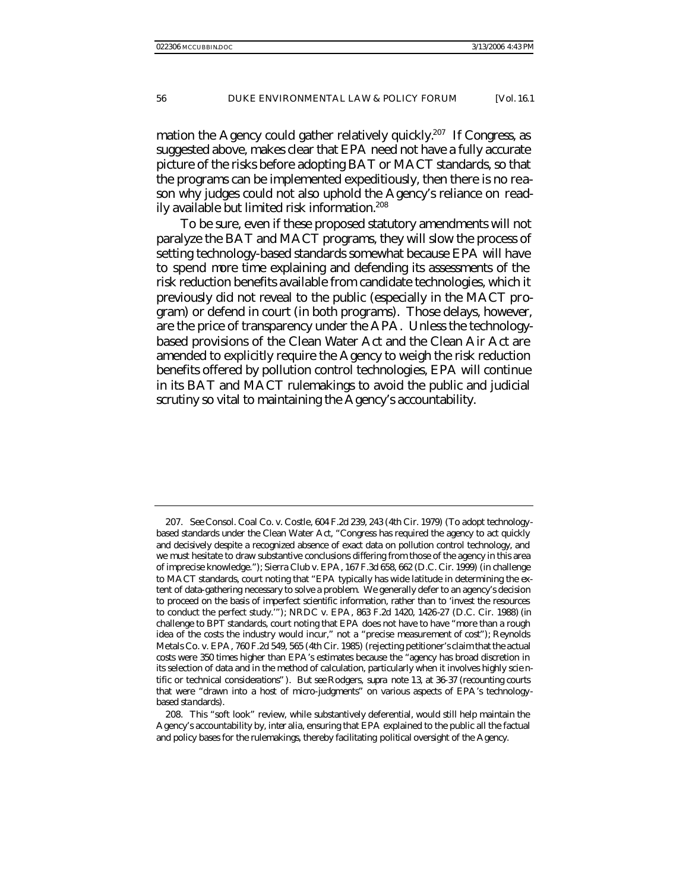mation the Agency could gather relatively quickly.[207] If Congress, as suggested above, makes clear that EPA need not have a fully accurate picture of the risks before adopting BAT or MACT standards, so that the programs can be implemented expeditiously, then there is no reason why judges could not also uphold the Agency's reliance on readily available but limited risk information.[208]

To be sure, even if these proposed statutory amendments will not paralyze the BAT and MACT programs, they will slow the process of setting technology-based standards somewhat because EPA will have to spend more time explaining and defending its assessments of the risk reduction benefits available from candidate technologies, which it previously did not reveal to the public (especially in the MACT program) or defend in court (in both programs). Those delays, however, are the price of transparency under the APA. Unless the technology-based provisions of the Clean Water Act and the Clean Air Act are amended to explicitly require the Agency to weigh the risk reduction benefits offered by pollution control technologies, EPA will continue in its BAT and MACT rulemakings to avoid the public and judicial scrutiny so vital to maintaining the Agency's accountability.

---

207. *See* Consol. Coal Co. v. Costle, 604 F.2d 239, 243 (4th Cir. 1979) (To adopt technology-based standards under the Clean Water Act, "Congress has required the agency to act quickly and decisively despite a recognized absence of exact data on pollution control technology, and we must hesitate to draw substantive conclusions differing from those of the agency in this area of imprecise knowledge."); Sierra Club v. EPA, 167 F.3d 658, 662 (D.C. Cir. 1999) (in challenge to MACT standards, court noting that "EPA typically has wide latitude in determining the extent of data-gathering necessary to solve a problem. We generally defer to an agency's decision to proceed on the basis of imperfect scientific information, rather than to 'invest the resources to conduct the perfect study.'"); NRDC v. EPA, 863 F.2d 1420, 1426-27 (D.C. Cir. 1988) (in challenge to BPT standards, court noting that EPA does not have to have "more than a rough idea of the costs the industry would incur," not a "precise measurement of cost"); Reynolds Metals Co. v. EPA, 760 F.2d 549, 565 (4th Cir. 1985) (rejecting petitioner's claim that the actual costs were 350 times higher than EPA's estimates because the "agency has broad discretion in its selection of data and in the method of calculation, particularly when it involves highly scientific or technical considerations"). *But see* Rodgers, *supra* note 13, at 36-37 (recounting courts that were "drawn into a host of micro-judgments" on various aspects of EPA's technology-based standards).

208. This "soft look" review, while substantively deferential, would still help maintain the Agency's accountability by, *inter alia*, ensuring that EPA explained to the public all the factual and policy bases for the rulemakings, thereby facilitating political oversight of the Agency.